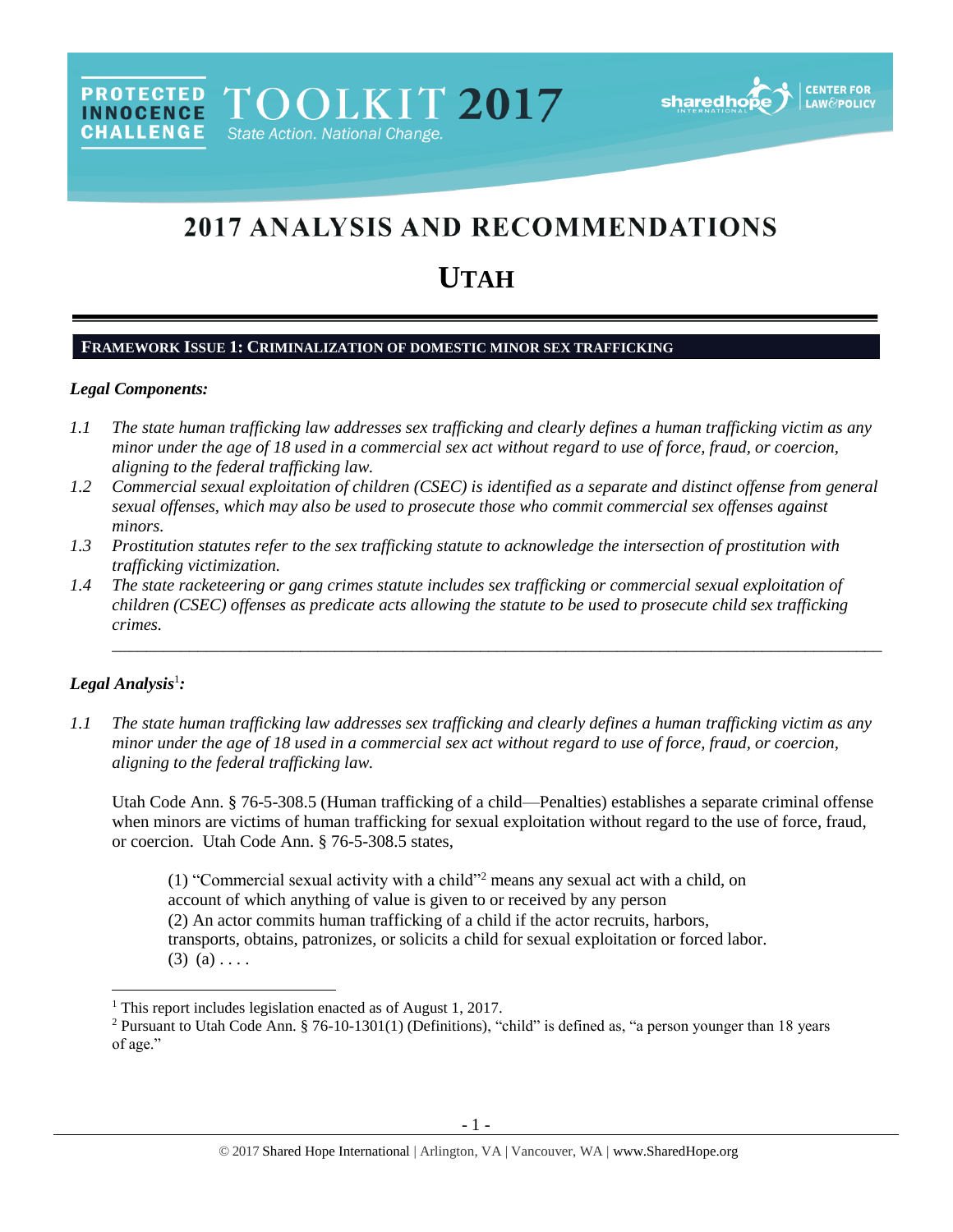# 2017 ANALYSIS AND RECOMMENDATIONS

# UTAH

## FRAMEWORK ISSUE 1: CRIMINALIZATION OF DOMESTIC MINOR SEX TRAFFICKING

### *Legal Components:*

*1.1 The state human trafficking law addresses sex trafficking and clearly defines a human trafficking victim as any minor under the age of 18 used in a commercial sex act without regard to use of force, fraud, or coercion, aligning to the federal trafficking law.*

*1.2 Commercial sexual exploitation of children (CSEC) is identified as a separate and distinct offense from general sexual offenses, which may also be used to prosecute those who commit commercial sex offenses against minors.*

*1.3 Prostitution statutes refer to the sex trafficking statute to acknowledge the intersection of prostitution with trafficking victimization.*

*1.4 The state racketeering or gang crimes statute includes sex trafficking or commercial sexual exploitation of children (CSEC) offenses as predicate acts allowing the statute to be used to prosecute child sex trafficking crimes.*

---

### *Legal Analysis*[1]*:*

*1.1 The state human trafficking law addresses sex trafficking and clearly defines a human trafficking victim as any minor under the age of 18 used in a commercial sex act without regard to use of force, fraud, or coercion, aligning to the federal trafficking law.*

Utah Code Ann. § 76-5-308.5 (Human trafficking of a child—Penalties) establishes a separate criminal offense when minors are victims of human trafficking for sexual exploitation without regard to the use of force, fraud, or coercion. Utah Code Ann. § 76-5-308.5 states,

> (1) "Commercial sexual activity with a child"[2] means any sexual act with a child, on account of which anything of value is given to or received by any person
> (2) An actor commits human trafficking of a child if the actor recruits, harbors, transports, obtains, patronizes, or solicits a child for sexual exploitation or forced labor.
> (3) (a) . . . .

---

[1] This report includes legislation enacted as of August 1, 2017.

[2] Pursuant to Utah Code Ann. § 76-10-1301(1) (Definitions), "child" is defined as, "a person younger than 18 years of age."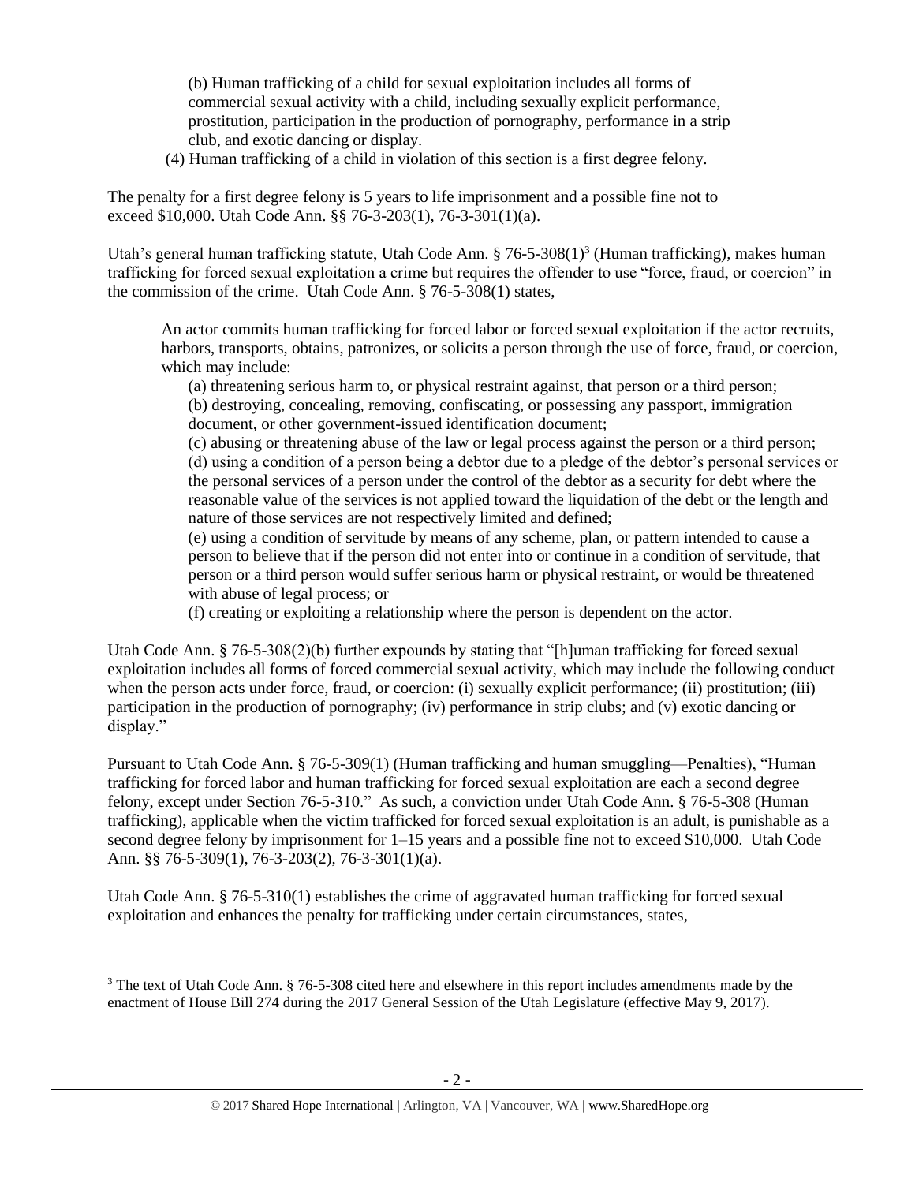> (b) Human trafficking of a child for sexual exploitation includes all forms of commercial sexual activity with a child, including sexually explicit performance, prostitution, participation in the production of pornography, performance in a strip club, and exotic dancing or display.
>
> (4) Human trafficking of a child in violation of this section is a first degree felony.

The penalty for a first degree felony is 5 years to life imprisonment and a possible fine not to exceed $10,000. Utah Code Ann. §§ 76-3-203(1), 76-3-301(1)(a).

Utah's general human trafficking statute, Utah Code Ann. § 76-5-308(1)[3] (Human trafficking), makes human trafficking for forced sexual exploitation a crime but requires the offender to use "force, fraud, or coercion" in the commission of the crime. Utah Code Ann. § 76-5-308(1) states,

> An actor commits human trafficking for forced labor or forced sexual exploitation if the actor recruits, harbors, transports, obtains, patronizes, or solicits a person through the use of force, fraud, or coercion, which may include:
>
> (a) threatening serious harm to, or physical restraint against, that person or a third person;
>
> (b) destroying, concealing, removing, confiscating, or possessing any passport, immigration document, or other government-issued identification document;
>
> (c) abusing or threatening abuse of the law or legal process against the person or a third person;
>
> (d) using a condition of a person being a debtor due to a pledge of the debtor's personal services or the personal services of a person under the control of the debtor as a security for debt where the reasonable value of the services is not applied toward the liquidation of the debt or the length and nature of those services are not respectively limited and defined;
>
> (e) using a condition of servitude by means of any scheme, plan, or pattern intended to cause a person to believe that if the person did not enter into or continue in a condition of servitude, that person or a third person would suffer serious harm or physical restraint, or would be threatened with abuse of legal process; or
>
> (f) creating or exploiting a relationship where the person is dependent on the actor.

Utah Code Ann. § 76-5-308(2)(b) further expounds by stating that "[h]uman trafficking for forced sexual exploitation includes all forms of forced commercial sexual activity, which may include the following conduct when the person acts under force, fraud, or coercion: (i) sexually explicit performance; (ii) prostitution; (iii) participation in the production of pornography; (iv) performance in strip clubs; and (v) exotic dancing or display."

Pursuant to Utah Code Ann. § 76-5-309(1) (Human trafficking and human smuggling—Penalties), "Human trafficking for forced labor and human trafficking for forced sexual exploitation are each a second degree felony, except under Section 76-5-310." As such, a conviction under Utah Code Ann. § 76-5-308 (Human trafficking), applicable when the victim trafficked for forced sexual exploitation is an adult, is punishable as a second degree felony by imprisonment for 1–15 years and a possible fine not to exceed $10,000. Utah Code Ann. §§ 76-5-309(1), 76-3-203(2), 76-3-301(1)(a).

Utah Code Ann. § 76-5-310(1) establishes the crime of aggravated human trafficking for forced sexual exploitation and enhances the penalty for trafficking under certain circumstances, states,

---

[3] The text of Utah Code Ann. § 76-5-308 cited here and elsewhere in this report includes amendments made by the enactment of House Bill 274 during the 2017 General Session of the Utah Legislature (effective May 9, 2017).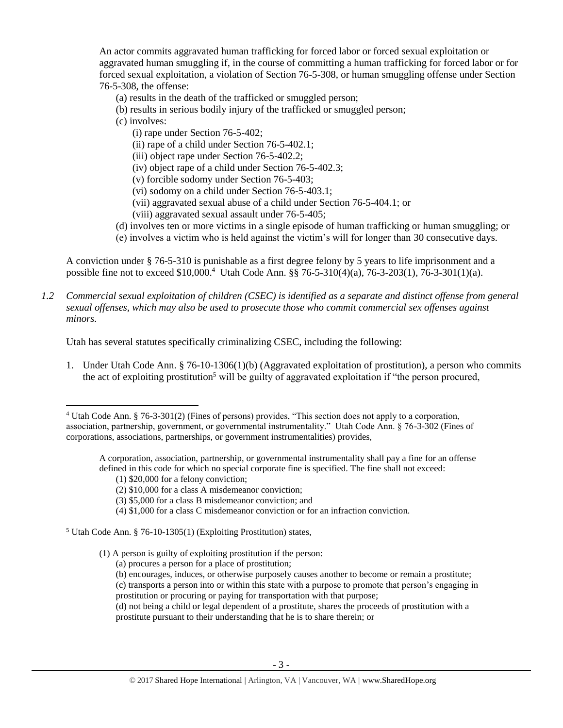An actor commits aggravated human trafficking for forced labor or forced sexual exploitation or aggravated human smuggling if, in the course of committing a human trafficking for forced labor or for forced sexual exploitation, a violation of Section 76-5-308, or human smuggling offense under Section 76-5-308, the offense:

(a) results in the death of the trafficked or smuggled person;
(b) results in serious bodily injury of the trafficked or smuggled person;
(c) involves:
 (i) rape under Section 76-5-402;
 (ii) rape of a child under Section 76-5-402.1;
 (iii) object rape under Section 76-5-402.2;
 (iv) object rape of a child under Section 76-5-402.3;
 (v) forcible sodomy under Section 76-5-403;
 (vi) sodomy on a child under Section 76-5-403.1;
 (vii) aggravated sexual abuse of a child under Section 76-5-404.1; or
 (viii) aggravated sexual assault under 76-5-405;
(d) involves ten or more victims in a single episode of human trafficking or human smuggling; or
(e) involves a victim who is held against the victim's will for longer than 30 consecutive days.

A conviction under § 76-5-310 is punishable as a first degree felony by 5 years to life imprisonment and a possible fine not to exceed $10,000.[4] Utah Code Ann. §§ 76-5-310(4)(a), 76-3-203(1), 76-3-301(1)(a).

*1.2 Commercial sexual exploitation of children (CSEC) is identified as a separate and distinct offense from general sexual offenses, which may also be used to prosecute those who commit commercial sex offenses against minors.*

Utah has several statutes specifically criminalizing CSEC, including the following:

1. Under Utah Code Ann. § 76-10-1306(1)(b) (Aggravated exploitation of prostitution), a person who commits the act of exploiting prostitution[5] will be guilty of aggravated exploitation if "the person procured,

---

[4] Utah Code Ann. § 76-3-301(2) (Fines of persons) provides, "This section does not apply to a corporation, association, partnership, government, or governmental instrumentality." Utah Code Ann. § 76-3-302 (Fines of corporations, associations, partnerships, or government instrumentalities) provides,

> A corporation, association, partnership, or governmental instrumentality shall pay a fine for an offense defined in this code for which no special corporate fine is specified. The fine shall not exceed:
> (1) $20,000 for a felony conviction;
> (2) $10,000 for a class A misdemeanor conviction;
> (3) $5,000 for a class B misdemeanor conviction; and
> (4) $1,000 for a class C misdemeanor conviction or for an infraction conviction.

[5] Utah Code Ann. § 76-10-1305(1) (Exploiting Prostitution) states,

> (1) A person is guilty of exploiting prostitution if the person:
> (a) procures a person for a place of prostitution;
> (b) encourages, induces, or otherwise purposely causes another to become or remain a prostitute;
> (c) transports a person into or within this state with a purpose to promote that person's engaging in prostitution or procuring or paying for transportation with that purpose;
> (d) not being a child or legal dependent of a prostitute, shares the proceeds of prostitution with a prostitute pursuant to their understanding that he is to share therein; or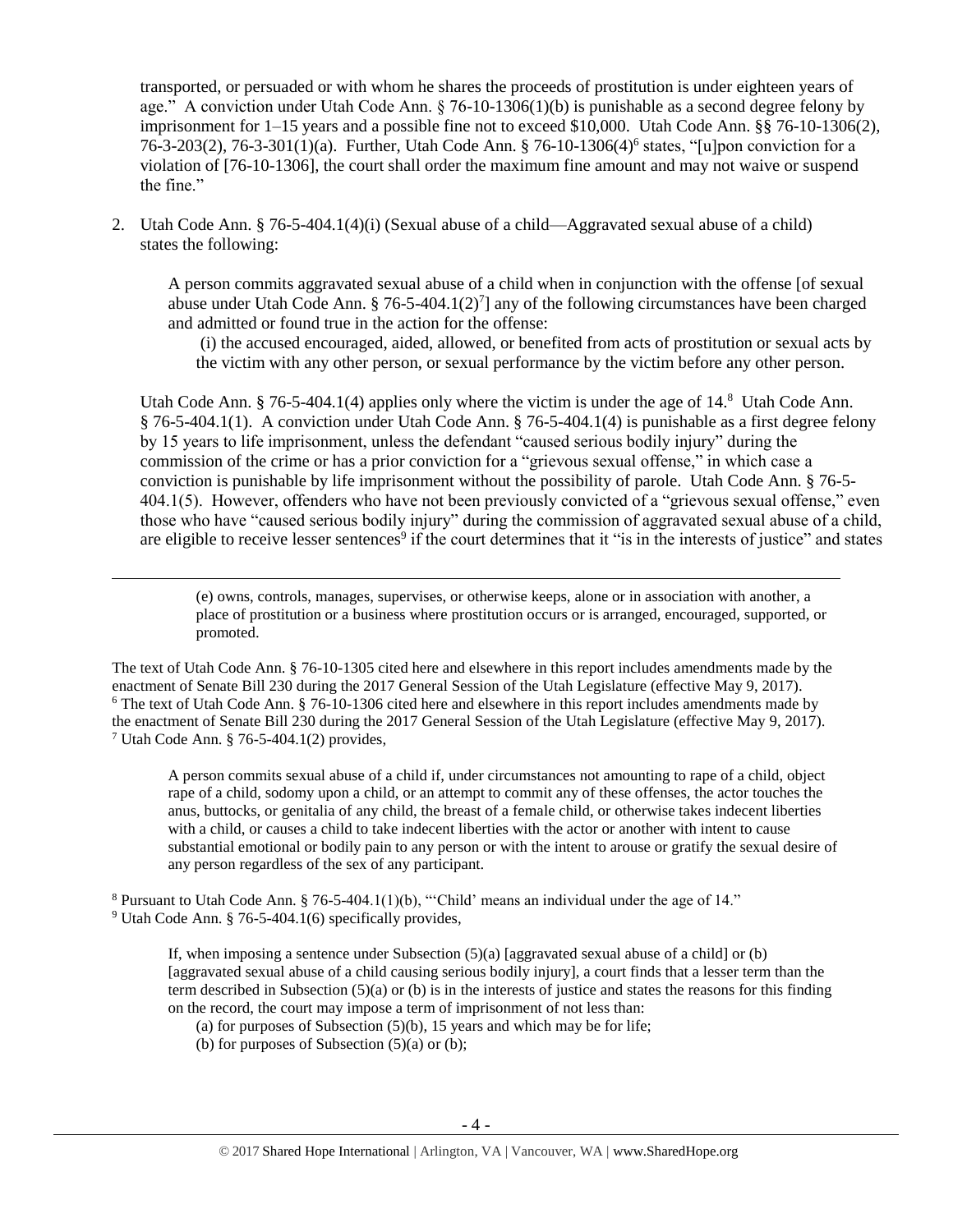transported, or persuaded or with whom he shares the proceeds of prostitution is under eighteen years of age." A conviction under Utah Code Ann. § 76-10-1306(1)(b) is punishable as a second degree felony by imprisonment for 1–15 years and a possible fine not to exceed $10,000. Utah Code Ann. §§ 76-10-1306(2), 76-3-203(2), 76-3-301(1)(a). Further, Utah Code Ann. § 76-10-1306(4)[6] states, "[u]pon conviction for a violation of [76-10-1306], the court shall order the maximum fine amount and may not waive or suspend the fine."

2. Utah Code Ann. § 76-5-404.1(4)(i) (Sexual abuse of a child—Aggravated sexual abuse of a child) states the following:

   A person commits aggravated sexual abuse of a child when in conjunction with the offense [of sexual abuse under Utah Code Ann. § 76-5-404.1(2)[7]] any of the following circumstances have been charged and admitted or found true in the action for the offense:

   (i) the accused encouraged, aided, allowed, or benefited from acts of prostitution or sexual acts by the victim with any other person, or sexual performance by the victim before any other person.

   Utah Code Ann. § 76-5-404.1(4) applies only where the victim is under the age of 14.[8] Utah Code Ann. § 76-5-404.1(1). A conviction under Utah Code Ann. § 76-5-404.1(4) is punishable as a first degree felony by 15 years to life imprisonment, unless the defendant "caused serious bodily injury" during the commission of the crime or has a prior conviction for a "grievous sexual offense," in which case a conviction is punishable by life imprisonment without the possibility of parole. Utah Code Ann. § 76-5-404.1(5). However, offenders who have not been previously convicted of a "grievous sexual offense," even those who have "caused serious bodily injury" during the commission of aggravated sexual abuse of a child, are eligible to receive lesser sentences[9] if the court determines that it "is in the interests of justice" and states

---

(e) owns, controls, manages, supervises, or otherwise keeps, alone or in association with another, a place of prostitution or a business where prostitution occurs or is arranged, encouraged, supported, or promoted.

The text of Utah Code Ann. § 76-10-1305 cited here and elsewhere in this report includes amendments made by the enactment of Senate Bill 230 during the 2017 General Session of the Utah Legislature (effective May 9, 2017).

[6] The text of Utah Code Ann. § 76-10-1306 cited here and elsewhere in this report includes amendments made by the enactment of Senate Bill 230 during the 2017 General Session of the Utah Legislature (effective May 9, 2017).

[7] Utah Code Ann. § 76-5-404.1(2) provides,

> A person commits sexual abuse of a child if, under circumstances not amounting to rape of a child, object rape of a child, sodomy upon a child, or an attempt to commit any of these offenses, the actor touches the anus, buttocks, or genitalia of any child, the breast of a female child, or otherwise takes indecent liberties with a child, or causes a child to take indecent liberties with the actor or another with intent to cause substantial emotional or bodily pain to any person or with the intent to arouse or gratify the sexual desire of any person regardless of the sex of any participant.

[8] Pursuant to Utah Code Ann. § 76-5-404.1(1)(b), "'Child' means an individual under the age of 14."

[9] Utah Code Ann. § 76-5-404.1(6) specifically provides,

> If, when imposing a sentence under Subsection (5)(a) [aggravated sexual abuse of a child] or (b) [aggravated sexual abuse of a child causing serious bodily injury], a court finds that a lesser term than the term described in Subsection (5)(a) or (b) is in the interests of justice and states the reasons for this finding on the record, the court may impose a term of imprisonment of not less than:
>
> (a) for purposes of Subsection (5)(b), 15 years and which may be for life;
>
> (b) for purposes of Subsection (5)(a) or (b);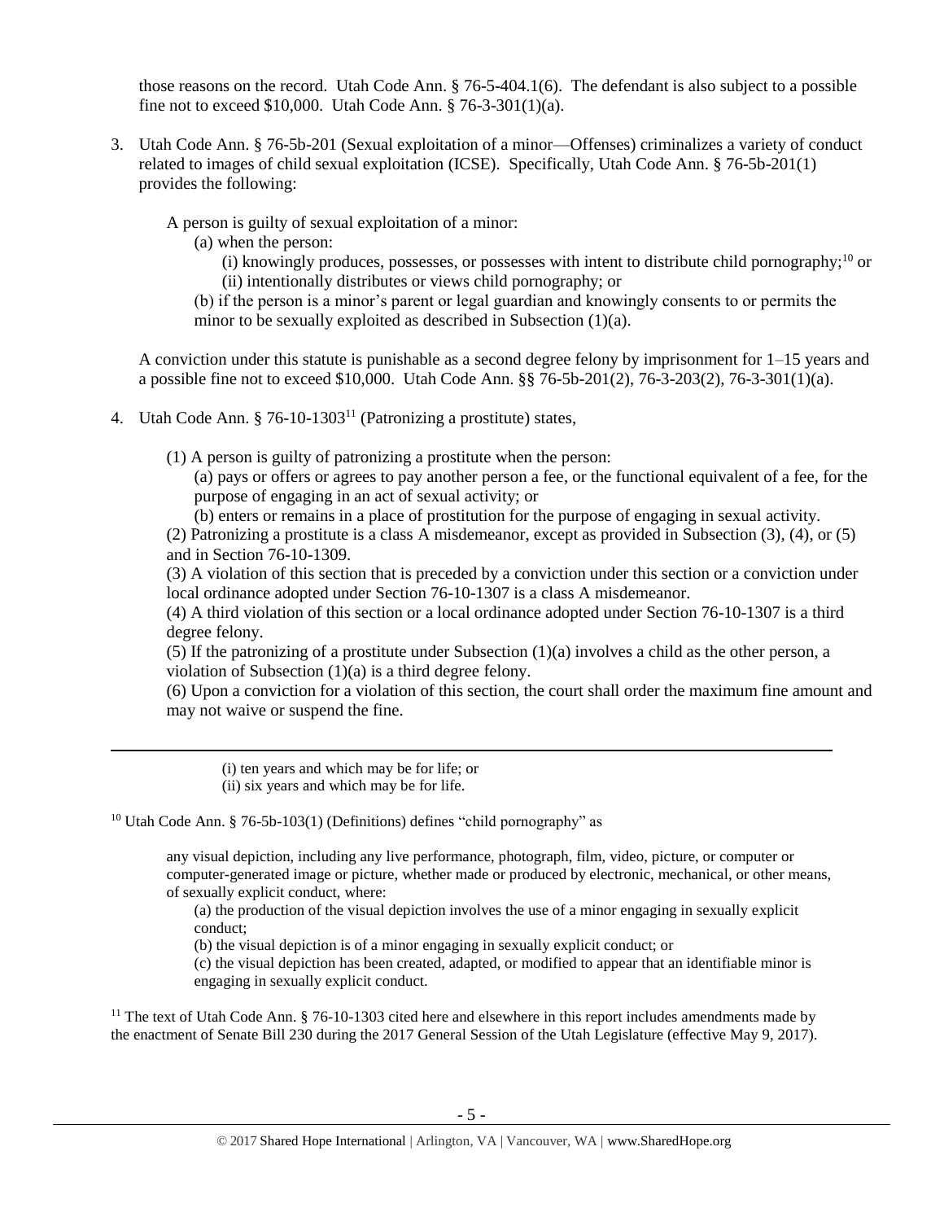those reasons on the record. Utah Code Ann. § 76-5-404.1(6). The defendant is also subject to a possible fine not to exceed $10,000. Utah Code Ann. § 76-3-301(1)(a).

3. Utah Code Ann. § 76-5b-201 (Sexual exploitation of a minor—Offenses) criminalizes a variety of conduct related to images of child sexual exploitation (ICSE). Specifically, Utah Code Ann. § 76-5b-201(1) provides the following:

   A person is guilty of sexual exploitation of a minor:
   
   (a) when the person:
   
   (i) knowingly produces, possesses, or possesses with intent to distribute child pornography;[10] or
   
   (ii) intentionally distributes or views child pornography; or
   
   (b) if the person is a minor's parent or legal guardian and knowingly consents to or permits the minor to be sexually exploited as described in Subsection (1)(a).

   A conviction under this statute is punishable as a second degree felony by imprisonment for 1–15 years and a possible fine not to exceed $10,000. Utah Code Ann. §§ 76-5b-201(2), 76-3-203(2), 76-3-301(1)(a).

4. Utah Code Ann. § 76-10-1303[11] (Patronizing a prostitute) states,

   (1) A person is guilty of patronizing a prostitute when the person:
   
   (a) pays or offers or agrees to pay another person a fee, or the functional equivalent of a fee, for the purpose of engaging in an act of sexual activity; or
   
   (b) enters or remains in a place of prostitution for the purpose of engaging in sexual activity.
   
   (2) Patronizing a prostitute is a class A misdemeanor, except as provided in Subsection (3), (4), or (5) and in Section 76-10-1309.
   
   (3) A violation of this section that is preceded by a conviction under this section or a conviction under local ordinance adopted under Section 76-10-1307 is a class A misdemeanor.
   
   (4) A third violation of this section or a local ordinance adopted under Section 76-10-1307 is a third degree felony.
   
   (5) If the patronizing of a prostitute under Subsection (1)(a) involves a child as the other person, a violation of Subsection (1)(a) is a third degree felony.
   
   (6) Upon a conviction for a violation of this section, the court shall order the maximum fine amount and may not waive or suspend the fine.

---

(i) ten years and which may be for life; or
(ii) six years and which may be for life.

[10] Utah Code Ann. § 76-5b-103(1) (Definitions) defines "child pornography" as

any visual depiction, including any live performance, photograph, film, video, picture, or computer or computer-generated image or picture, whether made or produced by electronic, mechanical, or other means, of sexually explicit conduct, where:

(a) the production of the visual depiction involves the use of a minor engaging in sexually explicit conduct;

(b) the visual depiction is of a minor engaging in sexually explicit conduct; or

(c) the visual depiction has been created, adapted, or modified to appear that an identifiable minor is engaging in sexually explicit conduct.

[11] The text of Utah Code Ann. § 76-10-1303 cited here and elsewhere in this report includes amendments made by the enactment of Senate Bill 230 during the 2017 General Session of the Utah Legislature (effective May 9, 2017).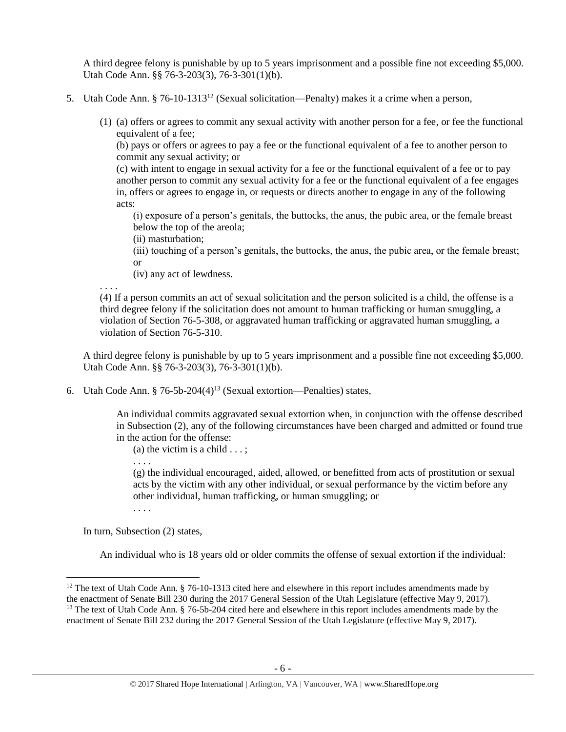A third degree felony is punishable by up to 5 years imprisonment and a possible fine not exceeding $5,000. Utah Code Ann. §§ 76-3-203(3), 76-3-301(1)(b).

5. Utah Code Ann. § 76-10-1313[12] (Sexual solicitation—Penalty) makes it a crime when a person,

   (1) (a) offers or agrees to commit any sexual activity with another person for a fee, or fee the functional equivalent of a fee;
   (b) pays or offers or agrees to pay a fee or the functional equivalent of a fee to another person to commit any sexual activity; or
   (c) with intent to engage in sexual activity for a fee or the functional equivalent of a fee or to pay another person to commit any sexual activity for a fee or the functional equivalent of a fee engages in, offers or agrees to engage in, or requests or directs another to engage in any of the following acts:
      (i) exposure of a person's genitals, the buttocks, the anus, the pubic area, or the female breast below the top of the areola;
      (ii) masturbation;
      (iii) touching of a person's genitals, the buttocks, the anus, the pubic area, or the female breast; or
      (iv) any act of lewdness.

   . . . .
   (4) If a person commits an act of sexual solicitation and the person solicited is a child, the offense is a third degree felony if the solicitation does not amount to human trafficking or human smuggling, a violation of Section 76-5-308, or aggravated human trafficking or aggravated human smuggling, a violation of Section 76-5-310.

   A third degree felony is punishable by up to 5 years imprisonment and a possible fine not exceeding $5,000. Utah Code Ann. §§ 76-3-203(3), 76-3-301(1)(b).

6. Utah Code Ann. § 76-5b-204(4)[13] (Sexual extortion—Penalties) states,

   > An individual commits aggravated sexual extortion when, in conjunction with the offense described in Subsection (2), any of the following circumstances have been charged and admitted or found true in the action for the offense:
   > (a) the victim is a child . . . ;
   > . . . .
   > (g) the individual encouraged, aided, allowed, or benefitted from acts of prostitution or sexual acts by the victim with any other individual, or sexual performance by the victim before any other individual, human trafficking, or human smuggling; or
   > . . . .

   In turn, Subsection (2) states,

   > An individual who is 18 years old or older commits the offense of sexual extortion if the individual:

---

[12] The text of Utah Code Ann. § 76-10-1313 cited here and elsewhere in this report includes amendments made by the enactment of Senate Bill 230 during the 2017 General Session of the Utah Legislature (effective May 9, 2017).

[13] The text of Utah Code Ann. § 76-5b-204 cited here and elsewhere in this report includes amendments made by the enactment of Senate Bill 232 during the 2017 General Session of the Utah Legislature (effective May 9, 2017).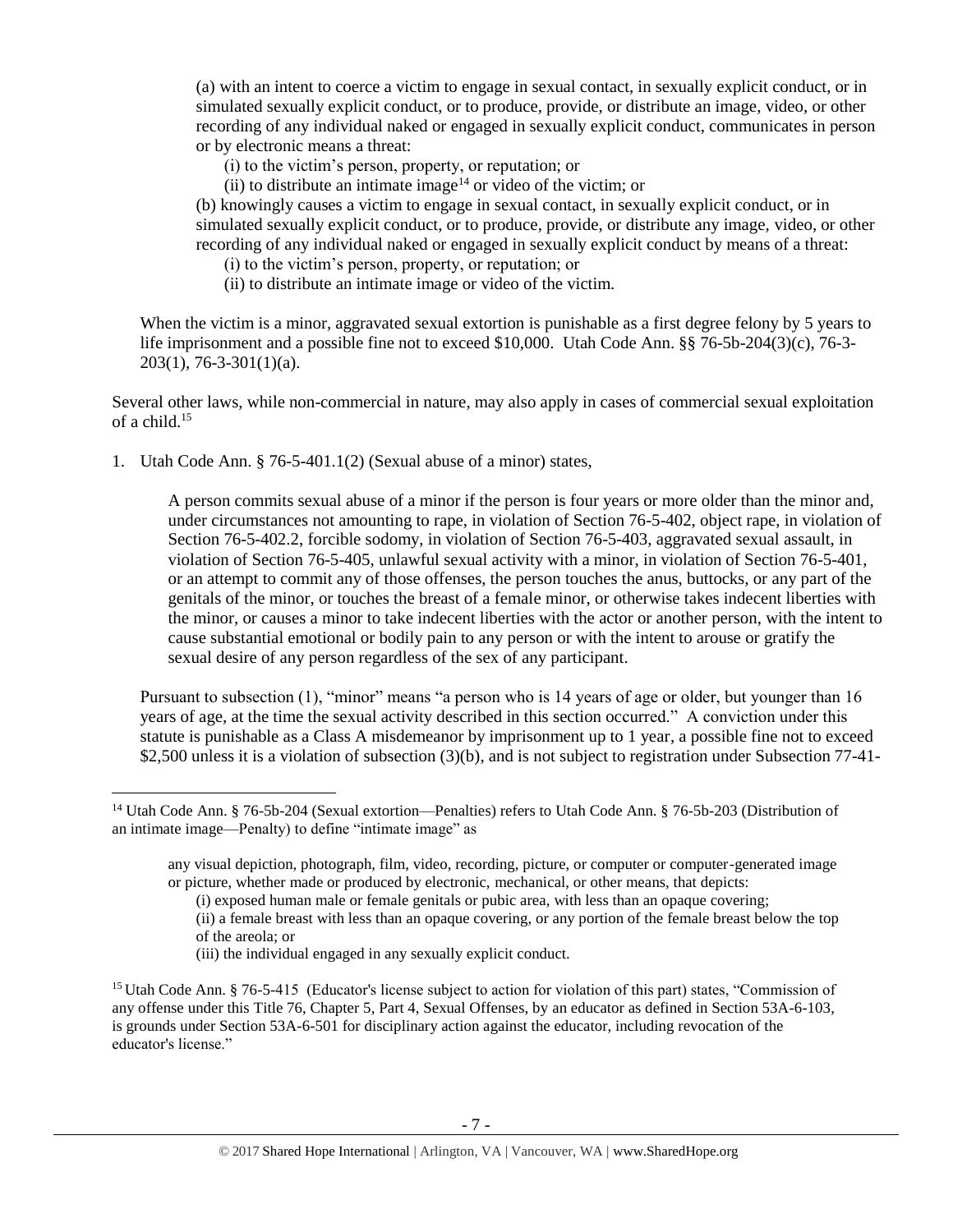(a) with an intent to coerce a victim to engage in sexual contact, in sexually explicit conduct, or in simulated sexually explicit conduct, or to produce, provide, or distribute an image, video, or other recording of any individual naked or engaged in sexually explicit conduct, communicates in person or by electronic means a threat:

(i) to the victim's person, property, or reputation; or

(ii) to distribute an intimate image[14] or video of the victim; or

(b) knowingly causes a victim to engage in sexual contact, in sexually explicit conduct, or in simulated sexually explicit conduct, or to produce, provide, or distribute any image, video, or other recording of any individual naked or engaged in sexually explicit conduct by means of a threat:

(i) to the victim's person, property, or reputation; or

(ii) to distribute an intimate image or video of the victim.

When the victim is a minor, aggravated sexual extortion is punishable as a first degree felony by 5 years to life imprisonment and a possible fine not to exceed $10,000. Utah Code Ann. §§ 76-5b-204(3)(c), 76-3-203(1), 76-3-301(1)(a).

Several other laws, while non-commercial in nature, may also apply in cases of commercial sexual exploitation of a child.[15]

1. Utah Code Ann. § 76-5-401.1(2) (Sexual abuse of a minor) states,

    A person commits sexual abuse of a minor if the person is four years or more older than the minor and, under circumstances not amounting to rape, in violation of Section 76-5-402, object rape, in violation of Section 76-5-402.2, forcible sodomy, in violation of Section 76-5-403, aggravated sexual assault, in violation of Section 76-5-405, unlawful sexual activity with a minor, in violation of Section 76-5-401, or an attempt to commit any of those offenses, the person touches the anus, buttocks, or any part of the genitals of the minor, or touches the breast of a female minor, or otherwise takes indecent liberties with the minor, or causes a minor to take indecent liberties with the actor or another person, with the intent to cause substantial emotional or bodily pain to any person or with the intent to arouse or gratify the sexual desire of any person regardless of the sex of any participant.

    Pursuant to subsection (1), "minor" means "a person who is 14 years of age or older, but younger than 16 years of age, at the time the sexual activity described in this section occurred." A conviction under this statute is punishable as a Class A misdemeanor by imprisonment up to 1 year, a possible fine not to exceed $2,500 unless it is a violation of subsection (3)(b), and is not subject to registration under Subsection 77-41-

---

[14] Utah Code Ann. § 76-5b-204 (Sexual extortion—Penalties) refers to Utah Code Ann. § 76-5b-203 (Distribution of an intimate image—Penalty) to define "intimate image" as

> any visual depiction, photograph, film, video, recording, picture, or computer or computer-generated image or picture, whether made or produced by electronic, mechanical, or other means, that depicts:
>
> (i) exposed human male or female genitals or pubic area, with less than an opaque covering;
>
> (ii) a female breast with less than an opaque covering, or any portion of the female breast below the top of the areola; or
>
> (iii) the individual engaged in any sexually explicit conduct.

[15] Utah Code Ann. § 76-5-415 (Educator's license subject to action for violation of this part) states, "Commission of any offense under this Title 76, Chapter 5, Part 4, Sexual Offenses, by an educator as defined in Section 53A-6-103, is grounds under Section 53A-6-501 for disciplinary action against the educator, including revocation of the educator's license."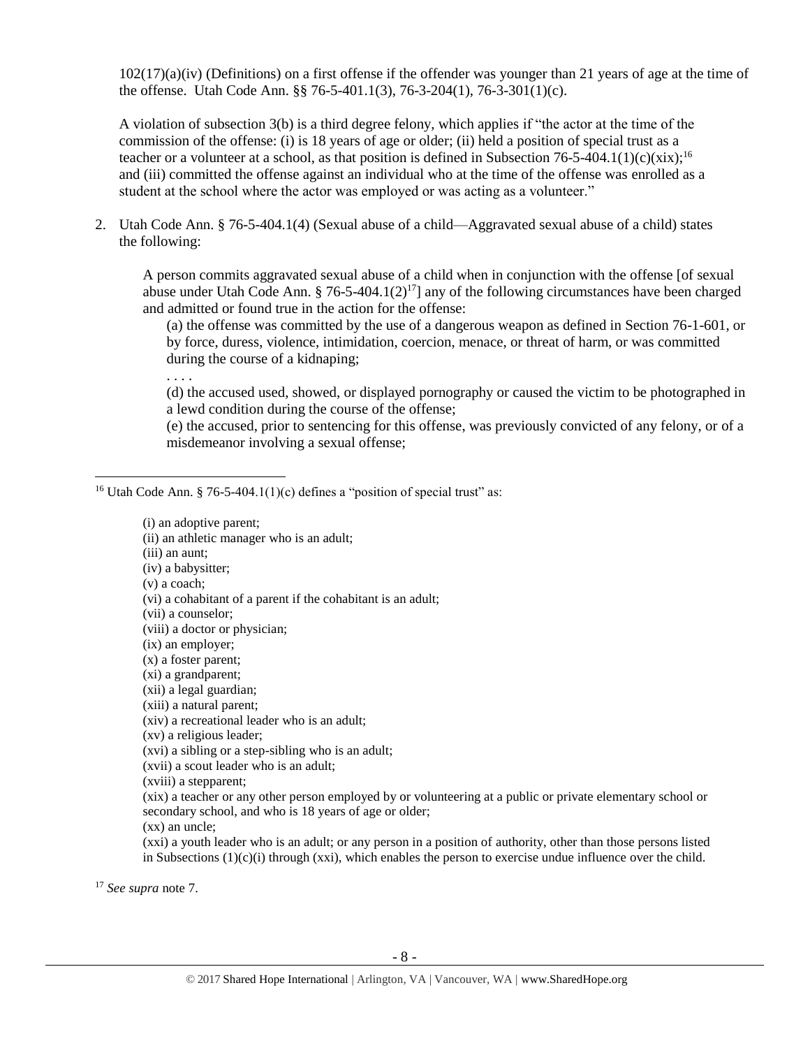102(17)(a)(iv) (Definitions) on a first offense if the offender was younger than 21 years of age at the time of the offense. Utah Code Ann. §§ 76-5-401.1(3), 76-3-204(1), 76-3-301(1)(c).

A violation of subsection 3(b) is a third degree felony, which applies if "the actor at the time of the commission of the offense: (i) is 18 years of age or older; (ii) held a position of special trust as a teacher or a volunteer at a school, as that position is defined in Subsection 76-5-404.1(1)(c)(xix);[16] and (iii) committed the offense against an individual who at the time of the offense was enrolled as a student at the school where the actor was employed or was acting as a volunteer."

2. Utah Code Ann. § 76-5-404.1(4) (Sexual abuse of a child—Aggravated sexual abuse of a child) states the following:

   A person commits aggravated sexual abuse of a child when in conjunction with the offense [of sexual abuse under Utah Code Ann. § 76-5-404.1(2)[17]] any of the following circumstances have been charged and admitted or found true in the action for the offense:

   (a) the offense was committed by the use of a dangerous weapon as defined in Section 76-1-601, or by force, duress, violence, intimidation, coercion, menace, or threat of harm, or was committed during the course of a kidnaping;

   . . . .

   (d) the accused used, showed, or displayed pornography or caused the victim to be photographed in a lewd condition during the course of the offense;

   (e) the accused, prior to sentencing for this offense, was previously convicted of any felony, or of a misdemeanor involving a sexual offense;

---

[16] Utah Code Ann. § 76-5-404.1(1)(c) defines a "position of special trust" as:

(i) an adoptive parent;
(ii) an athletic manager who is an adult;
(iii) an aunt;
(iv) a babysitter;
(v) a coach;
(vi) a cohabitant of a parent if the cohabitant is an adult;
(vii) a counselor;
(viii) a doctor or physician;
(ix) an employer;
(x) a foster parent;
(xi) a grandparent;
(xii) a legal guardian;
(xiii) a natural parent;
(xiv) a recreational leader who is an adult;
(xv) a religious leader;
(xvi) a sibling or a step-sibling who is an adult;
(xvii) a scout leader who is an adult;
(xviii) a stepparent;
(xix) a teacher or any other person employed by or volunteering at a public or private elementary school or secondary school, and who is 18 years of age or older;
(xx) an uncle;
(xxi) a youth leader who is an adult; or any person in a position of authority, other than those persons listed in Subsections (1)(c)(i) through (xxi), which enables the person to exercise undue influence over the child.

[17] *See supra* note 7.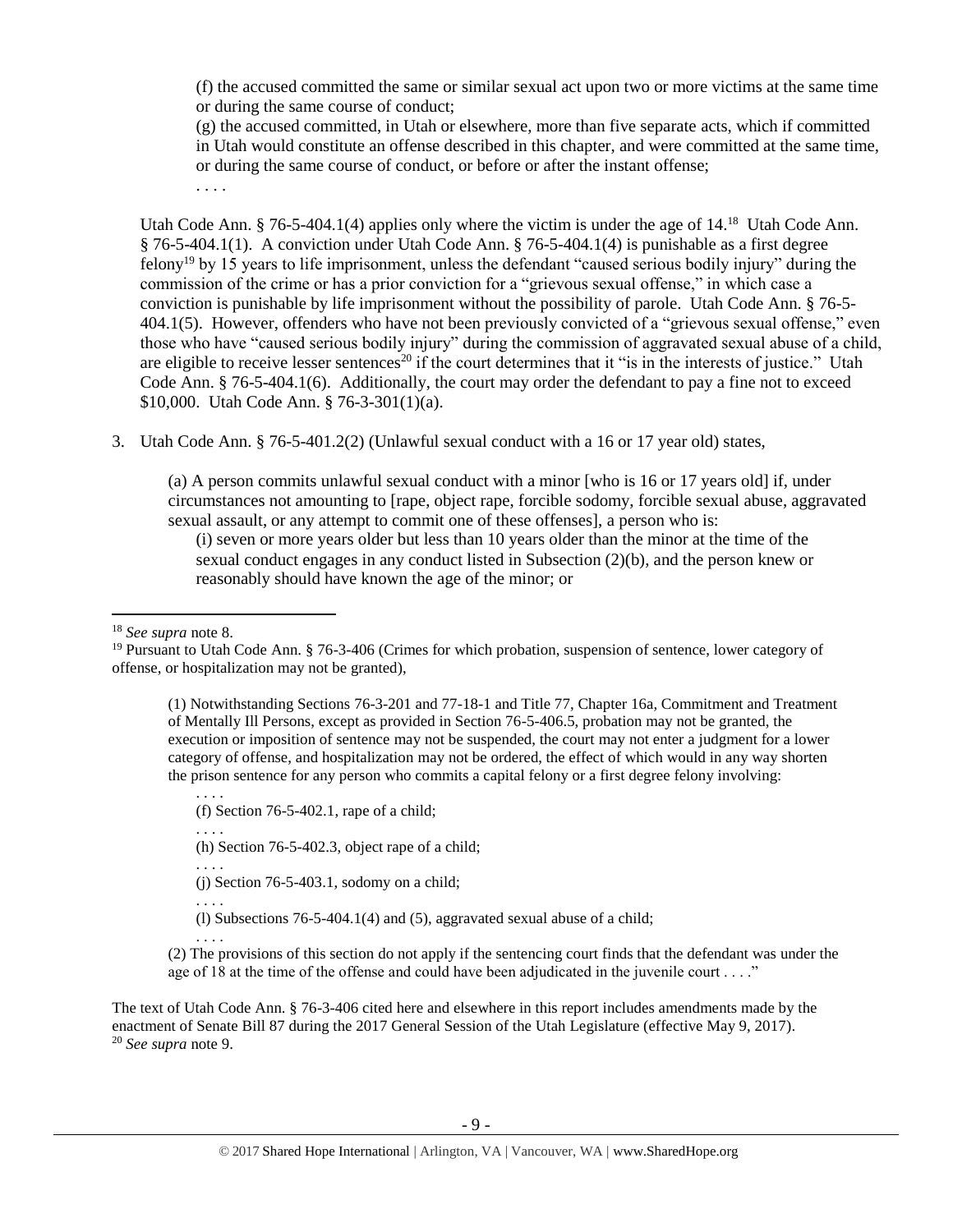> (f) the accused committed the same or similar sexual act upon two or more victims at the same time or during the same course of conduct;
>
> (g) the accused committed, in Utah or elsewhere, more than five separate acts, which if committed in Utah would constitute an offense described in this chapter, and were committed at the same time, or during the same course of conduct, or before or after the instant offense;
>
> . . . .

Utah Code Ann. § 76-5-404.1(4) applies only where the victim is under the age of 14.[18] Utah Code Ann. § 76-5-404.1(1). A conviction under Utah Code Ann. § 76-5-404.1(4) is punishable as a first degree felony[19] by 15 years to life imprisonment, unless the defendant "caused serious bodily injury" during the commission of the crime or has a prior conviction for a "grievous sexual offense," in which case a conviction is punishable by life imprisonment without the possibility of parole. Utah Code Ann. § 76-5-404.1(5). However, offenders who have not been previously convicted of a "grievous sexual offense," even those who have "caused serious bodily injury" during the commission of aggravated sexual abuse of a child, are eligible to receive lesser sentences[20] if the court determines that it "is in the interests of justice." Utah Code Ann. § 76-5-404.1(6). Additionally, the court may order the defendant to pay a fine not to exceed $10,000. Utah Code Ann. § 76-3-301(1)(a).

3. Utah Code Ann. § 76-5-401.2(2) (Unlawful sexual conduct with a 16 or 17 year old) states,

> (a) A person commits unlawful sexual conduct with a minor [who is 16 or 17 years old] if, under circumstances not amounting to [rape, object rape, forcible sodomy, forcible sexual abuse, aggravated sexual assault, or any attempt to commit one of these offenses], a person who is:
>
> (i) seven or more years older but less than 10 years older than the minor at the time of the sexual conduct engages in any conduct listed in Subsection (2)(b), and the person knew or reasonably should have known the age of the minor; or

---

[18] *See supra* note 8.

[19] Pursuant to Utah Code Ann. § 76-3-406 (Crimes for which probation, suspension of sentence, lower category of offense, or hospitalization may not be granted),

> (1) Notwithstanding Sections 76-3-201 and 77-18-1 and Title 77, Chapter 16a, Commitment and Treatment of Mentally Ill Persons, except as provided in Section 76-5-406.5, probation may not be granted, the execution or imposition of sentence may not be suspended, the court may not enter a judgment for a lower category of offense, and hospitalization may not be ordered, the effect of which would in any way shorten the prison sentence for any person who commits a capital felony or a first degree felony involving:
>
> . . . .
>
> (f) Section 76-5-402.1, rape of a child;
>
> . . . .
>
> (h) Section 76-5-402.3, object rape of a child;
>
> . . . .
>
> (j) Section 76-5-403.1, sodomy on a child;
>
> . . . .
>
> (l) Subsections 76-5-404.1(4) and (5), aggravated sexual abuse of a child;
>
> . . . .
>
> (2) The provisions of this section do not apply if the sentencing court finds that the defendant was under the age of 18 at the time of the offense and could have been adjudicated in the juvenile court . . . ."

The text of Utah Code Ann. § 76-3-406 cited here and elsewhere in this report includes amendments made by the enactment of Senate Bill 87 during the 2017 General Session of the Utah Legislature (effective May 9, 2017).

[20] *See supra* note 9.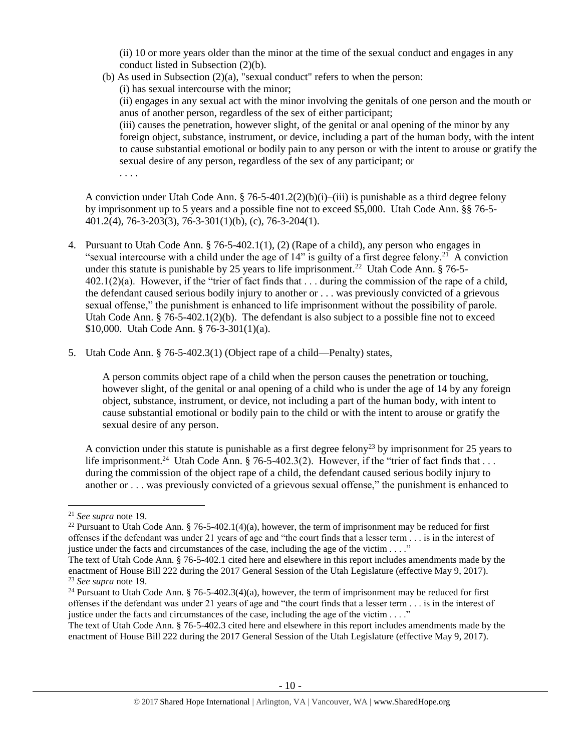(ii) 10 or more years older than the minor at the time of the sexual conduct and engages in any conduct listed in Subsection (2)(b).

(b) As used in Subsection (2)(a), "sexual conduct" refers to when the person:

(i) has sexual intercourse with the minor;

(ii) engages in any sexual act with the minor involving the genitals of one person and the mouth or anus of another person, regardless of the sex of either participant;

(iii) causes the penetration, however slight, of the genital or anal opening of the minor by any foreign object, substance, instrument, or device, including a part of the human body, with the intent to cause substantial emotional or bodily pain to any person or with the intent to arouse or gratify the sexual desire of any person, regardless of the sex of any participant; or

. . . .

A conviction under Utah Code Ann. § 76-5-401.2(2)(b)(i)–(iii) is punishable as a third degree felony by imprisonment up to 5 years and a possible fine not to exceed $5,000. Utah Code Ann. §§ 76-5-401.2(4), 76-3-203(3), 76-3-301(1)(b), (c), 76-3-204(1).

4. Pursuant to Utah Code Ann. § 76-5-402.1(1), (2) (Rape of a child), any person who engages in "sexual intercourse with a child under the age of 14" is guilty of a first degree felony.[21] A conviction under this statute is punishable by 25 years to life imprisonment.[22] Utah Code Ann. § 76-5-402.1(2)(a). However, if the "trier of fact finds that . . . during the commission of the rape of a child, the defendant caused serious bodily injury to another or . . . was previously convicted of a grievous sexual offense," the punishment is enhanced to life imprisonment without the possibility of parole. Utah Code Ann. § 76-5-402.1(2)(b). The defendant is also subject to a possible fine not to exceed $10,000. Utah Code Ann. § 76-3-301(1)(a).

5. Utah Code Ann. § 76-5-402.3(1) (Object rape of a child—Penalty) states,

   A person commits object rape of a child when the person causes the penetration or touching, however slight, of the genital or anal opening of a child who is under the age of 14 by any foreign object, substance, instrument, or device, not including a part of the human body, with intent to cause substantial emotional or bodily pain to the child or with the intent to arouse or gratify the sexual desire of any person.

   A conviction under this statute is punishable as a first degree felony[23] by imprisonment for 25 years to life imprisonment.[24] Utah Code Ann. § 76-5-402.3(2). However, if the "trier of fact finds that . . . during the commission of the object rape of a child, the defendant caused serious bodily injury to another or . . . was previously convicted of a grievous sexual offense," the punishment is enhanced to

---

[21] *See supra* note 19.

[22] Pursuant to Utah Code Ann. § 76-5-402.1(4)(a), however, the term of imprisonment may be reduced for first offenses if the defendant was under 21 years of age and "the court finds that a lesser term . . . is in the interest of justice under the facts and circumstances of the case, including the age of the victim . . . ."
The text of Utah Code Ann. § 76-5-402.1 cited here and elsewhere in this report includes amendments made by the enactment of House Bill 222 during the 2017 General Session of the Utah Legislature (effective May 9, 2017).

[23] *See supra* note 19.

[24] Pursuant to Utah Code Ann. § 76-5-402.3(4)(a), however, the term of imprisonment may be reduced for first offenses if the defendant was under 21 years of age and "the court finds that a lesser term . . . is in the interest of justice under the facts and circumstances of the case, including the age of the victim . . . ."
The text of Utah Code Ann. § 76-5-402.3 cited here and elsewhere in this report includes amendments made by the enactment of House Bill 222 during the 2017 General Session of the Utah Legislature (effective May 9, 2017).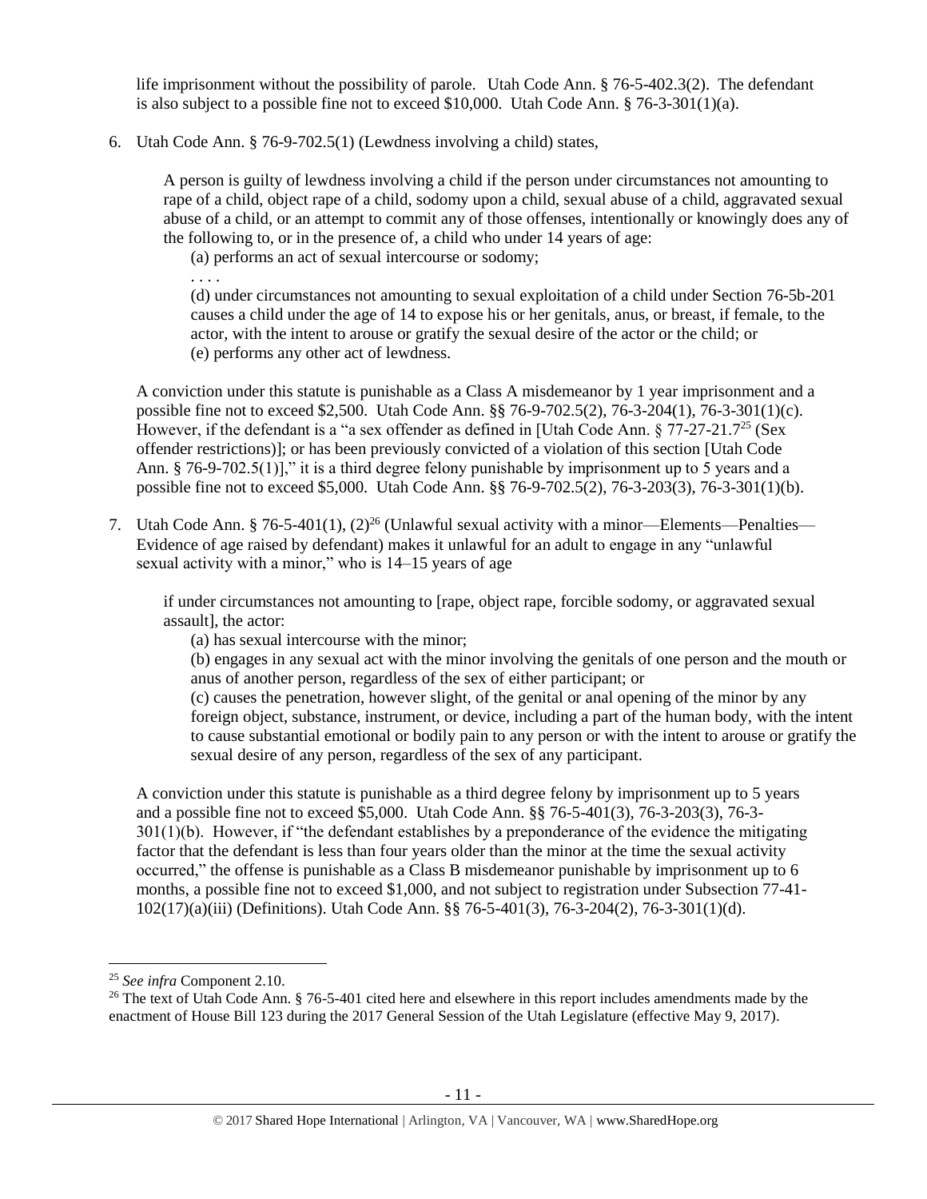life imprisonment without the possibility of parole. Utah Code Ann. § 76-5-402.3(2). The defendant is also subject to a possible fine not to exceed $10,000. Utah Code Ann. § 76-3-301(1)(a).

6. Utah Code Ann. § 76-9-702.5(1) (Lewdness involving a child) states,

> A person is guilty of lewdness involving a child if the person under circumstances not amounting to rape of a child, object rape of a child, sodomy upon a child, sexual abuse of a child, aggravated sexual abuse of a child, or an attempt to commit any of those offenses, intentionally or knowingly does any of the following to, or in the presence of, a child who under 14 years of age:
>
> (a) performs an act of sexual intercourse or sodomy;
>
> . . . .
>
> (d) under circumstances not amounting to sexual exploitation of a child under Section 76-5b-201 causes a child under the age of 14 to expose his or her genitals, anus, or breast, if female, to the actor, with the intent to arouse or gratify the sexual desire of the actor or the child; or
>
> (e) performs any other act of lewdness.

A conviction under this statute is punishable as a Class A misdemeanor by 1 year imprisonment and a possible fine not to exceed $2,500. Utah Code Ann. §§ 76-9-702.5(2), 76-3-204(1), 76-3-301(1)(c). However, if the defendant is a "a sex offender as defined in [Utah Code Ann. § 77-27-21.7[25] (Sex offender restrictions)]; or has been previously convicted of a violation of this section [Utah Code Ann. § 76-9-702.5(1)]," it is a third degree felony punishable by imprisonment up to 5 years and a possible fine not to exceed $5,000. Utah Code Ann. §§ 76-9-702.5(2), 76-3-203(3), 76-3-301(1)(b).

7. Utah Code Ann. § 76-5-401(1), (2)[26] (Unlawful sexual activity with a minor—Elements—Penalties—Evidence of age raised by defendant) makes it unlawful for an adult to engage in any "unlawful sexual activity with a minor," who is 14–15 years of age

> if under circumstances not amounting to [rape, object rape, forcible sodomy, or aggravated sexual assault], the actor:
>
> (a) has sexual intercourse with the minor;
>
> (b) engages in any sexual act with the minor involving the genitals of one person and the mouth or anus of another person, regardless of the sex of either participant; or
>
> (c) causes the penetration, however slight, of the genital or anal opening of the minor by any foreign object, substance, instrument, or device, including a part of the human body, with the intent to cause substantial emotional or bodily pain to any person or with the intent to arouse or gratify the sexual desire of any person, regardless of the sex of any participant.

A conviction under this statute is punishable as a third degree felony by imprisonment up to 5 years and a possible fine not to exceed $5,000. Utah Code Ann. §§ 76-5-401(3), 76-3-203(3), 76-3-301(1)(b). However, if "the defendant establishes by a preponderance of the evidence the mitigating factor that the defendant is less than four years older than the minor at the time the sexual activity occurred," the offense is punishable as a Class B misdemeanor punishable by imprisonment up to 6 months, a possible fine not to exceed $1,000, and not subject to registration under Subsection 77-41-102(17)(a)(iii) (Definitions). Utah Code Ann. §§ 76-5-401(3), 76-3-204(2), 76-3-301(1)(d).

---

[25] *See infra* Component 2.10.

[26] The text of Utah Code Ann. § 76-5-401 cited here and elsewhere in this report includes amendments made by the enactment of House Bill 123 during the 2017 General Session of the Utah Legislature (effective May 9, 2017).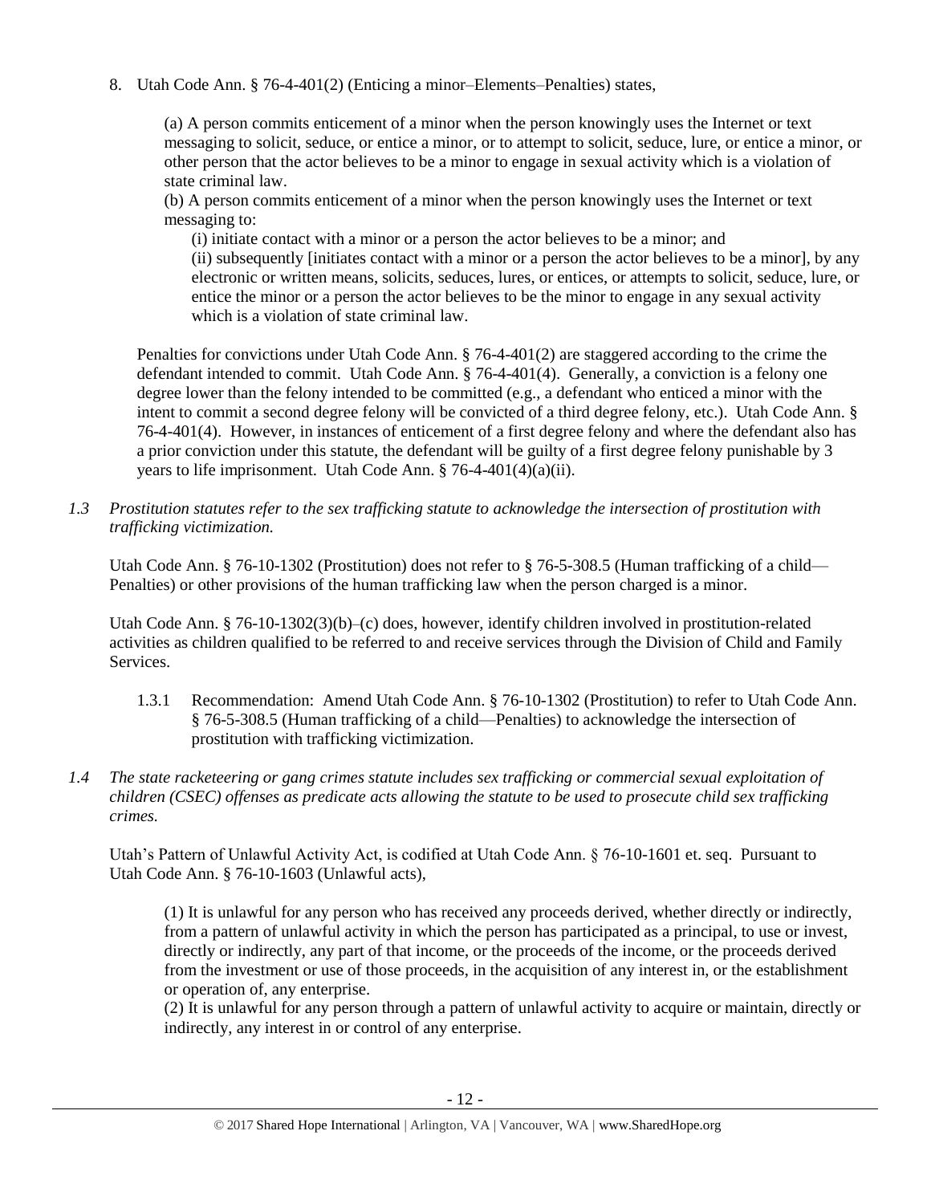8. Utah Code Ann. § 76-4-401(2) (Enticing a minor–Elements–Penalties) states,

   (a) A person commits enticement of a minor when the person knowingly uses the Internet or text messaging to solicit, seduce, or entice a minor, or to attempt to solicit, seduce, lure, or entice a minor, or other person that the actor believes to be a minor to engage in sexual activity which is a violation of state criminal law.
   (b) A person commits enticement of a minor when the person knowingly uses the Internet or text messaging to:
   
   (i) initiate contact with a minor or a person the actor believes to be a minor; and
   (ii) subsequently [initiates contact with a minor or a person the actor believes to be a minor], by any electronic or written means, solicits, seduces, lures, or entices, or attempts to solicit, seduce, lure, or entice the minor or a person the actor believes to be the minor to engage in any sexual activity which is a violation of state criminal law.

   Penalties for convictions under Utah Code Ann. § 76-4-401(2) are staggered according to the crime the defendant intended to commit. Utah Code Ann. § 76-4-401(4). Generally, a conviction is a felony one degree lower than the felony intended to be committed (e.g., a defendant who enticed a minor with the intent to commit a second degree felony will be convicted of a third degree felony, etc.). Utah Code Ann. § 76-4-401(4). However, in instances of enticement of a first degree felony and where the defendant also has a prior conviction under this statute, the defendant will be guilty of a first degree felony punishable by 3 years to life imprisonment. Utah Code Ann. § 76-4-401(4)(a)(ii).

*1.3 Prostitution statutes refer to the sex trafficking statute to acknowledge the intersection of prostitution with trafficking victimization.*

Utah Code Ann. § 76-10-1302 (Prostitution) does not refer to § 76-5-308.5 (Human trafficking of a child—Penalties) or other provisions of the human trafficking law when the person charged is a minor.

Utah Code Ann. § 76-10-1302(3)(b)–(c) does, however, identify children involved in prostitution-related activities as children qualified to be referred to and receive services through the Division of Child and Family Services.

1.3.1 Recommendation: Amend Utah Code Ann. § 76-10-1302 (Prostitution) to refer to Utah Code Ann. § 76-5-308.5 (Human trafficking of a child—Penalties) to acknowledge the intersection of prostitution with trafficking victimization.

*1.4 The state racketeering or gang crimes statute includes sex trafficking or commercial sexual exploitation of children (CSEC) offenses as predicate acts allowing the statute to be used to prosecute child sex trafficking crimes.*

Utah's Pattern of Unlawful Activity Act, is codified at Utah Code Ann. § 76-10-1601 et. seq. Pursuant to Utah Code Ann. § 76-10-1603 (Unlawful acts),

(1) It is unlawful for any person who has received any proceeds derived, whether directly or indirectly, from a pattern of unlawful activity in which the person has participated as a principal, to use or invest, directly or indirectly, any part of that income, or the proceeds of the income, or the proceeds derived from the investment or use of those proceeds, in the acquisition of any interest in, or the establishment or operation of, any enterprise.
(2) It is unlawful for any person through a pattern of unlawful activity to acquire or maintain, directly or indirectly, any interest in or control of any enterprise.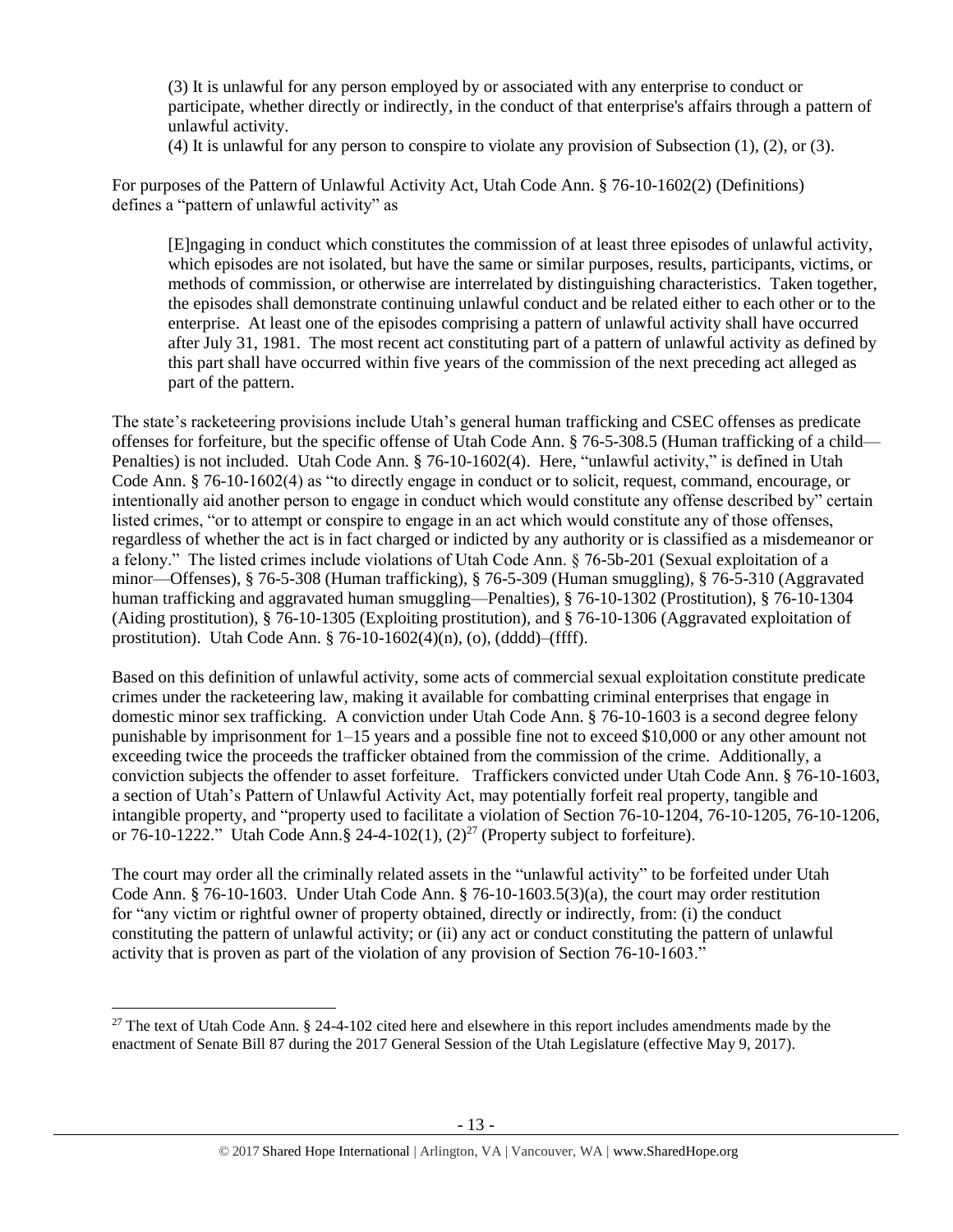> (3) It is unlawful for any person employed by or associated with any enterprise to conduct or participate, whether directly or indirectly, in the conduct of that enterprise's affairs through a pattern of unlawful activity.
>
> (4) It is unlawful for any person to conspire to violate any provision of Subsection (1), (2), or (3).

For purposes of the Pattern of Unlawful Activity Act, Utah Code Ann. § 76-10-1602(2) (Definitions) defines a "pattern of unlawful activity" as

> [E]ngaging in conduct which constitutes the commission of at least three episodes of unlawful activity, which episodes are not isolated, but have the same or similar purposes, results, participants, victims, or methods of commission, or otherwise are interrelated by distinguishing characteristics. Taken together, the episodes shall demonstrate continuing unlawful conduct and be related either to each other or to the enterprise. At least one of the episodes comprising a pattern of unlawful activity shall have occurred after July 31, 1981. The most recent act constituting part of a pattern of unlawful activity as defined by this part shall have occurred within five years of the commission of the next preceding act alleged as part of the pattern.

The state's racketeering provisions include Utah's general human trafficking and CSEC offenses as predicate offenses for forfeiture, but the specific offense of Utah Code Ann. § 76-5-308.5 (Human trafficking of a child—Penalties) is not included. Utah Code Ann. § 76-10-1602(4). Here, "unlawful activity," is defined in Utah Code Ann. § 76-10-1602(4) as "to directly engage in conduct or to solicit, request, command, encourage, or intentionally aid another person to engage in conduct which would constitute any offense described by" certain listed crimes, "or to attempt or conspire to engage in an act which would constitute any of those offenses, regardless of whether the act is in fact charged or indicted by any authority or is classified as a misdemeanor or a felony." The listed crimes include violations of Utah Code Ann. § 76-5b-201 (Sexual exploitation of a minor—Offenses), § 76-5-308 (Human trafficking), § 76-5-309 (Human smuggling), § 76-5-310 (Aggravated human trafficking and aggravated human smuggling—Penalties), § 76-10-1302 (Prostitution), § 76-10-1304 (Aiding prostitution), § 76-10-1305 (Exploiting prostitution), and § 76-10-1306 (Aggravated exploitation of prostitution). Utah Code Ann. § 76-10-1602(4)(n), (o), (dddd)–(ffff).

Based on this definition of unlawful activity, some acts of commercial sexual exploitation constitute predicate crimes under the racketeering law, making it available for combatting criminal enterprises that engage in domestic minor sex trafficking. A conviction under Utah Code Ann. § 76-10-1603 is a second degree felony punishable by imprisonment for 1–15 years and a possible fine not to exceed $10,000 or any other amount not exceeding twice the proceeds the trafficker obtained from the commission of the crime. Additionally, a conviction subjects the offender to asset forfeiture. Traffickers convicted under Utah Code Ann. § 76-10-1603, a section of Utah's Pattern of Unlawful Activity Act, may potentially forfeit real property, tangible and intangible property, and "property used to facilitate a violation of Section 76-10-1204, 76-10-1205, 76-10-1206, or 76-10-1222." Utah Code Ann.§ 24-4-102(1), (2)[27] (Property subject to forfeiture).

The court may order all the criminally related assets in the "unlawful activity" to be forfeited under Utah Code Ann. § 76-10-1603. Under Utah Code Ann. § 76-10-1603.5(3)(a), the court may order restitution for "any victim or rightful owner of property obtained, directly or indirectly, from: (i) the conduct constituting the pattern of unlawful activity; or (ii) any act or conduct constituting the pattern of unlawful activity that is proven as part of the violation of any provision of Section 76-10-1603."

---

[27] The text of Utah Code Ann. § 24-4-102 cited here and elsewhere in this report includes amendments made by the enactment of Senate Bill 87 during the 2017 General Session of the Utah Legislature (effective May 9, 2017).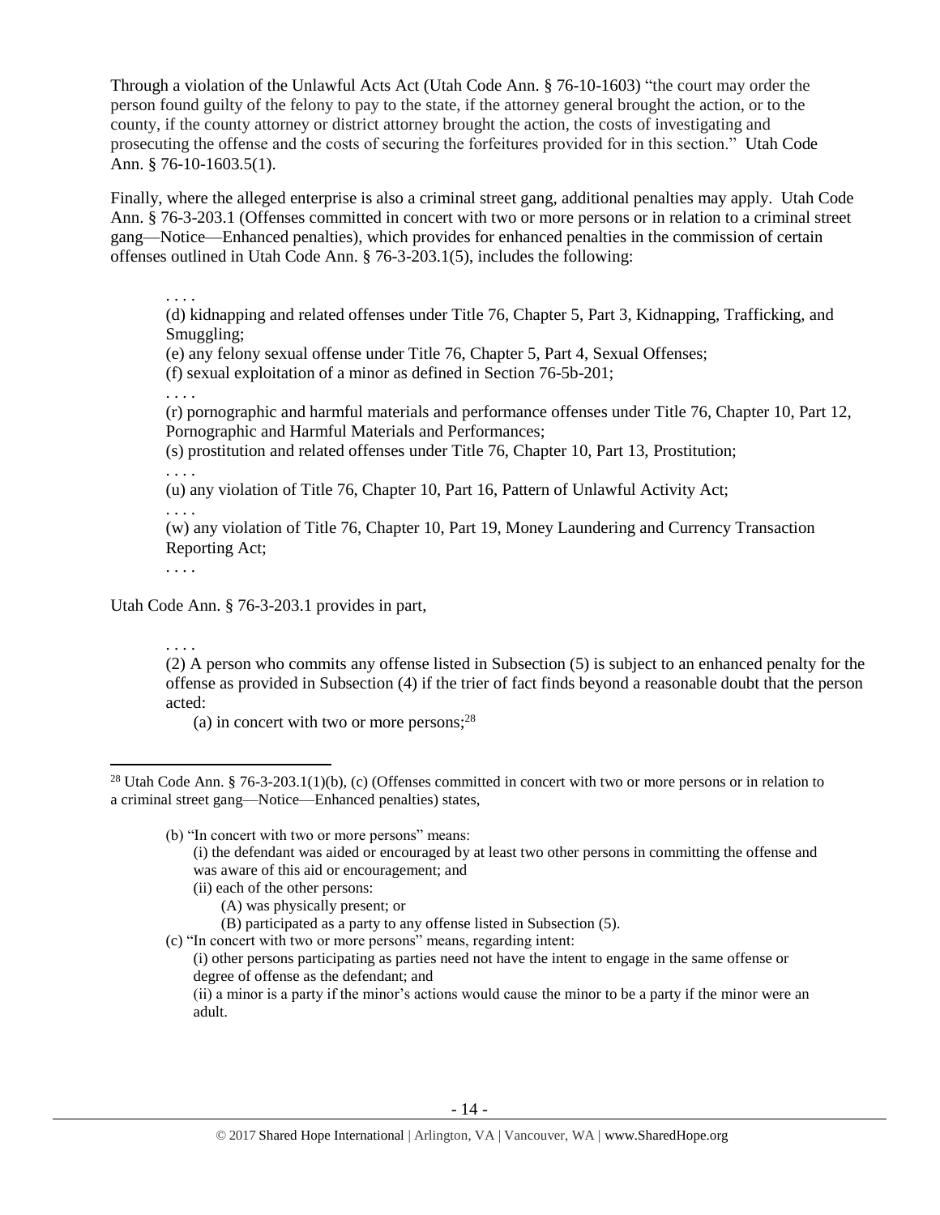Through a violation of the Unlawful Acts Act (Utah Code Ann. § 76-10-1603) "the court may order the person found guilty of the felony to pay to the state, if the attorney general brought the action, or to the county, if the county attorney or district attorney brought the action, the costs of investigating and prosecuting the offense and the costs of securing the forfeitures provided for in this section." Utah Code Ann. § 76-10-1603.5(1).

Finally, where the alleged enterprise is also a criminal street gang, additional penalties may apply. Utah Code Ann. § 76-3-203.1 (Offenses committed in concert with two or more persons or in relation to a criminal street gang—Notice—Enhanced penalties), which provides for enhanced penalties in the commission of certain offenses outlined in Utah Code Ann. § 76-3-203.1(5), includes the following:

> . . . .
> (d) kidnapping and related offenses under Title 76, Chapter 5, Part 3, Kidnapping, Trafficking, and Smuggling;
> (e) any felony sexual offense under Title 76, Chapter 5, Part 4, Sexual Offenses;
> (f) sexual exploitation of a minor as defined in Section 76-5b-201;
> . . . .
> (r) pornographic and harmful materials and performance offenses under Title 76, Chapter 10, Part 12, Pornographic and Harmful Materials and Performances;
> (s) prostitution and related offenses under Title 76, Chapter 10, Part 13, Prostitution;
> . . . .
> (u) any violation of Title 76, Chapter 10, Part 16, Pattern of Unlawful Activity Act;
> . . . .
> (w) any violation of Title 76, Chapter 10, Part 19, Money Laundering and Currency Transaction Reporting Act;
> . . . .

Utah Code Ann. § 76-3-203.1 provides in part,

> . . . .
> (2) A person who commits any offense listed in Subsection (5) is subject to an enhanced penalty for the offense as provided in Subsection (4) if the trier of fact finds beyond a reasonable doubt that the person acted:
>
> (a) in concert with two or more persons;[28]

---

[28] Utah Code Ann. § 76-3-203.1(1)(b), (c) (Offenses committed in concert with two or more persons or in relation to a criminal street gang—Notice—Enhanced penalties) states,

> (b) "In concert with two or more persons" means:
> (i) the defendant was aided or encouraged by at least two other persons in committing the offense and was aware of this aid or encouragement; and
> (ii) each of the other persons:
> (A) was physically present; or
> (B) participated as a party to any offense listed in Subsection (5).
> (c) "In concert with two or more persons" means, regarding intent:
> (i) other persons participating as parties need not have the intent to engage in the same offense or degree of offense as the defendant; and
> (ii) a minor is a party if the minor's actions would cause the minor to be a party if the minor were an adult.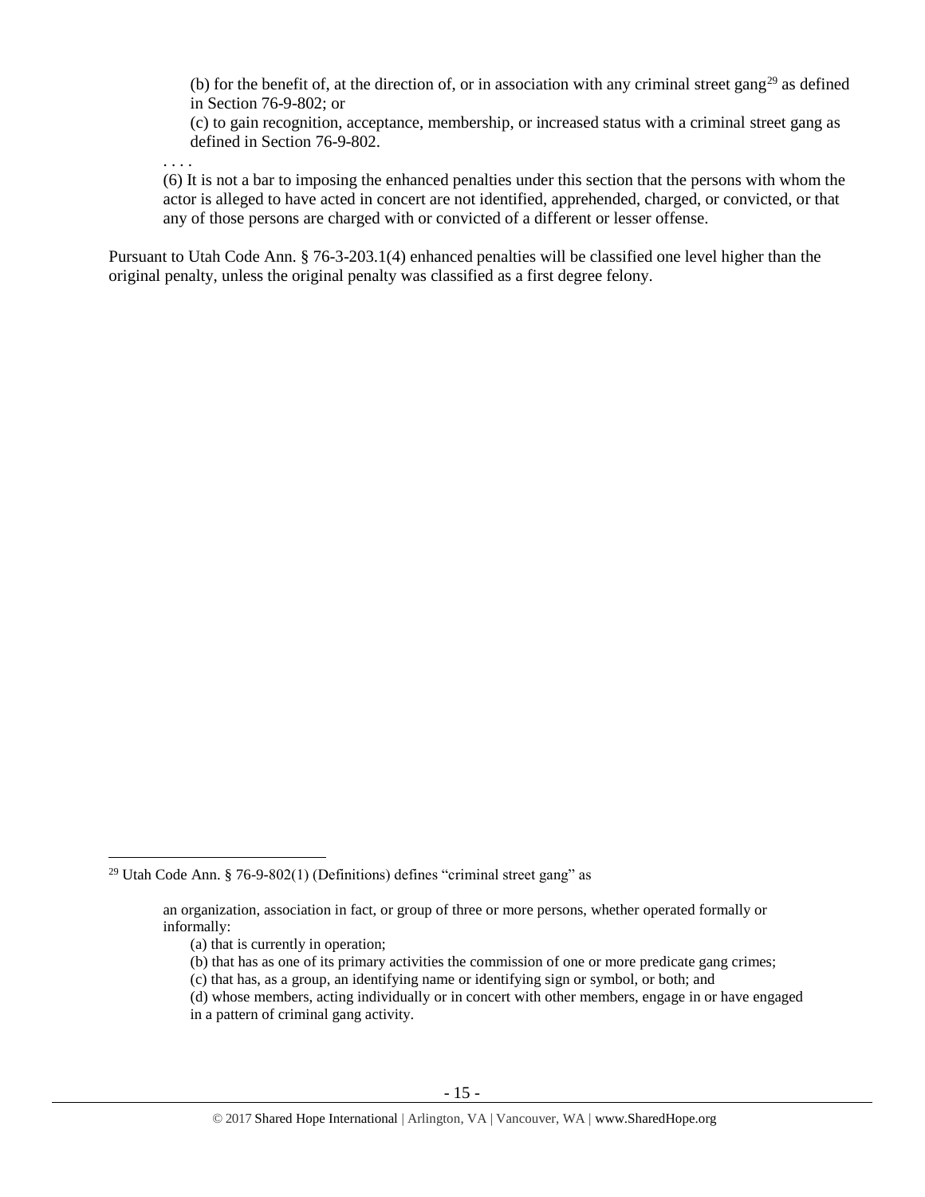(b) for the benefit of, at the direction of, or in association with any criminal street gang[29] as defined in Section 76-9-802; or

(c) to gain recognition, acceptance, membership, or increased status with a criminal street gang as defined in Section 76-9-802.

. . . .

(6) It is not a bar to imposing the enhanced penalties under this section that the persons with whom the actor is alleged to have acted in concert are not identified, apprehended, charged, or convicted, or that any of those persons are charged with or convicted of a different or lesser offense.

Pursuant to Utah Code Ann. § 76-3-203.1(4) enhanced penalties will be classified one level higher than the original penalty, unless the original penalty was classified as a first degree felony.

---

[29] Utah Code Ann. § 76-9-802(1) (Definitions) defines "criminal street gang" as

> an organization, association in fact, or group of three or more persons, whether operated formally or informally:
>
> (a) that is currently in operation;
>
> (b) that has as one of its primary activities the commission of one or more predicate gang crimes;
>
> (c) that has, as a group, an identifying name or identifying sign or symbol, or both; and
>
> (d) whose members, acting individually or in concert with other members, engage in or have engaged in a pattern of criminal gang activity.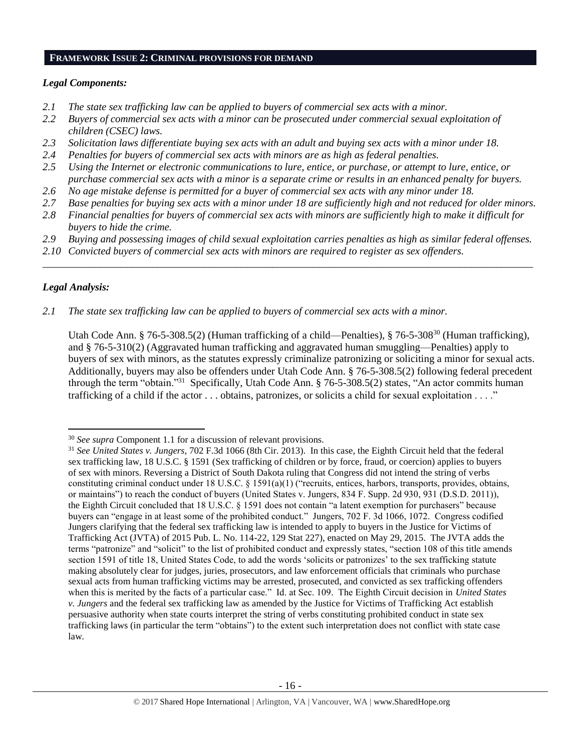## FRAMEWORK ISSUE 2: CRIMINAL PROVISIONS FOR DEMAND

### *Legal Components:*

*2.1 The state sex trafficking law can be applied to buyers of commercial sex acts with a minor.*
*2.2 Buyers of commercial sex acts with a minor can be prosecuted under commercial sexual exploitation of children (CSEC) laws.*
*2.3 Solicitation laws differentiate buying sex acts with an adult and buying sex acts with a minor under 18.*
*2.4 Penalties for buyers of commercial sex acts with minors are as high as federal penalties.*
*2.5 Using the Internet or electronic communications to lure, entice, or purchase, or attempt to lure, entice, or purchase commercial sex acts with a minor is a separate crime or results in an enhanced penalty for buyers.*
*2.6 No age mistake defense is permitted for a buyer of commercial sex acts with any minor under 18.*
*2.7 Base penalties for buying sex acts with a minor under 18 are sufficiently high and not reduced for older minors.*
*2.8 Financial penalties for buyers of commercial sex acts with minors are sufficiently high to make it difficult for buyers to hide the crime.*
*2.9 Buying and possessing images of child sexual exploitation carries penalties as high as similar federal offenses.*
*2.10 Convicted buyers of commercial sex acts with minors are required to register as sex offenders.*

---

### *Legal Analysis:*

*2.1 The state sex trafficking law can be applied to buyers of commercial sex acts with a minor.*

Utah Code Ann. § 76-5-308.5(2) (Human trafficking of a child—Penalties), § 76-5-308[30] (Human trafficking), and § 76-5-310(2) (Aggravated human trafficking and aggravated human smuggling—Penalties) apply to buyers of sex with minors, as the statutes expressly criminalize patronizing or soliciting a minor for sexual acts. Additionally, buyers may also be offenders under Utah Code Ann. § 76-5-308.5(2) following federal precedent through the term "obtain."[31] Specifically, Utah Code Ann. § 76-5-308.5(2) states, "An actor commits human trafficking of a child if the actor . . . obtains, patronizes, or solicits a child for sexual exploitation . . . ."

---

[30] *See supra* Component 1.1 for a discussion of relevant provisions.

[31] *See United States v. Jungers*, 702 F.3d 1066 (8th Cir. 2013). In this case, the Eighth Circuit held that the federal sex trafficking law, 18 U.S.C. § 1591 (Sex trafficking of children or by force, fraud, or coercion) applies to buyers of sex with minors. Reversing a District of South Dakota ruling that Congress did not intend the string of verbs constituting criminal conduct under 18 U.S.C. § 1591(a)(1) ("recruits, entices, harbors, transports, provides, obtains, or maintains") to reach the conduct of buyers (United States v. Jungers, 834 F. Supp. 2d 930, 931 (D.S.D. 2011)), the Eighth Circuit concluded that 18 U.S.C. § 1591 does not contain "a latent exemption for purchasers" because buyers can "engage in at least some of the prohibited conduct." Jungers, 702 F. 3d 1066, 1072. Congress codified Jungers clarifying that the federal sex trafficking law is intended to apply to buyers in the Justice for Victims of Trafficking Act (JVTA) of 2015 Pub. L. No. 114-22, 129 Stat 227), enacted on May 29, 2015. The JVTA adds the terms "patronize" and "solicit" to the list of prohibited conduct and expressly states, "section 108 of this title amends section 1591 of title 18, United States Code, to add the words 'solicits or patronizes' to the sex trafficking statute making absolutely clear for judges, juries, prosecutors, and law enforcement officials that criminals who purchase sexual acts from human trafficking victims may be arrested, prosecuted, and convicted as sex trafficking offenders when this is merited by the facts of a particular case." Id. at Sec. 109. The Eighth Circuit decision in *United States v. Jungers* and the federal sex trafficking law as amended by the Justice for Victims of Trafficking Act establish persuasive authority when state courts interpret the string of verbs constituting prohibited conduct in state sex trafficking laws (in particular the term "obtains") to the extent such interpretation does not conflict with state case law.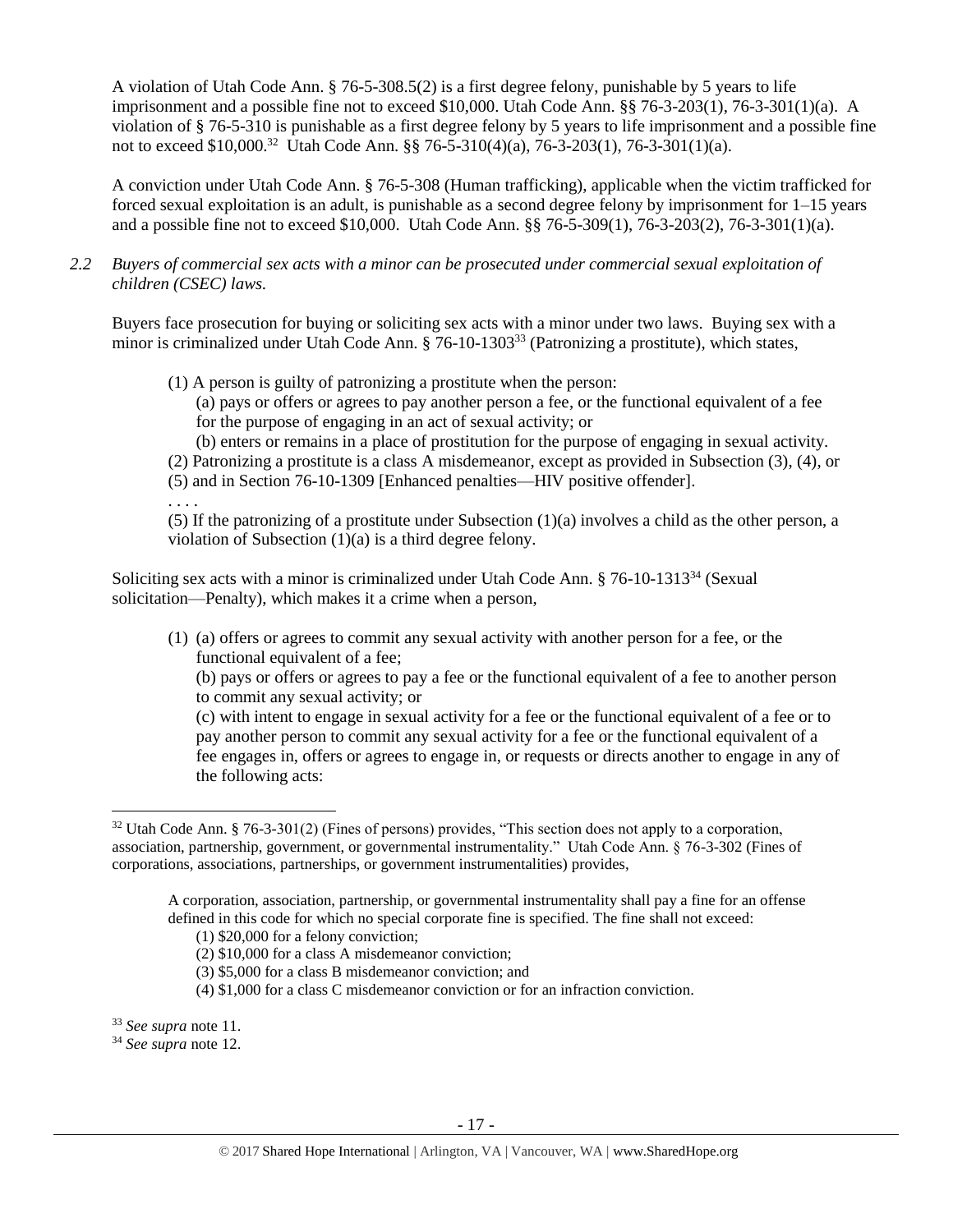A violation of Utah Code Ann. § 76-5-308.5(2) is a first degree felony, punishable by 5 years to life imprisonment and a possible fine not to exceed $10,000. Utah Code Ann. §§ 76-3-203(1), 76-3-301(1)(a). A violation of § 76-5-310 is punishable as a first degree felony by 5 years to life imprisonment and a possible fine not to exceed $10,000.[32] Utah Code Ann. §§ 76-5-310(4)(a), 76-3-203(1), 76-3-301(1)(a).

A conviction under Utah Code Ann. § 76-5-308 (Human trafficking), applicable when the victim trafficked for forced sexual exploitation is an adult, is punishable as a second degree felony by imprisonment for 1–15 years and a possible fine not to exceed $10,000. Utah Code Ann. §§ 76-5-309(1), 76-3-203(2), 76-3-301(1)(a).

*2.2 Buyers of commercial sex acts with a minor can be prosecuted under commercial sexual exploitation of children (CSEC) laws.*

Buyers face prosecution for buying or soliciting sex acts with a minor under two laws. Buying sex with a minor is criminalized under Utah Code Ann. § 76-10-1303[33] (Patronizing a prostitute), which states,

> (1) A person is guilty of patronizing a prostitute when the person:
> (a) pays or offers or agrees to pay another person a fee, or the functional equivalent of a fee for the purpose of engaging in an act of sexual activity; or
> (b) enters or remains in a place of prostitution for the purpose of engaging in sexual activity.
> (2) Patronizing a prostitute is a class A misdemeanor, except as provided in Subsection (3), (4), or (5) and in Section 76-10-1309 [Enhanced penalties—HIV positive offender].
> . . . .
> (5) If the patronizing of a prostitute under Subsection (1)(a) involves a child as the other person, a violation of Subsection (1)(a) is a third degree felony.

Soliciting sex acts with a minor is criminalized under Utah Code Ann. § 76-10-1313[34] (Sexual solicitation—Penalty), which makes it a crime when a person,

> (1) (a) offers or agrees to commit any sexual activity with another person for a fee, or the functional equivalent of a fee;
> (b) pays or offers or agrees to pay a fee or the functional equivalent of a fee to another person to commit any sexual activity; or
> (c) with intent to engage in sexual activity for a fee or the functional equivalent of a fee or to pay another person to commit any sexual activity for a fee or the functional equivalent of a fee engages in, offers or agrees to engage in, or requests or directs another to engage in any of the following acts:

---

[32] Utah Code Ann. § 76-3-301(2) (Fines of persons) provides, "This section does not apply to a corporation, association, partnership, government, or governmental instrumentality." Utah Code Ann. § 76-3-302 (Fines of corporations, associations, partnerships, or government instrumentalities) provides,

> A corporation, association, partnership, or governmental instrumentality shall pay a fine for an offense defined in this code for which no special corporate fine is specified. The fine shall not exceed:
> (1) $20,000 for a felony conviction;
> (2) $10,000 for a class A misdemeanor conviction;
> (3) $5,000 for a class B misdemeanor conviction; and
> (4) $1,000 for a class C misdemeanor conviction or for an infraction conviction.

[33] *See supra* note 11.

[34] *See supra* note 12.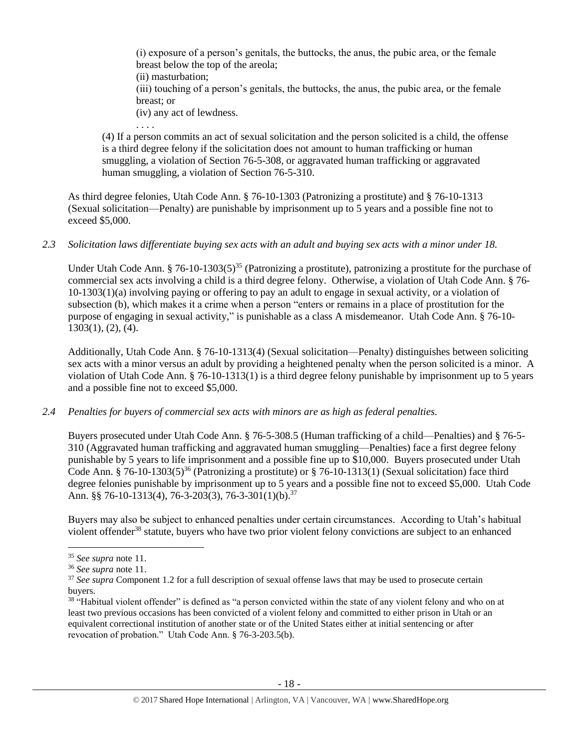(i) exposure of a person's genitals, the buttocks, the anus, the pubic area, or the female breast below the top of the areola;
(ii) masturbation;
(iii) touching of a person's genitals, the buttocks, the anus, the pubic area, or the female breast; or
(iv) any act of lewdness.
. . . .

(4) If a person commits an act of sexual solicitation and the person solicited is a child, the offense is a third degree felony if the solicitation does not amount to human trafficking or human smuggling, a violation of Section 76-5-308, or aggravated human trafficking or aggravated human smuggling, a violation of Section 76-5-310.

As third degree felonies, Utah Code Ann. § 76-10-1303 (Patronizing a prostitute) and § 76-10-1313 (Sexual solicitation—Penalty) are punishable by imprisonment up to 5 years and a possible fine not to exceed $5,000.

*2.3 Solicitation laws differentiate buying sex acts with an adult and buying sex acts with a minor under 18.*

Under Utah Code Ann. § 76-10-1303(5)[35] (Patronizing a prostitute), patronizing a prostitute for the purchase of commercial sex acts involving a child is a third degree felony. Otherwise, a violation of Utah Code Ann. § 76-10-1303(1)(a) involving paying or offering to pay an adult to engage in sexual activity, or a violation of subsection (b), which makes it a crime when a person "enters or remains in a place of prostitution for the purpose of engaging in sexual activity," is punishable as a class A misdemeanor. Utah Code Ann. § 76-10-1303(1), (2), (4).

Additionally, Utah Code Ann. § 76-10-1313(4) (Sexual solicitation—Penalty) distinguishes between soliciting sex acts with a minor versus an adult by providing a heightened penalty when the person solicited is a minor. A violation of Utah Code Ann. § 76-10-1313(1) is a third degree felony punishable by imprisonment up to 5 years and a possible fine not to exceed $5,000.

*2.4 Penalties for buyers of commercial sex acts with minors are as high as federal penalties.*

Buyers prosecuted under Utah Code Ann. § 76-5-308.5 (Human trafficking of a child—Penalties) and § 76-5-310 (Aggravated human trafficking and aggravated human smuggling—Penalties) face a first degree felony punishable by 5 years to life imprisonment and a possible fine up to $10,000. Buyers prosecuted under Utah Code Ann. § 76-10-1303(5)[36] (Patronizing a prostitute) or § 76-10-1313(1) (Sexual solicitation) face third degree felonies punishable by imprisonment up to 5 years and a possible fine not to exceed $5,000. Utah Code Ann. §§ 76-10-1313(4), 76-3-203(3), 76-3-301(1)(b).[37]

Buyers may also be subject to enhanced penalties under certain circumstances. According to Utah's habitual violent offender[38] statute, buyers who have two prior violent felony convictions are subject to an enhanced

---

[35] *See supra* note 11.

[36] *See supra* note 11.

[37] *See supra* Component 1.2 for a full description of sexual offense laws that may be used to prosecute certain buyers.

[38] "Habitual violent offender" is defined as "a person convicted within the state of any violent felony and who on at least two previous occasions has been convicted of a violent felony and committed to either prison in Utah or an equivalent correctional institution of another state or of the United States either at initial sentencing or after revocation of probation." Utah Code Ann. § 76-3-203.5(b).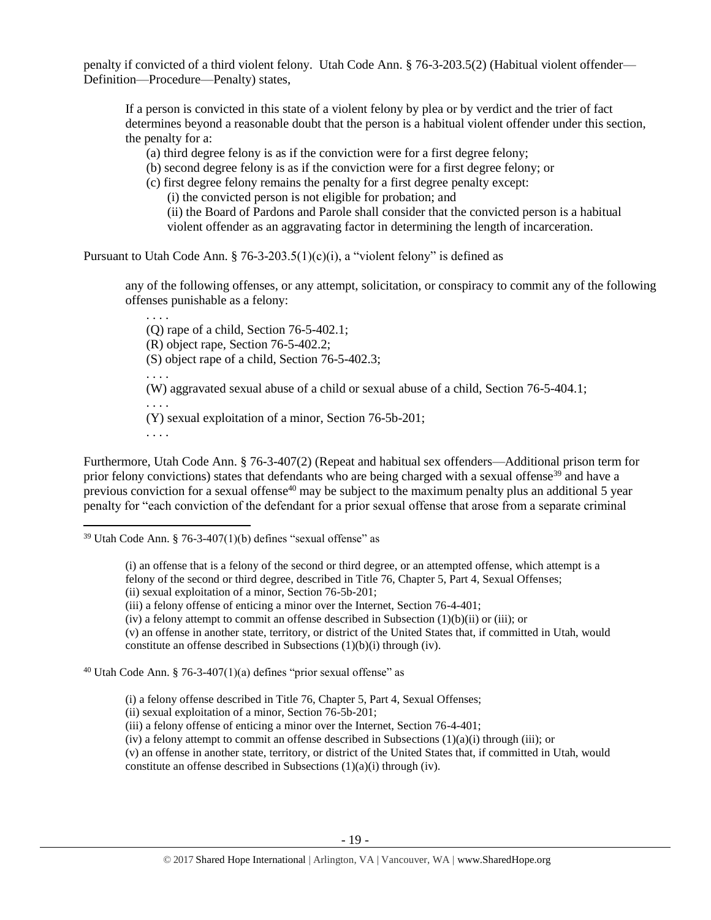penalty if convicted of a third violent felony. Utah Code Ann. § 76-3-203.5(2) (Habitual violent offender—Definition—Procedure—Penalty) states,

> If a person is convicted in this state of a violent felony by plea or by verdict and the trier of fact determines beyond a reasonable doubt that the person is a habitual violent offender under this section, the penalty for a:
>
> (a) third degree felony is as if the conviction were for a first degree felony;
>
> (b) second degree felony is as if the conviction were for a first degree felony; or
>
> (c) first degree felony remains the penalty for a first degree penalty except:
>
> (i) the convicted person is not eligible for probation; and
>
> (ii) the Board of Pardons and Parole shall consider that the convicted person is a habitual violent offender as an aggravating factor in determining the length of incarceration.

Pursuant to Utah Code Ann. § 76-3-203.5(1)(c)(i), a "violent felony" is defined as

> any of the following offenses, or any attempt, solicitation, or conspiracy to commit any of the following offenses punishable as a felony:
>
> . . . .
>
> (Q) rape of a child, Section 76-5-402.1;
>
> (R) object rape, Section 76-5-402.2;
>
> (S) object rape of a child, Section 76-5-402.3;
>
> . . . .
>
> (W) aggravated sexual abuse of a child or sexual abuse of a child, Section 76-5-404.1;
>
> . . . .
>
> (Y) sexual exploitation of a minor, Section 76-5b-201;
>
> . . . .

Furthermore, Utah Code Ann. § 76-3-407(2) (Repeat and habitual sex offenders—Additional prison term for prior felony convictions) states that defendants who are being charged with a sexual offense[39] and have a previous conviction for a sexual offense[40] may be subject to the maximum penalty plus an additional 5 year penalty for "each conviction of the defendant for a prior sexual offense that arose from a separate criminal

---

[39] Utah Code Ann. § 76-3-407(1)(b) defines "sexual offense" as

> (i) an offense that is a felony of the second or third degree, or an attempted offense, which attempt is a felony of the second or third degree, described in Title 76, Chapter 5, Part 4, Sexual Offenses;
>
> (ii) sexual exploitation of a minor, Section 76-5b-201;
>
> (iii) a felony offense of enticing a minor over the Internet, Section 76-4-401;
>
> (iv) a felony attempt to commit an offense described in Subsection (1)(b)(ii) or (iii); or
>
> (v) an offense in another state, territory, or district of the United States that, if committed in Utah, would constitute an offense described in Subsections (1)(b)(i) through (iv).

[40] Utah Code Ann. § 76-3-407(1)(a) defines "prior sexual offense" as

> (i) a felony offense described in Title 76, Chapter 5, Part 4, Sexual Offenses;
>
> (ii) sexual exploitation of a minor, Section 76-5b-201;
>
> (iii) a felony offense of enticing a minor over the Internet, Section 76-4-401;
>
> (iv) a felony attempt to commit an offense described in Subsections (1)(a)(i) through (iii); or
>
> (v) an offense in another state, territory, or district of the United States that, if committed in Utah, would constitute an offense described in Subsections (1)(a)(i) through (iv).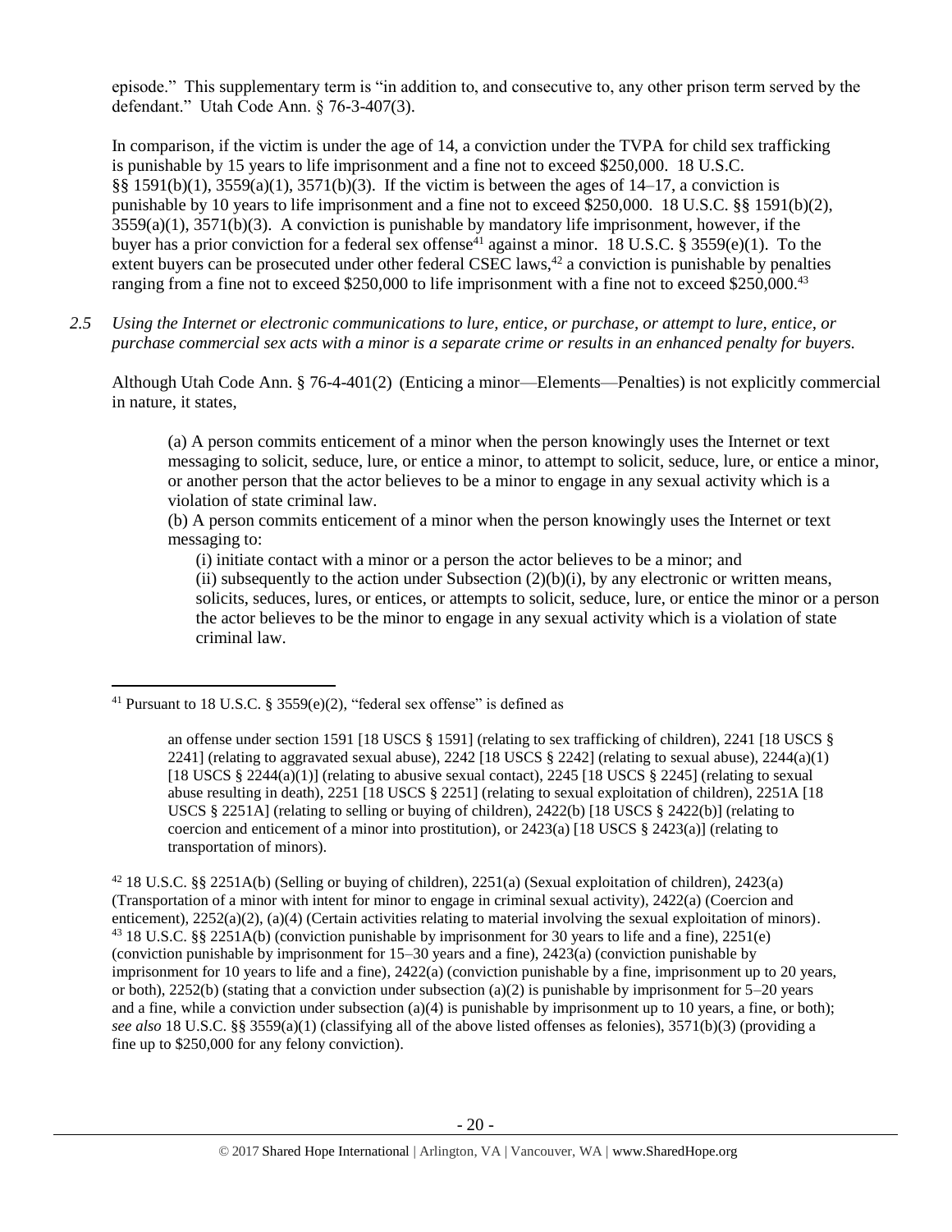episode." This supplementary term is "in addition to, and consecutive to, any other prison term served by the defendant." Utah Code Ann. § 76-3-407(3).

In comparison, if the victim is under the age of 14, a conviction under the TVPA for child sex trafficking is punishable by 15 years to life imprisonment and a fine not to exceed $250,000. 18 U.S.C. §§ 1591(b)(1), 3559(a)(1), 3571(b)(3). If the victim is between the ages of 14–17, a conviction is punishable by 10 years to life imprisonment and a fine not to exceed $250,000. 18 U.S.C. §§ 1591(b)(2), 3559(a)(1), 3571(b)(3). A conviction is punishable by mandatory life imprisonment, however, if the buyer has a prior conviction for a federal sex offense[41] against a minor. 18 U.S.C. § 3559(e)(1). To the extent buyers can be prosecuted under other federal CSEC laws,[42] a conviction is punishable by penalties ranging from a fine not to exceed $250,000 to life imprisonment with a fine not to exceed $250,000.[43]

*2.5 Using the Internet or electronic communications to lure, entice, or purchase, or attempt to lure, entice, or purchase commercial sex acts with a minor is a separate crime or results in an enhanced penalty for buyers.*

Although Utah Code Ann. § 76-4-401(2) (Enticing a minor—Elements—Penalties) is not explicitly commercial in nature, it states,

> (a) A person commits enticement of a minor when the person knowingly uses the Internet or text messaging to solicit, seduce, lure, or entice a minor, to attempt to solicit, seduce, lure, or entice a minor, or another person that the actor believes to be a minor to engage in any sexual activity which is a violation of state criminal law.
>
> (b) A person commits enticement of a minor when the person knowingly uses the Internet or text messaging to:
>
> (i) initiate contact with a minor or a person the actor believes to be a minor; and
>
> (ii) subsequently to the action under Subsection (2)(b)(i), by any electronic or written means, solicits, seduces, lures, or entices, or attempts to solicit, seduce, lure, or entice the minor or a person the actor believes to be the minor to engage in any sexual activity which is a violation of state criminal law.

---

[41] Pursuant to 18 U.S.C. § 3559(e)(2), "federal sex offense" is defined as

> an offense under section 1591 [18 USCS § 1591] (relating to sex trafficking of children), 2241 [18 USCS § 2241] (relating to aggravated sexual abuse), 2242 [18 USCS § 2242] (relating to sexual abuse), 2244(a)(1) [18 USCS § 2244(a)(1)] (relating to abusive sexual contact), 2245 [18 USCS § 2245] (relating to sexual abuse resulting in death), 2251 [18 USCS § 2251] (relating to sexual exploitation of children), 2251A [18 USCS § 2251A] (relating to selling or buying of children), 2422(b) [18 USCS § 2422(b)] (relating to coercion and enticement of a minor into prostitution), or 2423(a) [18 USCS § 2423(a)] (relating to transportation of minors).

[42] 18 U.S.C. §§ 2251A(b) (Selling or buying of children), 2251(a) (Sexual exploitation of children), 2423(a) (Transportation of a minor with intent for minor to engage in criminal sexual activity), 2422(a) (Coercion and enticement), 2252(a)(2), (a)(4) (Certain activities relating to material involving the sexual exploitation of minors).

[43] 18 U.S.C. §§ 2251A(b) (conviction punishable by imprisonment for 30 years to life and a fine), 2251(e) (conviction punishable by imprisonment for 15–30 years and a fine), 2423(a) (conviction punishable by imprisonment for 10 years to life and a fine), 2422(a) (conviction punishable by a fine, imprisonment up to 20 years, or both), 2252(b) (stating that a conviction under subsection (a)(2) is punishable by imprisonment for 5–20 years and a fine, while a conviction under subsection (a)(4) is punishable by imprisonment up to 10 years, a fine, or both); *see also* 18 U.S.C. §§ 3559(a)(1) (classifying all of the above listed offenses as felonies), 3571(b)(3) (providing a fine up to $250,000 for any felony conviction).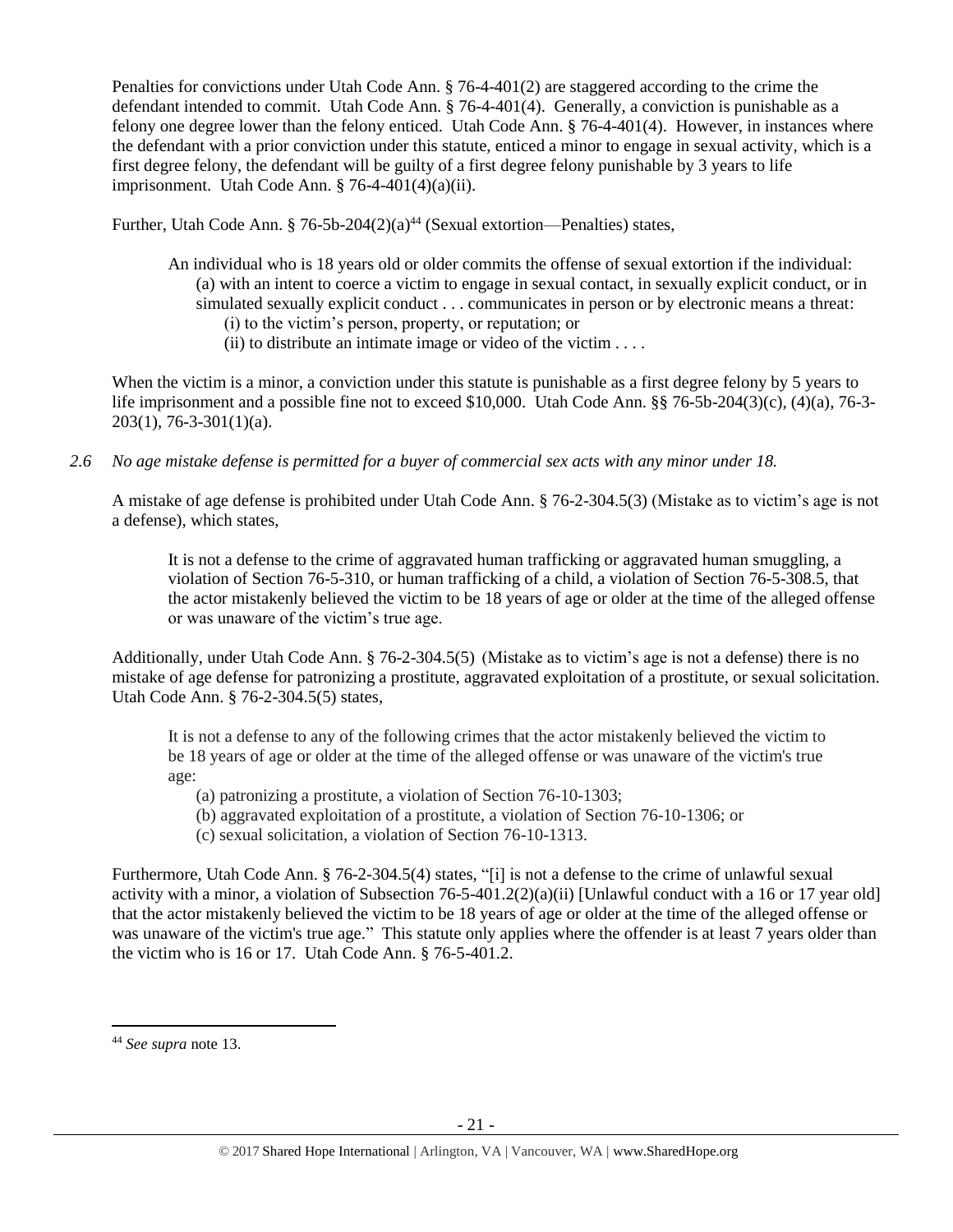Penalties for convictions under Utah Code Ann. § 76-4-401(2) are staggered according to the crime the defendant intended to commit. Utah Code Ann. § 76-4-401(4). Generally, a conviction is punishable as a felony one degree lower than the felony enticed. Utah Code Ann. § 76-4-401(4). However, in instances where the defendant with a prior conviction under this statute, enticed a minor to engage in sexual activity, which is a first degree felony, the defendant will be guilty of a first degree felony punishable by 3 years to life imprisonment. Utah Code Ann. § 76-4-401(4)(a)(ii).

Further, Utah Code Ann. § 76-5b-204(2)(a)[44] (Sexual extortion—Penalties) states,

> An individual who is 18 years old or older commits the offense of sexual extortion if the individual:
> (a) with an intent to coerce a victim to engage in sexual contact, in sexually explicit conduct, or in simulated sexually explicit conduct . . . communicates in person or by electronic means a threat:
> (i) to the victim's person, property, or reputation; or
> (ii) to distribute an intimate image or video of the victim . . . .

When the victim is a minor, a conviction under this statute is punishable as a first degree felony by 5 years to life imprisonment and a possible fine not to exceed $10,000. Utah Code Ann. §§ 76-5b-204(3)(c), (4)(a), 76-3-203(1), 76-3-301(1)(a).

*2.6 No age mistake defense is permitted for a buyer of commercial sex acts with any minor under 18.*

A mistake of age defense is prohibited under Utah Code Ann. § 76-2-304.5(3) (Mistake as to victim's age is not a defense), which states,

> It is not a defense to the crime of aggravated human trafficking or aggravated human smuggling, a violation of Section 76-5-310, or human trafficking of a child, a violation of Section 76-5-308.5, that the actor mistakenly believed the victim to be 18 years of age or older at the time of the alleged offense or was unaware of the victim's true age.

Additionally, under Utah Code Ann. § 76-2-304.5(5) (Mistake as to victim's age is not a defense) there is no mistake of age defense for patronizing a prostitute, aggravated exploitation of a prostitute, or sexual solicitation. Utah Code Ann. § 76-2-304.5(5) states,

> It is not a defense to any of the following crimes that the actor mistakenly believed the victim to be 18 years of age or older at the time of the alleged offense or was unaware of the victim's true age:
> (a) patronizing a prostitute, a violation of Section 76-10-1303;
> (b) aggravated exploitation of a prostitute, a violation of Section 76-10-1306; or
> (c) sexual solicitation, a violation of Section 76-10-1313.

Furthermore, Utah Code Ann. § 76-2-304.5(4) states, "[i] is not a defense to the crime of unlawful sexual activity with a minor, a violation of Subsection 76-5-401.2(2)(a)(ii) [Unlawful conduct with a 16 or 17 year old] that the actor mistakenly believed the victim to be 18 years of age or older at the time of the alleged offense or was unaware of the victim's true age." This statute only applies where the offender is at least 7 years older than the victim who is 16 or 17. Utah Code Ann. § 76-5-401.2.

---

[44] *See supra* note 13.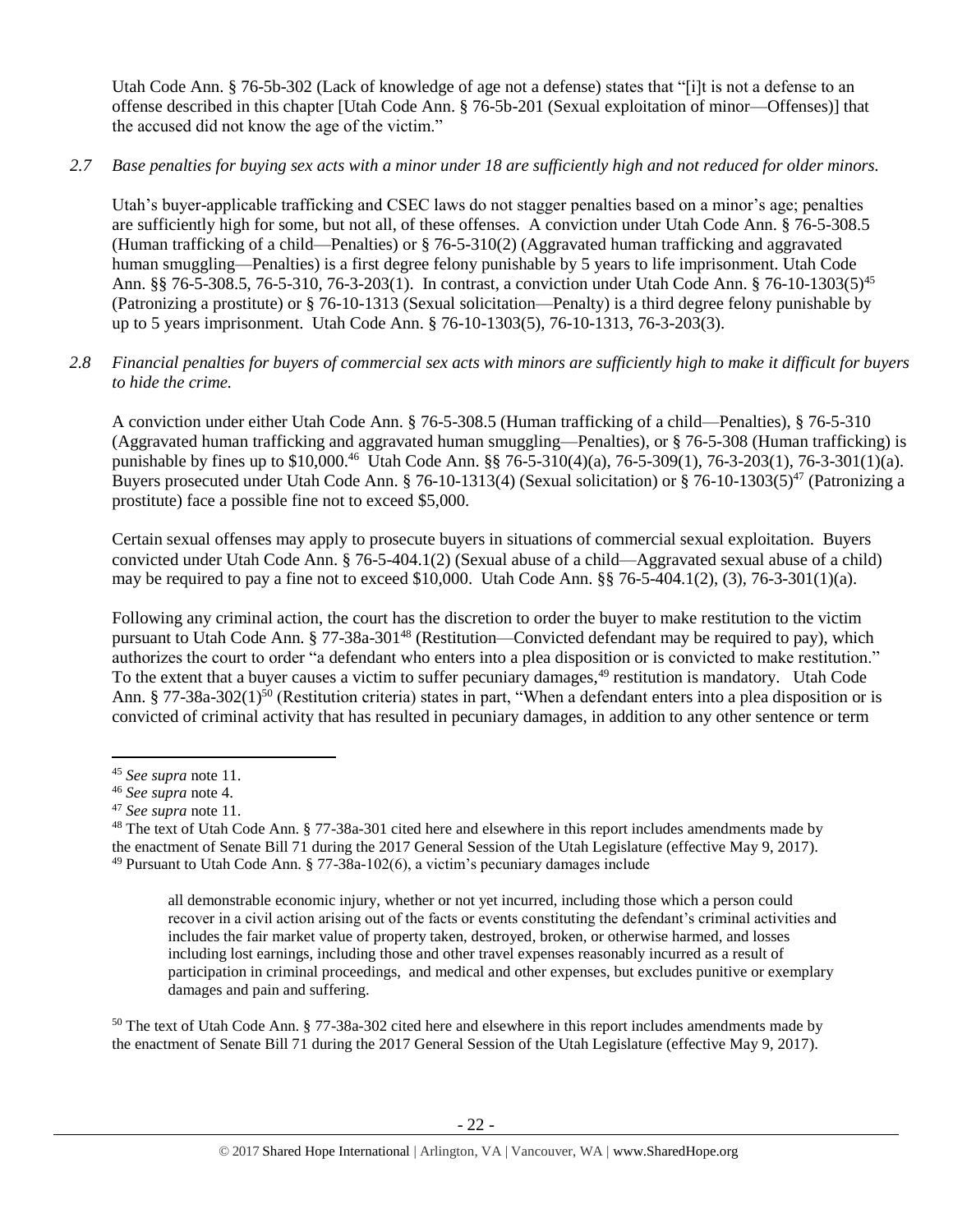Utah Code Ann. § 76-5b-302 (Lack of knowledge of age not a defense) states that "[i]t is not a defense to an offense described in this chapter [Utah Code Ann. § 76-5b-201 (Sexual exploitation of minor—Offenses)] that the accused did not know the age of the victim."

*2.7 Base penalties for buying sex acts with a minor under 18 are sufficiently high and not reduced for older minors.*

Utah's buyer-applicable trafficking and CSEC laws do not stagger penalties based on a minor's age; penalties are sufficiently high for some, but not all, of these offenses. A conviction under Utah Code Ann. § 76-5-308.5 (Human trafficking of a child—Penalties) or § 76-5-310(2) (Aggravated human trafficking and aggravated human smuggling—Penalties) is a first degree felony punishable by 5 years to life imprisonment. Utah Code Ann. §§ 76-5-308.5, 76-5-310, 76-3-203(1). In contrast, a conviction under Utah Code Ann. § 76-10-1303(5)[45] (Patronizing a prostitute) or § 76-10-1313 (Sexual solicitation—Penalty) is a third degree felony punishable by up to 5 years imprisonment. Utah Code Ann. § 76-10-1303(5), 76-10-1313, 76-3-203(3).

*2.8 Financial penalties for buyers of commercial sex acts with minors are sufficiently high to make it difficult for buyers to hide the crime.*

A conviction under either Utah Code Ann. § 76-5-308.5 (Human trafficking of a child—Penalties), § 76-5-310 (Aggravated human trafficking and aggravated human smuggling—Penalties), or § 76-5-308 (Human trafficking) is punishable by fines up to \$10,000.[46] Utah Code Ann. §§ 76-5-310(4)(a), 76-5-309(1), 76-3-203(1), 76-3-301(1)(a). Buyers prosecuted under Utah Code Ann. § 76-10-1313(4) (Sexual solicitation) or § 76-10-1303(5)[47] (Patronizing a prostitute) face a possible fine not to exceed \$5,000.

Certain sexual offenses may apply to prosecute buyers in situations of commercial sexual exploitation. Buyers convicted under Utah Code Ann. § 76-5-404.1(2) (Sexual abuse of a child—Aggravated sexual abuse of a child) may be required to pay a fine not to exceed \$10,000. Utah Code Ann. §§ 76-5-404.1(2), (3), 76-3-301(1)(a).

Following any criminal action, the court has the discretion to order the buyer to make restitution to the victim pursuant to Utah Code Ann. § 77-38a-301[48] (Restitution—Convicted defendant may be required to pay), which authorizes the court to order "a defendant who enters into a plea disposition or is convicted to make restitution." To the extent that a buyer causes a victim to suffer pecuniary damages,[49] restitution is mandatory. Utah Code Ann. § 77-38a-302(1)[50] (Restitution criteria) states in part, "When a defendant enters into a plea disposition or is convicted of criminal activity that has resulted in pecuniary damages, in addition to any other sentence or term

---

[45] *See supra* note 11.

[46] *See supra* note 4.

[47] *See supra* note 11.

[48] The text of Utah Code Ann. § 77-38a-301 cited here and elsewhere in this report includes amendments made by the enactment of Senate Bill 71 during the 2017 General Session of the Utah Legislature (effective May 9, 2017).

[49] Pursuant to Utah Code Ann. § 77-38a-102(6), a victim's pecuniary damages include

> all demonstrable economic injury, whether or not yet incurred, including those which a person could recover in a civil action arising out of the facts or events constituting the defendant's criminal activities and includes the fair market value of property taken, destroyed, broken, or otherwise harmed, and losses including lost earnings, including those and other travel expenses reasonably incurred as a result of participation in criminal proceedings, and medical and other expenses, but excludes punitive or exemplary damages and pain and suffering.

[50] The text of Utah Code Ann. § 77-38a-302 cited here and elsewhere in this report includes amendments made by the enactment of Senate Bill 71 during the 2017 General Session of the Utah Legislature (effective May 9, 2017).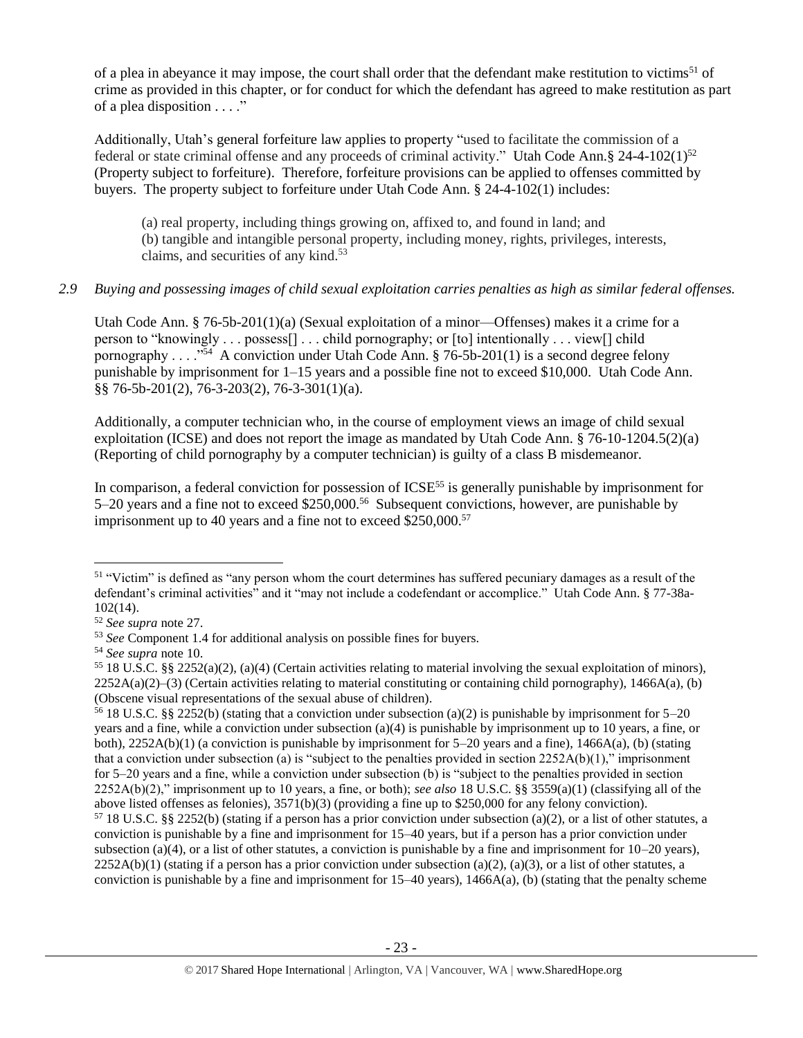of a plea in abeyance it may impose, the court shall order that the defendant make restitution to victims[51] of crime as provided in this chapter, or for conduct for which the defendant has agreed to make restitution as part of a plea disposition . . . ."

Additionally, Utah's general forfeiture law applies to property "used to facilitate the commission of a federal or state criminal offense and any proceeds of criminal activity." Utah Code Ann.§ 24-4-102(1)[52] (Property subject to forfeiture). Therefore, forfeiture provisions can be applied to offenses committed by buyers. The property subject to forfeiture under Utah Code Ann. § 24-4-102(1) includes:

> (a) real property, including things growing on, affixed to, and found in land; and
> (b) tangible and intangible personal property, including money, rights, privileges, interests, claims, and securities of any kind.[53]

*2.9 Buying and possessing images of child sexual exploitation carries penalties as high as similar federal offenses.*

Utah Code Ann. § 76-5b-201(1)(a) (Sexual exploitation of a minor—Offenses) makes it a crime for a person to "knowingly . . . possess[] . . . child pornography; or [to] intentionally . . . view[] child pornography . . . ."[54] A conviction under Utah Code Ann. § 76-5b-201(1) is a second degree felony punishable by imprisonment for 1–15 years and a possible fine not to exceed $10,000. Utah Code Ann. §§ 76-5b-201(2), 76-3-203(2), 76-3-301(1)(a).

Additionally, a computer technician who, in the course of employment views an image of child sexual exploitation (ICSE) and does not report the image as mandated by Utah Code Ann. § 76-10-1204.5(2)(a) (Reporting of child pornography by a computer technician) is guilty of a class B misdemeanor.

In comparison, a federal conviction for possession of ICSE[55] is generally punishable by imprisonment for 5–20 years and a fine not to exceed $250,000.[56] Subsequent convictions, however, are punishable by imprisonment up to 40 years and a fine not to exceed $250,000.[57]

---

[51] "Victim" is defined as "any person whom the court determines has suffered pecuniary damages as a result of the defendant's criminal activities" and it "may not include a codefendant or accomplice." Utah Code Ann. § 77-38a-102(14).

[52] *See supra* note 27.

[53] *See* Component 1.4 for additional analysis on possible fines for buyers.

[54] *See supra* note 10.

[55] 18 U.S.C. §§ 2252(a)(2), (a)(4) (Certain activities relating to material involving the sexual exploitation of minors), 2252A(a)(2)–(3) (Certain activities relating to material constituting or containing child pornography), 1466A(a), (b) (Obscene visual representations of the sexual abuse of children).

[56] 18 U.S.C. §§ 2252(b) (stating that a conviction under subsection (a)(2) is punishable by imprisonment for 5–20 years and a fine, while a conviction under subsection (a)(4) is punishable by imprisonment up to 10 years, a fine, or both), 2252A(b)(1) (a conviction is punishable by imprisonment for 5–20 years and a fine), 1466A(a), (b) (stating that a conviction under subsection (a) is "subject to the penalties provided in section 2252A(b)(1)," imprisonment for 5–20 years and a fine, while a conviction under subsection (b) is "subject to the penalties provided in section 2252A(b)(2)," imprisonment up to 10 years, a fine, or both); *see also* 18 U.S.C. §§ 3559(a)(1) (classifying all of the above listed offenses as felonies), 3571(b)(3) (providing a fine up to $250,000 for any felony conviction).

[57] 18 U.S.C. §§ 2252(b) (stating if a person has a prior conviction under subsection (a)(2), or a list of other statutes, a conviction is punishable by a fine and imprisonment for 15–40 years, but if a person has a prior conviction under subsection (a)(4), or a list of other statutes, a conviction is punishable by a fine and imprisonment for 10–20 years), 2252A(b)(1) (stating if a person has a prior conviction under subsection (a)(2), (a)(3), or a list of other statutes, a conviction is punishable by a fine and imprisonment for 15–40 years), 1466A(a), (b) (stating that the penalty scheme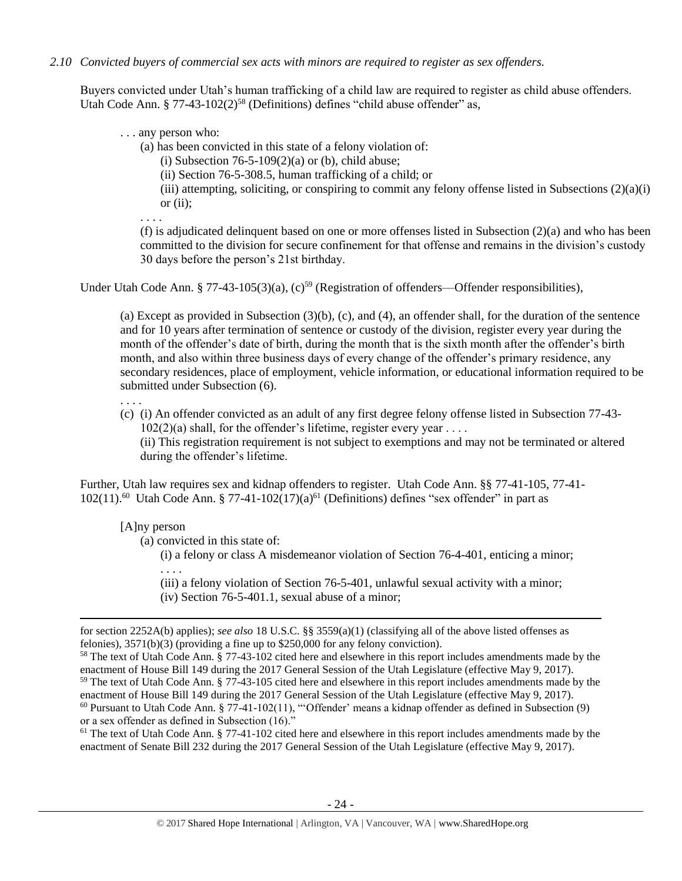*2.10 Convicted buyers of commercial sex acts with minors are required to register as sex offenders.*

Buyers convicted under Utah's human trafficking of a child law are required to register as child abuse offenders. Utah Code Ann. § 77-43-102(2)[58] (Definitions) defines "child abuse offender" as,

> . . . any person who:
>
> (a) has been convicted in this state of a felony violation of:
>
> (i) Subsection 76-5-109(2)(a) or (b), child abuse;
>
> (ii) Section 76-5-308.5, human trafficking of a child; or
>
> (iii) attempting, soliciting, or conspiring to commit any felony offense listed in Subsections (2)(a)(i) or (ii);
>
> . . . .
>
> (f) is adjudicated delinquent based on one or more offenses listed in Subsection (2)(a) and who has been committed to the division for secure confinement for that offense and remains in the division's custody 30 days before the person's 21st birthday.

Under Utah Code Ann. § 77-43-105(3)(a), (c)[59] (Registration of offenders—Offender responsibilities),

> (a) Except as provided in Subsection (3)(b), (c), and (4), an offender shall, for the duration of the sentence and for 10 years after termination of sentence or custody of the division, register every year during the month of the offender's date of birth, during the month that is the sixth month after the offender's birth month, and also within three business days of every change of the offender's primary residence, any secondary residences, place of employment, vehicle information, or educational information required to be submitted under Subsection (6).
>
> . . . .
>
> (c) (i) An offender convicted as an adult of any first degree felony offense listed in Subsection 77-43-102(2)(a) shall, for the offender's lifetime, register every year . . . .
>
> (ii) This registration requirement is not subject to exemptions and may not be terminated or altered during the offender's lifetime.

Further, Utah law requires sex and kidnap offenders to register. Utah Code Ann. §§ 77-41-105, 77-41-102(11).[60] Utah Code Ann. § 77-41-102(17)(a)[61] (Definitions) defines "sex offender" in part as

> [A]ny person
>
> (a) convicted in this state of:
>
> (i) a felony or class A misdemeanor violation of Section 76-4-401, enticing a minor;
>
> . . . .
>
> (iii) a felony violation of Section 76-5-401, unlawful sexual activity with a minor;
>
> (iv) Section 76-5-401.1, sexual abuse of a minor;

---

for section 2252A(b) applies); *see also* 18 U.S.C. §§ 3559(a)(1) (classifying all of the above listed offenses as felonies), 3571(b)(3) (providing a fine up to $250,000 for any felony conviction).

[58] The text of Utah Code Ann. § 77-43-102 cited here and elsewhere in this report includes amendments made by the enactment of House Bill 149 during the 2017 General Session of the Utah Legislature (effective May 9, 2017).

[59] The text of Utah Code Ann. § 77-43-105 cited here and elsewhere in this report includes amendments made by the enactment of House Bill 149 during the 2017 General Session of the Utah Legislature (effective May 9, 2017).

[60] Pursuant to Utah Code Ann. § 77-41-102(11), "'Offender' means a kidnap offender as defined in Subsection (9) or a sex offender as defined in Subsection (16)."

[61] The text of Utah Code Ann. § 77-41-102 cited here and elsewhere in this report includes amendments made by the enactment of Senate Bill 232 during the 2017 General Session of the Utah Legislature (effective May 9, 2017).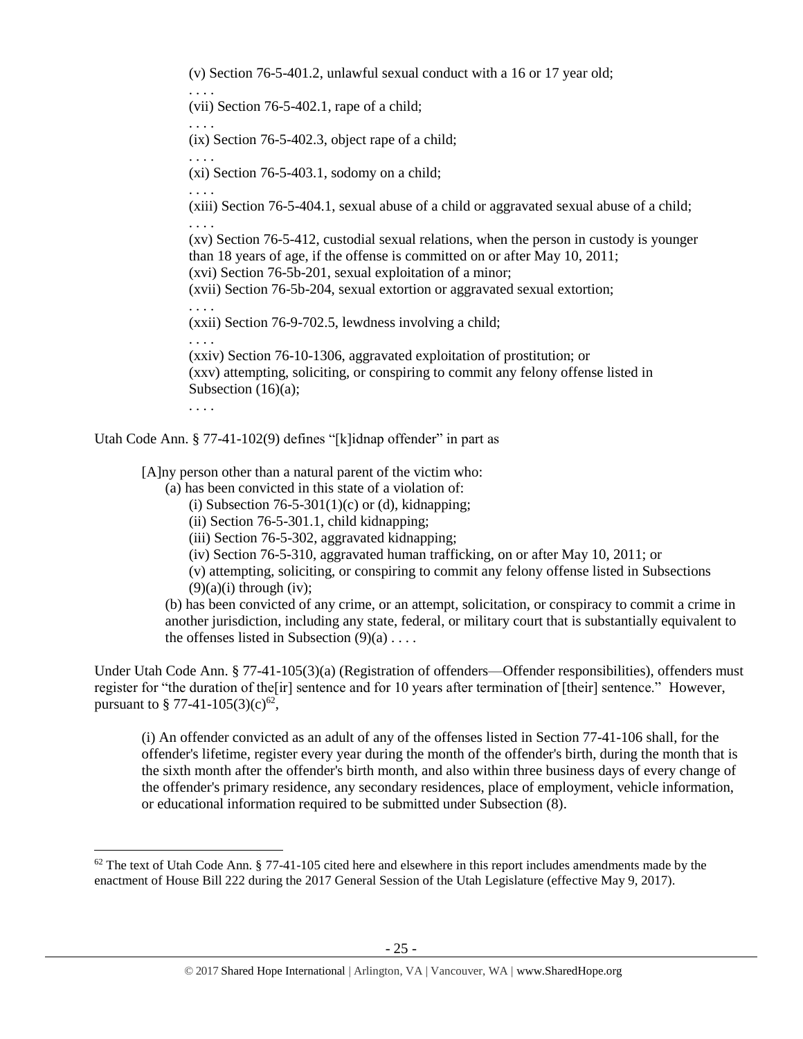> (v) Section 76-5-401.2, unlawful sexual conduct with a 16 or 17 year old;
> . . . .
> (vii) Section 76-5-402.1, rape of a child;
> . . . .
> (ix) Section 76-5-402.3, object rape of a child;
> . . . .
> (xi) Section 76-5-403.1, sodomy on a child;
> . . . .
> (xiii) Section 76-5-404.1, sexual abuse of a child or aggravated sexual abuse of a child;
> . . . .
> (xv) Section 76-5-412, custodial sexual relations, when the person in custody is younger than 18 years of age, if the offense is committed on or after May 10, 2011;
> (xvi) Section 76-5b-201, sexual exploitation of a minor;
> (xvii) Section 76-5b-204, sexual extortion or aggravated sexual extortion;
> . . . .
> (xxii) Section 76-9-702.5, lewdness involving a child;
> . . . .
> (xxiv) Section 76-10-1306, aggravated exploitation of prostitution; or
> (xxv) attempting, soliciting, or conspiring to commit any felony offense listed in Subsection (16)(a);
> . . . .

Utah Code Ann. § 77-41-102(9) defines "[k]idnap offender" in part as

> [A]ny person other than a natural parent of the victim who:
> (a) has been convicted in this state of a violation of:
> (i) Subsection 76-5-301(1)(c) or (d), kidnapping;
> (ii) Section 76-5-301.1, child kidnapping;
> (iii) Section 76-5-302, aggravated kidnapping;
> (iv) Section 76-5-310, aggravated human trafficking, on or after May 10, 2011; or
> (v) attempting, soliciting, or conspiring to commit any felony offense listed in Subsections (9)(a)(i) through (iv);
> (b) has been convicted of any crime, or an attempt, solicitation, or conspiracy to commit a crime in another jurisdiction, including any state, federal, or military court that is substantially equivalent to the offenses listed in Subsection (9)(a) . . . .

Under Utah Code Ann. § 77-41-105(3)(a) (Registration of offenders—Offender responsibilities), offenders must register for "the duration of the[ir] sentence and for 10 years after termination of [their] sentence." However, pursuant to § 77-41-105(3)(c)[62],

> (i) An offender convicted as an adult of any of the offenses listed in Section 77-41-106 shall, for the offender's lifetime, register every year during the month of the offender's birth, during the month that is the sixth month after the offender's birth month, and also within three business days of every change of the offender's primary residence, any secondary residences, place of employment, vehicle information, or educational information required to be submitted under Subsection (8).

[62] The text of Utah Code Ann. § 77-41-105 cited here and elsewhere in this report includes amendments made by the enactment of House Bill 222 during the 2017 General Session of the Utah Legislature (effective May 9, 2017).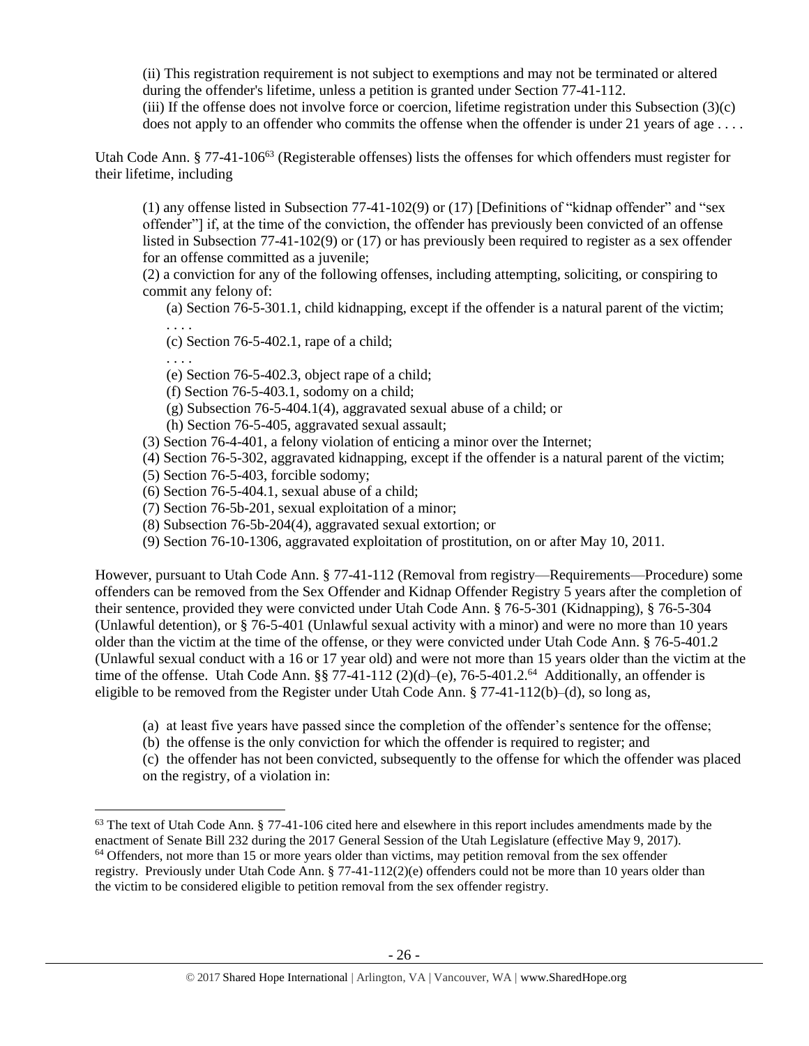> (ii) This registration requirement is not subject to exemptions and may not be terminated or altered during the offender's lifetime, unless a petition is granted under Section 77-41-112.
> (iii) If the offense does not involve force or coercion, lifetime registration under this Subsection (3)(c) does not apply to an offender who commits the offense when the offender is under 21 years of age . . . .

Utah Code Ann. § 77-41-106[63] (Registerable offenses) lists the offenses for which offenders must register for their lifetime, including

> (1) any offense listed in Subsection 77-41-102(9) or (17) [Definitions of "kidnap offender" and "sex offender"] if, at the time of the conviction, the offender has previously been convicted of an offense listed in Subsection 77-41-102(9) or (17) or has previously been required to register as a sex offender for an offense committed as a juvenile;
> (2) a conviction for any of the following offenses, including attempting, soliciting, or conspiring to commit any felony of:
>
> (a) Section 76-5-301.1, child kidnapping, except if the offender is a natural parent of the victim;
> . . . .
> (c) Section 76-5-402.1, rape of a child;
> . . . .
> (e) Section 76-5-402.3, object rape of a child;
> (f) Section 76-5-403.1, sodomy on a child;
> (g) Subsection 76-5-404.1(4), aggravated sexual abuse of a child; or
> (h) Section 76-5-405, aggravated sexual assault;
>
> (3) Section 76-4-401, a felony violation of enticing a minor over the Internet;
> (4) Section 76-5-302, aggravated kidnapping, except if the offender is a natural parent of the victim;
> (5) Section 76-5-403, forcible sodomy;
> (6) Section 76-5-404.1, sexual abuse of a child;
> (7) Section 76-5b-201, sexual exploitation of a minor;
> (8) Subsection 76-5b-204(4), aggravated sexual extortion; or
> (9) Section 76-10-1306, aggravated exploitation of prostitution, on or after May 10, 2011.

However, pursuant to Utah Code Ann. § 77-41-112 (Removal from registry—Requirements—Procedure) some offenders can be removed from the Sex Offender and Kidnap Offender Registry 5 years after the completion of their sentence, provided they were convicted under Utah Code Ann. § 76-5-301 (Kidnapping), § 76-5-304 (Unlawful detention), or § 76-5-401 (Unlawful sexual activity with a minor) and were no more than 10 years older than the victim at the time of the offense, or they were convicted under Utah Code Ann. § 76-5-401.2 (Unlawful sexual conduct with a 16 or 17 year old) and were not more than 15 years older than the victim at the time of the offense. Utah Code Ann. §§ 77-41-112 (2)(d)–(e), 76-5-401.2.[64] Additionally, an offender is eligible to be removed from the Register under Utah Code Ann. § 77-41-112(b)–(d), so long as,

> (a) at least five years have passed since the completion of the offender's sentence for the offense;
> (b) the offense is the only conviction for which the offender is required to register; and
> (c) the offender has not been convicted, subsequently to the offense for which the offender was placed on the registry, of a violation in:

---

[63] The text of Utah Code Ann. § 77-41-106 cited here and elsewhere in this report includes amendments made by the enactment of Senate Bill 232 during the 2017 General Session of the Utah Legislature (effective May 9, 2017).

[64] Offenders, not more than 15 or more years older than victims, may petition removal from the sex offender registry. Previously under Utah Code Ann. § 77-41-112(2)(e) offenders could not be more than 10 years older than the victim to be considered eligible to petition removal from the sex offender registry.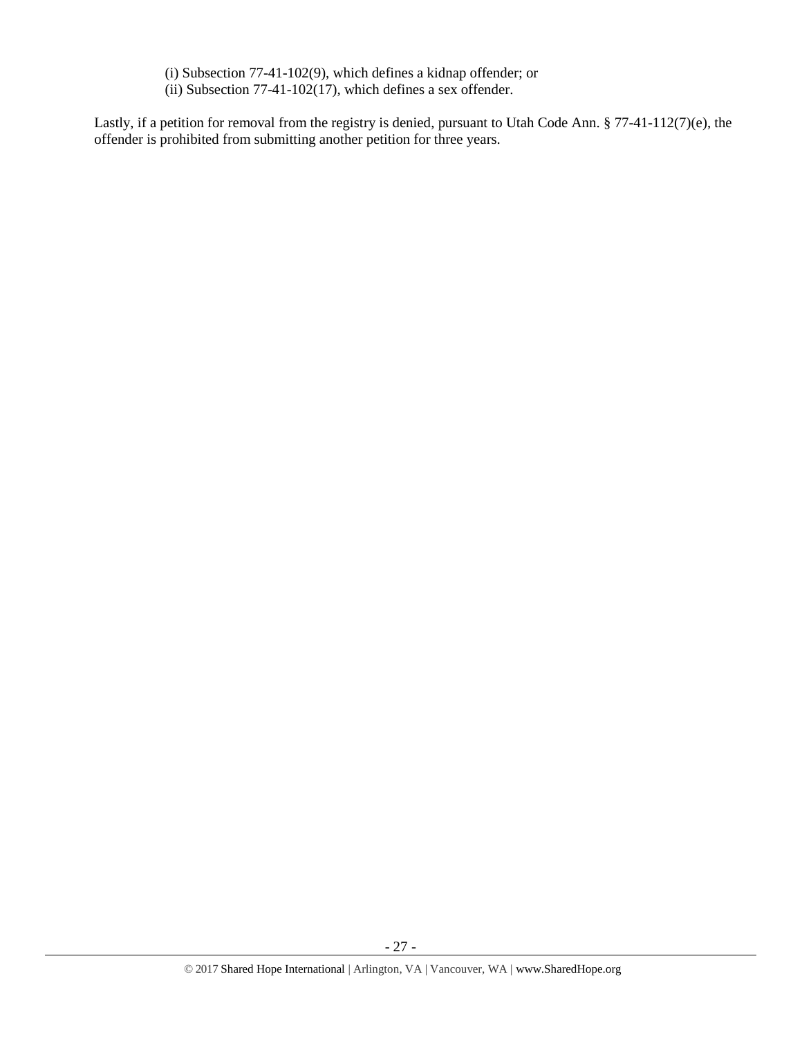(i) Subsection 77-41-102(9), which defines a kidnap offender; or
(ii) Subsection 77-41-102(17), which defines a sex offender.

Lastly, if a petition for removal from the registry is denied, pursuant to Utah Code Ann. § 77-41-112(7)(e), the offender is prohibited from submitting another petition for three years.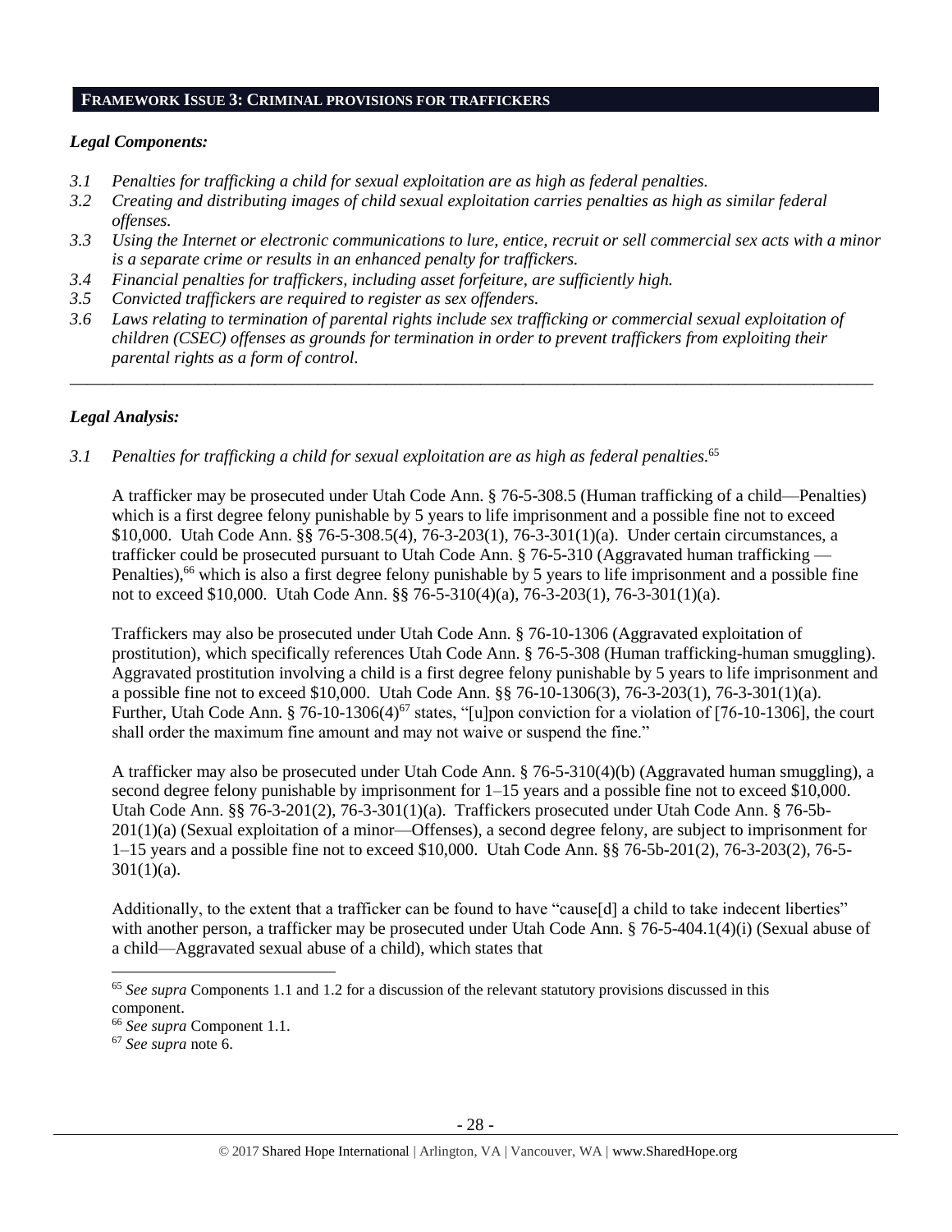## FRAMEWORK ISSUE 3: CRIMINAL PROVISIONS FOR TRAFFICKERS

### *Legal Components:*

*3.1 Penalties for trafficking a child for sexual exploitation are as high as federal penalties.*

*3.2 Creating and distributing images of child sexual exploitation carries penalties as high as similar federal offenses.*

*3.3 Using the Internet or electronic communications to lure, entice, recruit or sell commercial sex acts with a minor is a separate crime or results in an enhanced penalty for traffickers.*

*3.4 Financial penalties for traffickers, including asset forfeiture, are sufficiently high.*

*3.5 Convicted traffickers are required to register as sex offenders.*

*3.6 Laws relating to termination of parental rights include sex trafficking or commercial sexual exploitation of children (CSEC) offenses as grounds for termination in order to prevent traffickers from exploiting their parental rights as a form of control.*

---

### *Legal Analysis:*

*3.1 Penalties for trafficking a child for sexual exploitation are as high as federal penalties.*[65]

A trafficker may be prosecuted under Utah Code Ann. § 76-5-308.5 (Human trafficking of a child—Penalties) which is a first degree felony punishable by 5 years to life imprisonment and a possible fine not to exceed $10,000. Utah Code Ann. §§ 76-5-308.5(4), 76-3-203(1), 76-3-301(1)(a). Under certain circumstances, a trafficker could be prosecuted pursuant to Utah Code Ann. § 76-5-310 (Aggravated human trafficking — Penalties),[66] which is also a first degree felony punishable by 5 years to life imprisonment and a possible fine not to exceed $10,000. Utah Code Ann. §§ 76-5-310(4)(a), 76-3-203(1), 76-3-301(1)(a).

Traffickers may also be prosecuted under Utah Code Ann. § 76-10-1306 (Aggravated exploitation of prostitution), which specifically references Utah Code Ann. § 76-5-308 (Human trafficking-human smuggling). Aggravated prostitution involving a child is a first degree felony punishable by 5 years to life imprisonment and a possible fine not to exceed $10,000. Utah Code Ann. §§ 76-10-1306(3), 76-3-203(1), 76-3-301(1)(a). Further, Utah Code Ann. § 76-10-1306(4)[67] states, "[u]pon conviction for a violation of [76-10-1306], the court shall order the maximum fine amount and may not waive or suspend the fine."

A trafficker may also be prosecuted under Utah Code Ann. § 76-5-310(4)(b) (Aggravated human smuggling), a second degree felony punishable by imprisonment for 1–15 years and a possible fine not to exceed $10,000. Utah Code Ann. §§ 76-3-201(2), 76-3-301(1)(a). Traffickers prosecuted under Utah Code Ann. § 76-5b-201(1)(a) (Sexual exploitation of a minor—Offenses), a second degree felony, are subject to imprisonment for 1–15 years and a possible fine not to exceed $10,000. Utah Code Ann. §§ 76-5b-201(2), 76-3-203(2), 76-5-301(1)(a).

Additionally, to the extent that a trafficker can be found to have "cause[d] a child to take indecent liberties" with another person, a trafficker may be prosecuted under Utah Code Ann. § 76-5-404.1(4)(i) (Sexual abuse of a child—Aggravated sexual abuse of a child), which states that

---

[65] *See supra* Components 1.1 and 1.2 for a discussion of the relevant statutory provisions discussed in this component.

[66] *See supra* Component 1.1.

[67] *See supra* note 6.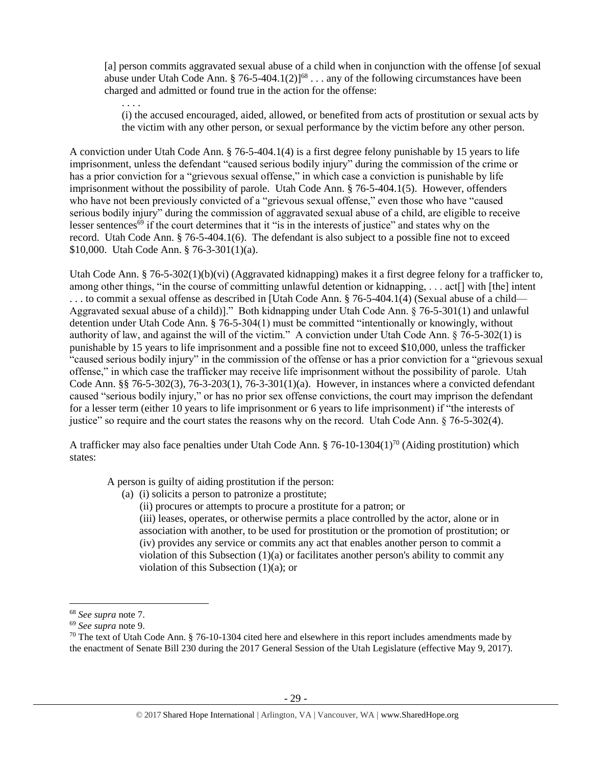> [a] person commits aggravated sexual abuse of a child when in conjunction with the offense [of sexual abuse under Utah Code Ann. § 76-5-404.1(2)][68] . . . any of the following circumstances have been charged and admitted or found true in the action for the offense:
>
> > . . . .
> >
> > (i) the accused encouraged, aided, allowed, or benefited from acts of prostitution or sexual acts by the victim with any other person, or sexual performance by the victim before any other person.

A conviction under Utah Code Ann. § 76-5-404.1(4) is a first degree felony punishable by 15 years to life imprisonment, unless the defendant "caused serious bodily injury" during the commission of the crime or has a prior conviction for a "grievous sexual offense," in which case a conviction is punishable by life imprisonment without the possibility of parole. Utah Code Ann. § 76-5-404.1(5). However, offenders who have not been previously convicted of a "grievous sexual offense," even those who have "caused serious bodily injury" during the commission of aggravated sexual abuse of a child, are eligible to receive lesser sentences[69] if the court determines that it "is in the interests of justice" and states why on the record. Utah Code Ann. § 76-5-404.1(6). The defendant is also subject to a possible fine not to exceed $10,000. Utah Code Ann. § 76-3-301(1)(a).

Utah Code Ann. § 76-5-302(1)(b)(vi) (Aggravated kidnapping) makes it a first degree felony for a trafficker to, among other things, "in the course of committing unlawful detention or kidnapping, . . . act[] with [the] intent . . . to commit a sexual offense as described in [Utah Code Ann. § 76-5-404.1(4) (Sexual abuse of a child—Aggravated sexual abuse of a child)]." Both kidnapping under Utah Code Ann. § 76-5-301(1) and unlawful detention under Utah Code Ann. § 76-5-304(1) must be committed "intentionally or knowingly, without authority of law, and against the will of the victim." A conviction under Utah Code Ann. § 76-5-302(1) is punishable by 15 years to life imprisonment and a possible fine not to exceed $10,000, unless the trafficker "caused serious bodily injury" in the commission of the offense or has a prior conviction for a "grievous sexual offense," in which case the trafficker may receive life imprisonment without the possibility of parole. Utah Code Ann. §§ 76-5-302(3), 76-3-203(1), 76-3-301(1)(a). However, in instances where a convicted defendant caused "serious bodily injury," or has no prior sex offense convictions, the court may imprison the defendant for a lesser term (either 10 years to life imprisonment or 6 years to life imprisonment) if "the interests of justice" so require and the court states the reasons why on the record. Utah Code Ann. § 76-5-302(4).

A trafficker may also face penalties under Utah Code Ann. § 76-10-1304(1)[70] (Aiding prostitution) which states:

> A person is guilty of aiding prostitution if the person:
>
> (a) (i) solicits a person to patronize a prostitute;
>
> (ii) procures or attempts to procure a prostitute for a patron; or
>
> (iii) leases, operates, or otherwise permits a place controlled by the actor, alone or in association with another, to be used for prostitution or the promotion of prostitution; or
>
> (iv) provides any service or commits any act that enables another person to commit a violation of this Subsection (1)(a) or facilitates another person's ability to commit any violation of this Subsection (1)(a); or

---

[68] *See supra* note 7.

[69] *See supra* note 9.

[70] The text of Utah Code Ann. § 76-10-1304 cited here and elsewhere in this report includes amendments made by the enactment of Senate Bill 230 during the 2017 General Session of the Utah Legislature (effective May 9, 2017).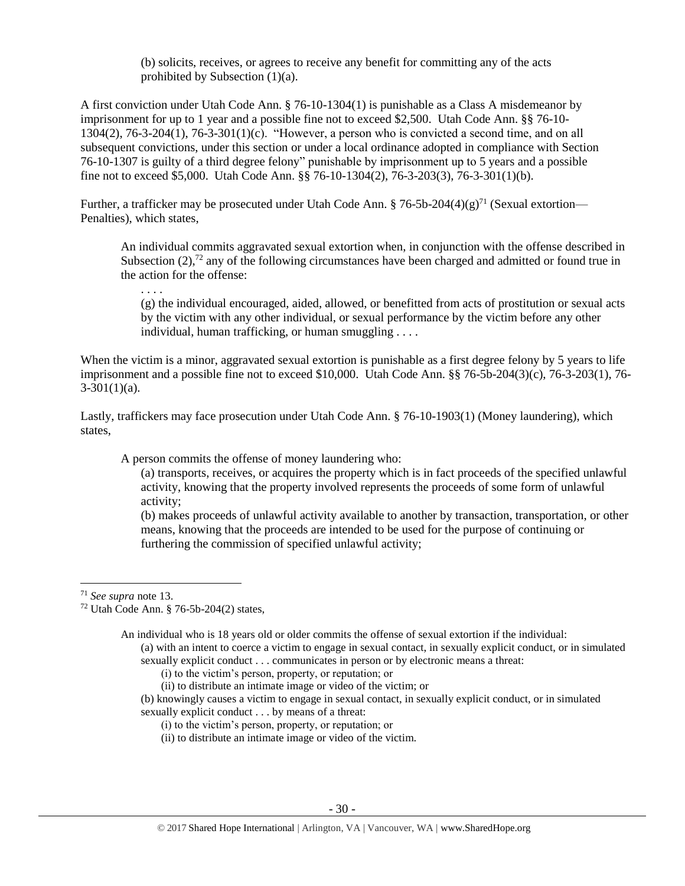(b) solicits, receives, or agrees to receive any benefit for committing any of the acts prohibited by Subsection (1)(a).

A first conviction under Utah Code Ann. § 76-10-1304(1) is punishable as a Class A misdemeanor by imprisonment for up to 1 year and a possible fine not to exceed $2,500. Utah Code Ann. §§ 76-10-1304(2), 76-3-204(1), 76-3-301(1)(c). "However, a person who is convicted a second time, and on all subsequent convictions, under this section or under a local ordinance adopted in compliance with Section 76-10-1307 is guilty of a third degree felony" punishable by imprisonment up to 5 years and a possible fine not to exceed $5,000. Utah Code Ann. §§ 76-10-1304(2), 76-3-203(3), 76-3-301(1)(b).

Further, a trafficker may be prosecuted under Utah Code Ann. § 76-5b-204(4)(g)[71] (Sexual extortion—Penalties), which states,

> An individual commits aggravated sexual extortion when, in conjunction with the offense described in Subsection (2),[72] any of the following circumstances have been charged and admitted or found true in the action for the offense:
>
> . . . .
>
> (g) the individual encouraged, aided, allowed, or benefitted from acts of prostitution or sexual acts by the victim with any other individual, or sexual performance by the victim before any other individual, human trafficking, or human smuggling . . . .

When the victim is a minor, aggravated sexual extortion is punishable as a first degree felony by 5 years to life imprisonment and a possible fine not to exceed $10,000. Utah Code Ann. §§ 76-5b-204(3)(c), 76-3-203(1), 76-3-301(1)(a).

Lastly, traffickers may face prosecution under Utah Code Ann. § 76-10-1903(1) (Money laundering), which states,

> A person commits the offense of money laundering who:
>
> (a) transports, receives, or acquires the property which is in fact proceeds of the specified unlawful activity, knowing that the property involved represents the proceeds of some form of unlawful activity;
>
> (b) makes proceeds of unlawful activity available to another by transaction, transportation, or other means, knowing that the proceeds are intended to be used for the purpose of continuing or furthering the commission of specified unlawful activity;

---

[71] *See supra* note 13.

[72] Utah Code Ann. § 76-5b-204(2) states,

> An individual who is 18 years old or older commits the offense of sexual extortion if the individual:
>
> (a) with an intent to coerce a victim to engage in sexual contact, in sexually explicit conduct, or in simulated sexually explicit conduct . . . communicates in person or by electronic means a threat:
>
> (i) to the victim's person, property, or reputation; or
>
> (ii) to distribute an intimate image or video of the victim; or
>
> (b) knowingly causes a victim to engage in sexual contact, in sexually explicit conduct, or in simulated sexually explicit conduct . . . by means of a threat:
>
> (i) to the victim's person, property, or reputation; or
>
> (ii) to distribute an intimate image or video of the victim.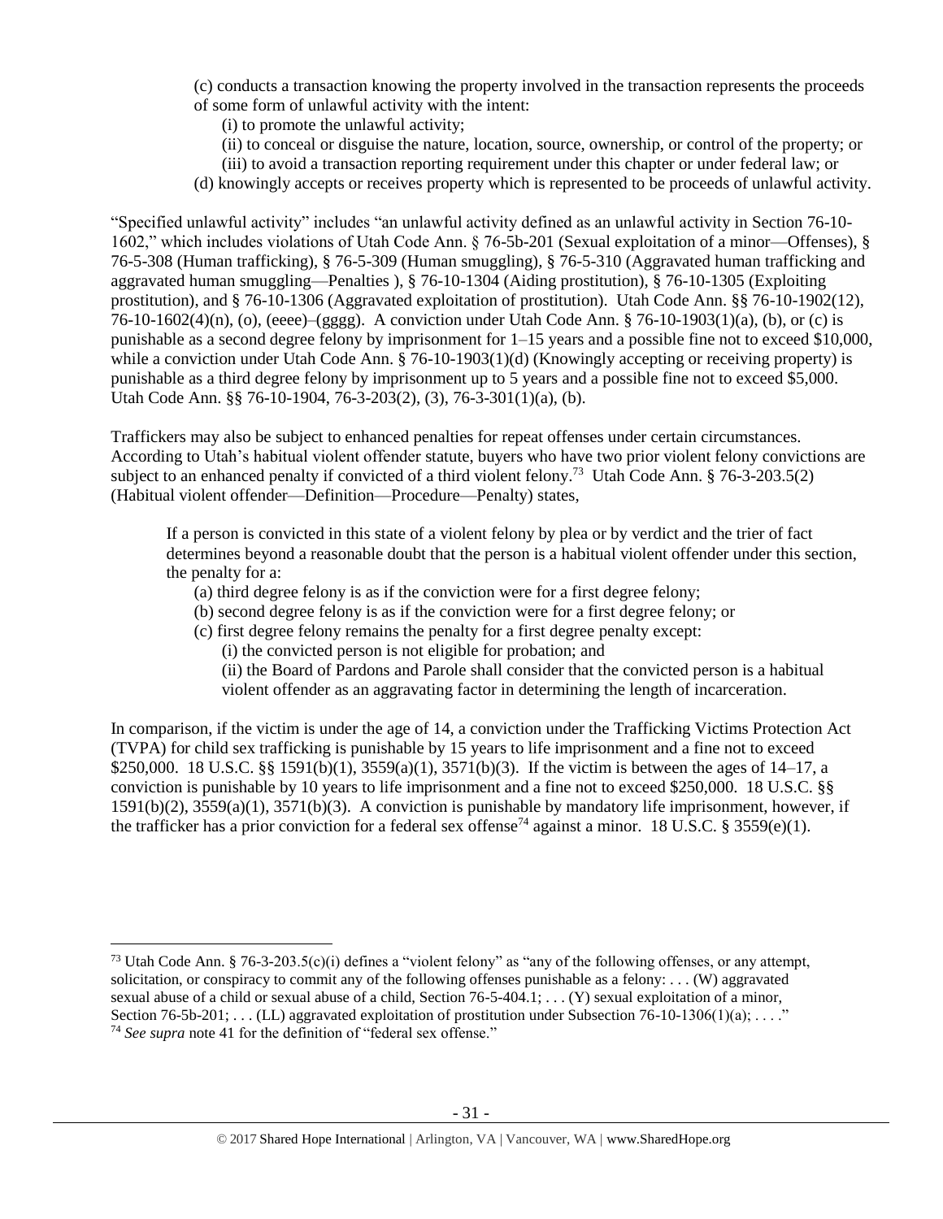(c) conducts a transaction knowing the property involved in the transaction represents the proceeds of some form of unlawful activity with the intent:

(i) to promote the unlawful activity;

(ii) to conceal or disguise the nature, location, source, ownership, or control of the property; or

(iii) to avoid a transaction reporting requirement under this chapter or under federal law; or

(d) knowingly accepts or receives property which is represented to be proceeds of unlawful activity.

"Specified unlawful activity" includes "an unlawful activity defined as an unlawful activity in Section 76-10-1602," which includes violations of Utah Code Ann. § 76-5b-201 (Sexual exploitation of a minor—Offenses), § 76-5-308 (Human trafficking), § 76-5-309 (Human smuggling), § 76-5-310 (Aggravated human trafficking and aggravated human smuggling—Penalties ), § 76-10-1304 (Aiding prostitution), § 76-10-1305 (Exploiting prostitution), and § 76-10-1306 (Aggravated exploitation of prostitution). Utah Code Ann. §§ 76-10-1902(12), 76-10-1602(4)(n), (o), (eeee)–(gggg). A conviction under Utah Code Ann. § 76-10-1903(1)(a), (b), or (c) is punishable as a second degree felony by imprisonment for 1–15 years and a possible fine not to exceed $10,000, while a conviction under Utah Code Ann. § 76-10-1903(1)(d) (Knowingly accepting or receiving property) is punishable as a third degree felony by imprisonment up to 5 years and a possible fine not to exceed $5,000. Utah Code Ann. §§ 76-10-1904, 76-3-203(2), (3), 76-3-301(1)(a), (b).

Traffickers may also be subject to enhanced penalties for repeat offenses under certain circumstances. According to Utah's habitual violent offender statute, buyers who have two prior violent felony convictions are subject to an enhanced penalty if convicted of a third violent felony.[73] Utah Code Ann. § 76-3-203.5(2) (Habitual violent offender—Definition—Procedure—Penalty) states,

> If a person is convicted in this state of a violent felony by plea or by verdict and the trier of fact determines beyond a reasonable doubt that the person is a habitual violent offender under this section, the penalty for a:
>
> (a) third degree felony is as if the conviction were for a first degree felony;
>
> (b) second degree felony is as if the conviction were for a first degree felony; or
>
> (c) first degree felony remains the penalty for a first degree penalty except:
>
> (i) the convicted person is not eligible for probation; and
>
> (ii) the Board of Pardons and Parole shall consider that the convicted person is a habitual violent offender as an aggravating factor in determining the length of incarceration.

In comparison, if the victim is under the age of 14, a conviction under the Trafficking Victims Protection Act (TVPA) for child sex trafficking is punishable by 15 years to life imprisonment and a fine not to exceed $250,000. 18 U.S.C. §§ 1591(b)(1), 3559(a)(1), 3571(b)(3). If the victim is between the ages of 14–17, a conviction is punishable by 10 years to life imprisonment and a fine not to exceed $250,000. 18 U.S.C. §§ 1591(b)(2), 3559(a)(1), 3571(b)(3). A conviction is punishable by mandatory life imprisonment, however, if the trafficker has a prior conviction for a federal sex offense[74] against a minor. 18 U.S.C. § 3559(e)(1).

---

[73] Utah Code Ann. § 76-3-203.5(c)(i) defines a "violent felony" as "any of the following offenses, or any attempt, solicitation, or conspiracy to commit any of the following offenses punishable as a felony: . . . (W) aggravated sexual abuse of a child or sexual abuse of a child, Section 76-5-404.1; . . . (Y) sexual exploitation of a minor, Section 76-5b-201; . . . (LL) aggravated exploitation of prostitution under Subsection 76-10-1306(1)(a); . . . ."

[74] *See supra* note 41 for the definition of "federal sex offense."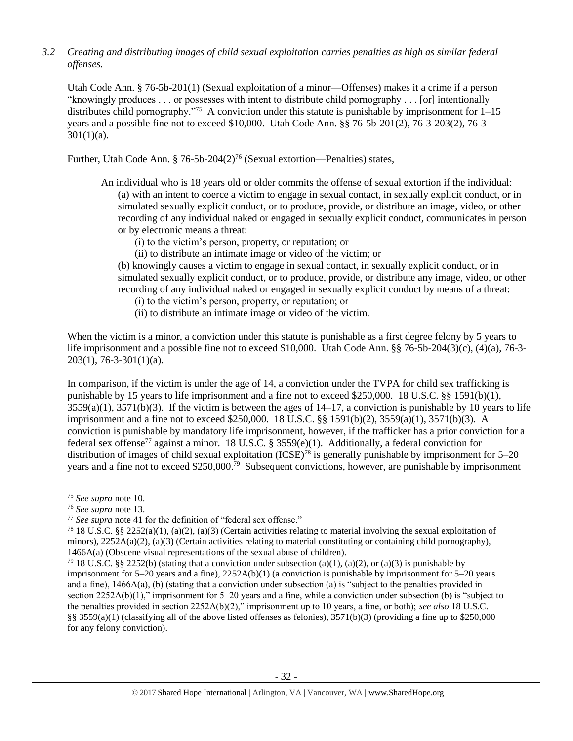*3.2 Creating and distributing images of child sexual exploitation carries penalties as high as similar federal offenses.*

Utah Code Ann. § 76-5b-201(1) (Sexual exploitation of a minor—Offenses) makes it a crime if a person "knowingly produces . . . or possesses with intent to distribute child pornography . . . [or] intentionally distributes child pornography."[75] A conviction under this statute is punishable by imprisonment for 1–15 years and a possible fine not to exceed $10,000. Utah Code Ann. §§ 76-5b-201(2), 76-3-203(2), 76-3-301(1)(a).

Further, Utah Code Ann. § 76-5b-204(2)[76] (Sexual extortion—Penalties) states,

> An individual who is 18 years old or older commits the offense of sexual extortion if the individual:
> (a) with an intent to coerce a victim to engage in sexual contact, in sexually explicit conduct, or in simulated sexually explicit conduct, or to produce, provide, or distribute an image, video, or other recording of any individual naked or engaged in sexually explicit conduct, communicates in person or by electronic means a threat:
> (i) to the victim's person, property, or reputation; or
> (ii) to distribute an intimate image or video of the victim; or
> (b) knowingly causes a victim to engage in sexual contact, in sexually explicit conduct, or in simulated sexually explicit conduct, or to produce, provide, or distribute any image, video, or other recording of any individual naked or engaged in sexually explicit conduct by means of a threat:
> (i) to the victim's person, property, or reputation; or
> (ii) to distribute an intimate image or video of the victim.

When the victim is a minor, a conviction under this statute is punishable as a first degree felony by 5 years to life imprisonment and a possible fine not to exceed $10,000. Utah Code Ann. §§ 76-5b-204(3)(c), (4)(a), 76-3-203(1), 76-3-301(1)(a).

In comparison, if the victim is under the age of 14, a conviction under the TVPA for child sex trafficking is punishable by 15 years to life imprisonment and a fine not to exceed $250,000. 18 U.S.C. §§ 1591(b)(1), 3559(a)(1), 3571(b)(3). If the victim is between the ages of 14–17, a conviction is punishable by 10 years to life imprisonment and a fine not to exceed $250,000. 18 U.S.C. §§ 1591(b)(2), 3559(a)(1), 3571(b)(3). A conviction is punishable by mandatory life imprisonment, however, if the trafficker has a prior conviction for a federal sex offense[77] against a minor. 18 U.S.C. § 3559(e)(1). Additionally, a federal conviction for distribution of images of child sexual exploitation (ICSE)[78] is generally punishable by imprisonment for 5–20 years and a fine not to exceed $250,000.[79] Subsequent convictions, however, are punishable by imprisonment

---

[75] *See supra* note 10.

[76] *See supra* note 13.

[77] *See supra* note 41 for the definition of "federal sex offense."

[78] 18 U.S.C. §§ 2252(a)(1), (a)(2), (a)(3) (Certain activities relating to material involving the sexual exploitation of minors), 2252A(a)(2), (a)(3) (Certain activities relating to material constituting or containing child pornography), 1466A(a) (Obscene visual representations of the sexual abuse of children).

[79] 18 U.S.C. §§ 2252(b) (stating that a conviction under subsection (a)(1), (a)(2), or (a)(3) is punishable by imprisonment for 5–20 years and a fine), 2252A(b)(1) (a conviction is punishable by imprisonment for 5–20 years and a fine), 1466A(a), (b) (stating that a conviction under subsection (a) is "subject to the penalties provided in section 2252A(b)(1)," imprisonment for 5–20 years and a fine, while a conviction under subsection (b) is "subject to the penalties provided in section 2252A(b)(2)," imprisonment up to 10 years, a fine, or both); *see also* 18 U.S.C. §§ 3559(a)(1) (classifying all of the above listed offenses as felonies), 3571(b)(3) (providing a fine up to $250,000 for any felony conviction).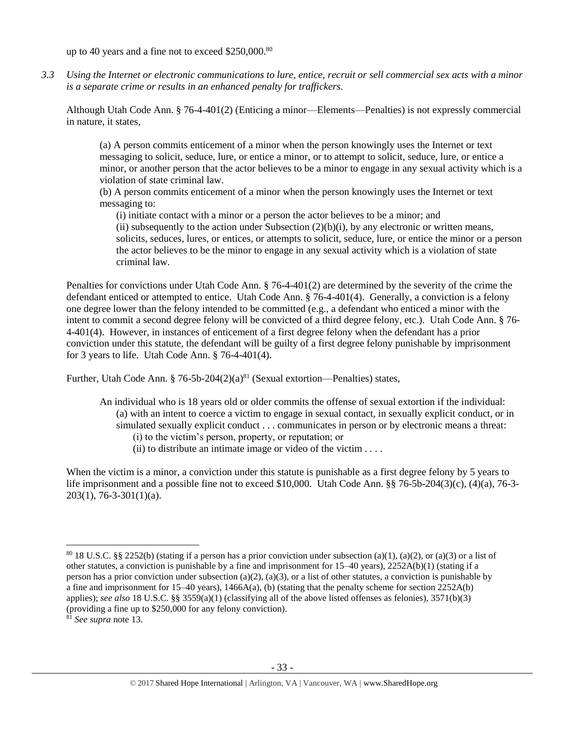up to 40 years and a fine not to exceed $250,000.[80]

*3.3 Using the Internet or electronic communications to lure, entice, recruit or sell commercial sex acts with a minor is a separate crime or results in an enhanced penalty for traffickers.*

Although Utah Code Ann. § 76-4-401(2) (Enticing a minor—Elements—Penalties) is not expressly commercial in nature, it states,

> (a) A person commits enticement of a minor when the person knowingly uses the Internet or text messaging to solicit, seduce, lure, or entice a minor, or to attempt to solicit, seduce, lure, or entice a minor, or another person that the actor believes to be a minor to engage in any sexual activity which is a violation of state criminal law.
>
> (b) A person commits enticement of a minor when the person knowingly uses the Internet or text messaging to:
>
> (i) initiate contact with a minor or a person the actor believes to be a minor; and
>
> (ii) subsequently to the action under Subsection (2)(b)(i), by any electronic or written means, solicits, seduces, lures, or entices, or attempts to solicit, seduce, lure, or entice the minor or a person the actor believes to be the minor to engage in any sexual activity which is a violation of state criminal law.

Penalties for convictions under Utah Code Ann. § 76-4-401(2) are determined by the severity of the crime the defendant enticed or attempted to entice. Utah Code Ann. § 76-4-401(4). Generally, a conviction is a felony one degree lower than the felony intended to be committed (e.g., a defendant who enticed a minor with the intent to commit a second degree felony will be convicted of a third degree felony, etc.). Utah Code Ann. § 76-4-401(4). However, in instances of enticement of a first degree felony when the defendant has a prior conviction under this statute, the defendant will be guilty of a first degree felony punishable by imprisonment for 3 years to life. Utah Code Ann. § 76-4-401(4).

Further, Utah Code Ann. § 76-5b-204(2)(a)[81] (Sexual extortion—Penalties) states,

> An individual who is 18 years old or older commits the offense of sexual extortion if the individual:
>
> (a) with an intent to coerce a victim to engage in sexual contact, in sexually explicit conduct, or in simulated sexually explicit conduct . . . communicates in person or by electronic means a threat:
>
> (i) to the victim's person, property, or reputation; or
>
> (ii) to distribute an intimate image or video of the victim . . . .

When the victim is a minor, a conviction under this statute is punishable as a first degree felony by 5 years to life imprisonment and a possible fine not to exceed $10,000. Utah Code Ann. §§ 76-5b-204(3)(c), (4)(a), 76-3-203(1), 76-3-301(1)(a).

---

[80] 18 U.S.C. §§ 2252(b) (stating if a person has a prior conviction under subsection (a)(1), (a)(2), or (a)(3) or a list of other statutes, a conviction is punishable by a fine and imprisonment for 15–40 years), 2252A(b)(1) (stating if a person has a prior conviction under subsection (a)(2), (a)(3), or a list of other statutes, a conviction is punishable by a fine and imprisonment for 15–40 years), 1466A(a), (b) (stating that the penalty scheme for section 2252A(b) applies); *see also* 18 U.S.C. §§ 3559(a)(1) (classifying all of the above listed offenses as felonies), 3571(b)(3) (providing a fine up to $250,000 for any felony conviction).

[81] *See supra* note 13.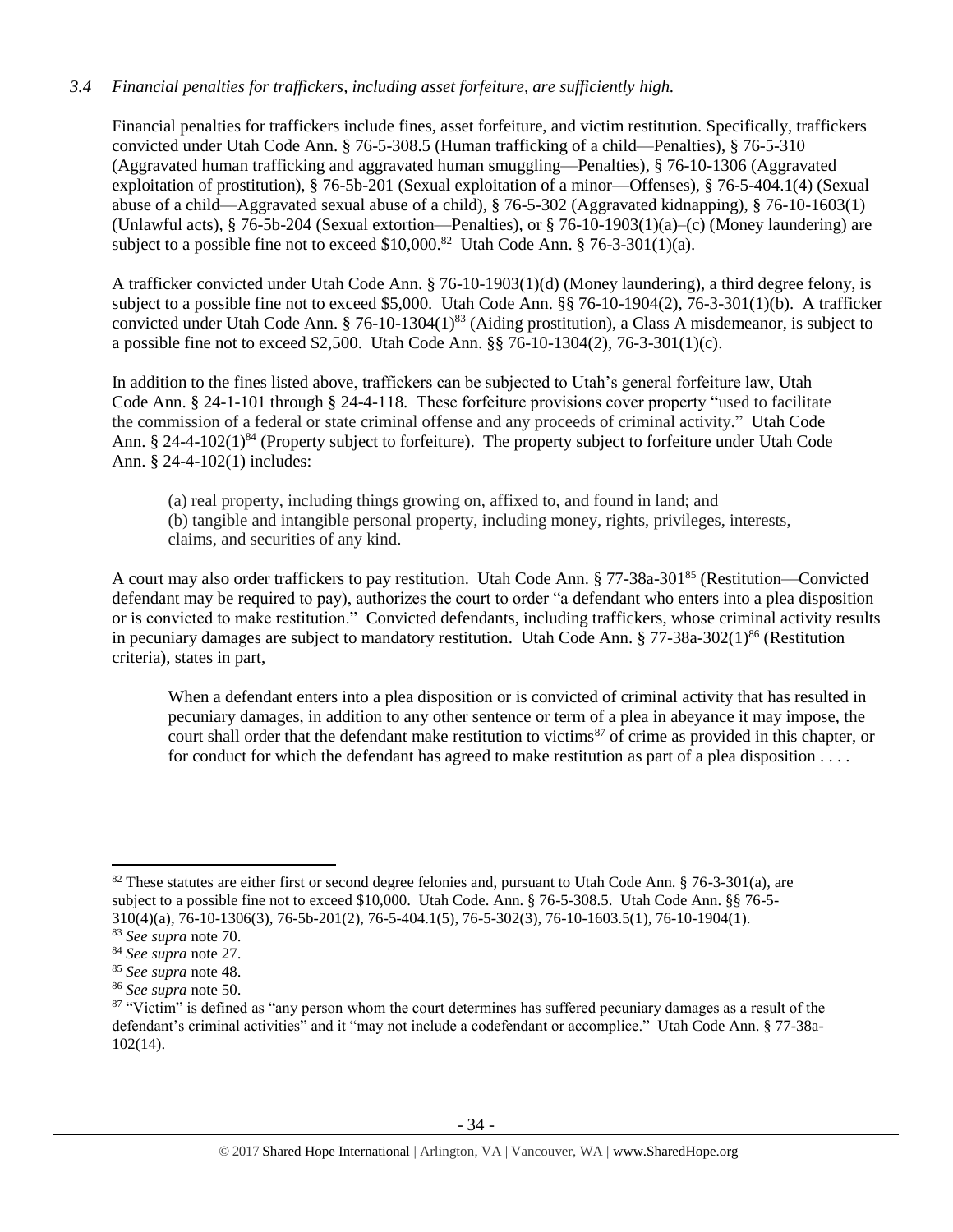*3.4 Financial penalties for traffickers, including asset forfeiture, are sufficiently high.*

Financial penalties for traffickers include fines, asset forfeiture, and victim restitution. Specifically, traffickers convicted under Utah Code Ann. § 76-5-308.5 (Human trafficking of a child—Penalties), § 76-5-310 (Aggravated human trafficking and aggravated human smuggling—Penalties), § 76-10-1306 (Aggravated exploitation of prostitution), § 76-5b-201 (Sexual exploitation of a minor—Offenses), § 76-5-404.1(4) (Sexual abuse of a child—Aggravated sexual abuse of a child), § 76-5-302 (Aggravated kidnapping), § 76-10-1603(1) (Unlawful acts), § 76-5b-204 (Sexual extortion—Penalties), or § 76-10-1903(1)(a)–(c) (Money laundering) are subject to a possible fine not to exceed $10,000.[82] Utah Code Ann. § 76-3-301(1)(a).

A trafficker convicted under Utah Code Ann. § 76-10-1903(1)(d) (Money laundering), a third degree felony, is subject to a possible fine not to exceed $5,000. Utah Code Ann. §§ 76-10-1904(2), 76-3-301(1)(b). A trafficker convicted under Utah Code Ann. § 76-10-1304(1)[83] (Aiding prostitution), a Class A misdemeanor, is subject to a possible fine not to exceed $2,500. Utah Code Ann. §§ 76-10-1304(2), 76-3-301(1)(c).

In addition to the fines listed above, traffickers can be subjected to Utah's general forfeiture law, Utah Code Ann. § 24-1-101 through § 24-4-118. These forfeiture provisions cover property "used to facilitate the commission of a federal or state criminal offense and any proceeds of criminal activity." Utah Code Ann. § 24-4-102(1)[84] (Property subject to forfeiture). The property subject to forfeiture under Utah Code Ann. § 24-4-102(1) includes:

> (a) real property, including things growing on, affixed to, and found in land; and
> (b) tangible and intangible personal property, including money, rights, privileges, interests, claims, and securities of any kind.

A court may also order traffickers to pay restitution. Utah Code Ann. § 77-38a-301[85] (Restitution—Convicted defendant may be required to pay), authorizes the court to order "a defendant who enters into a plea disposition or is convicted to make restitution." Convicted defendants, including traffickers, whose criminal activity results in pecuniary damages are subject to mandatory restitution. Utah Code Ann. § 77-38a-302(1)[86] (Restitution criteria), states in part,

> When a defendant enters into a plea disposition or is convicted of criminal activity that has resulted in pecuniary damages, in addition to any other sentence or term of a plea in abeyance it may impose, the court shall order that the defendant make restitution to victims[87] of crime as provided in this chapter, or for conduct for which the defendant has agreed to make restitution as part of a plea disposition . . . .

---

[82] These statutes are either first or second degree felonies and, pursuant to Utah Code Ann. § 76-3-301(a), are subject to a possible fine not to exceed $10,000. Utah Code. Ann. § 76-5-308.5. Utah Code Ann. §§ 76-5-310(4)(a), 76-10-1306(3), 76-5b-201(2), 76-5-404.1(5), 76-5-302(3), 76-10-1603.5(1), 76-10-1904(1).

[83] *See supra* note 70.

[84] *See supra* note 27.

[85] *See supra* note 48.

[86] *See supra* note 50.

[87] "Victim" is defined as "any person whom the court determines has suffered pecuniary damages as a result of the defendant's criminal activities" and it "may not include a codefendant or accomplice." Utah Code Ann. § 77-38a-102(14).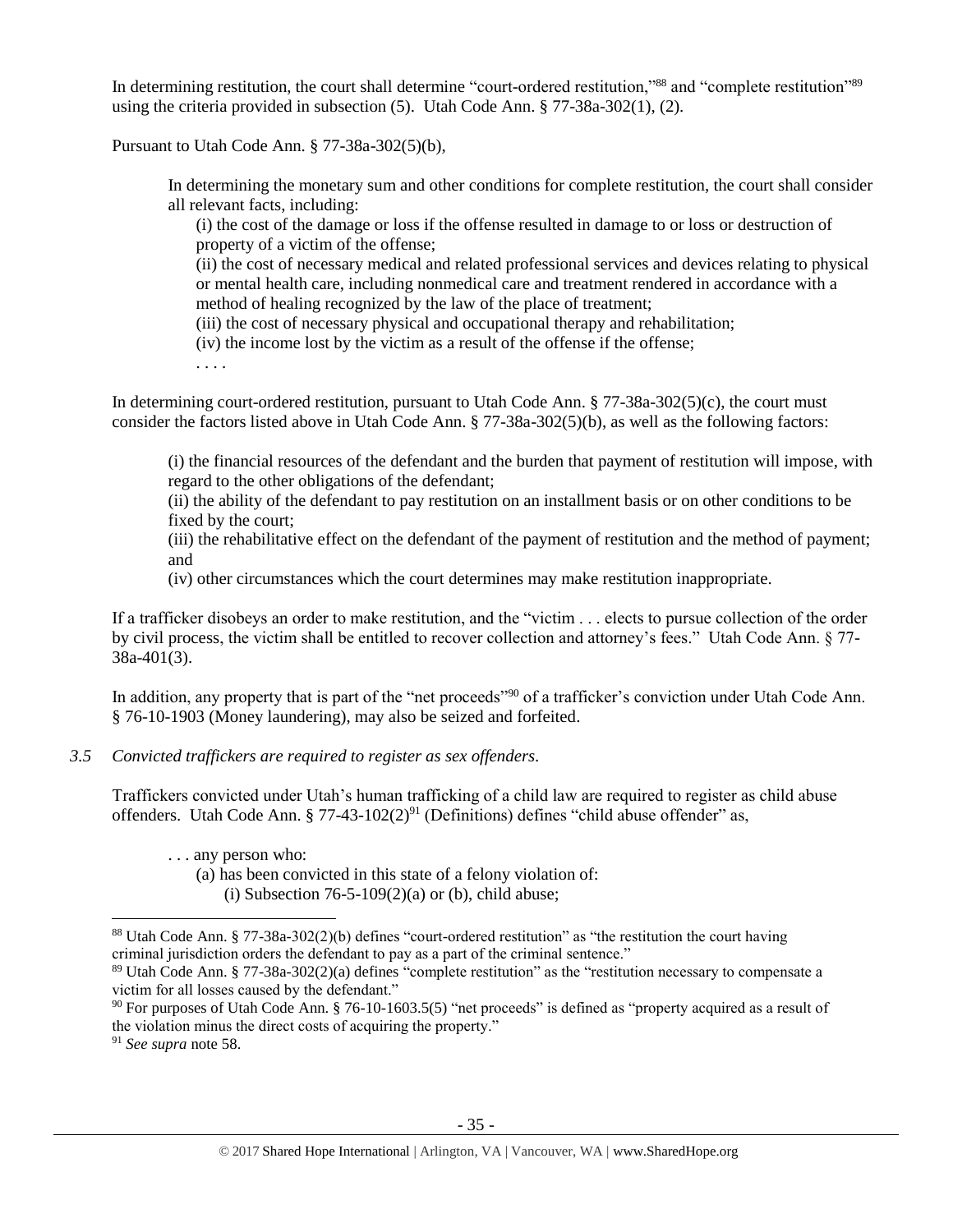In determining restitution, the court shall determine "court-ordered restitution,"[88] and "complete restitution"[89] using the criteria provided in subsection (5). Utah Code Ann. § 77-38a-302(1), (2).

Pursuant to Utah Code Ann. § 77-38a-302(5)(b),

> In determining the monetary sum and other conditions for complete restitution, the court shall consider all relevant facts, including:
>
> (i) the cost of the damage or loss if the offense resulted in damage to or loss or destruction of property of a victim of the offense;
>
> (ii) the cost of necessary medical and related professional services and devices relating to physical or mental health care, including nonmedical care and treatment rendered in accordance with a method of healing recognized by the law of the place of treatment;
>
> (iii) the cost of necessary physical and occupational therapy and rehabilitation;
>
> (iv) the income lost by the victim as a result of the offense if the offense;
>
> . . . .

In determining court-ordered restitution, pursuant to Utah Code Ann. § 77-38a-302(5)(c), the court must consider the factors listed above in Utah Code Ann. § 77-38a-302(5)(b), as well as the following factors:

> (i) the financial resources of the defendant and the burden that payment of restitution will impose, with regard to the other obligations of the defendant;
>
> (ii) the ability of the defendant to pay restitution on an installment basis or on other conditions to be fixed by the court;
>
> (iii) the rehabilitative effect on the defendant of the payment of restitution and the method of payment; and
>
> (iv) other circumstances which the court determines may make restitution inappropriate.

If a trafficker disobeys an order to make restitution, and the "victim . . . elects to pursue collection of the order by civil process, the victim shall be entitled to recover collection and attorney's fees." Utah Code Ann. § 77-38a-401(3).

In addition, any property that is part of the "net proceeds"[90] of a trafficker's conviction under Utah Code Ann. § 76-10-1903 (Money laundering), may also be seized and forfeited.

*3.5 Convicted traffickers are required to register as sex offenders.*

Traffickers convicted under Utah's human trafficking of a child law are required to register as child abuse offenders. Utah Code Ann. § 77-43-102(2)[91] (Definitions) defines "child abuse offender" as,

> . . . any person who:
>
> (a) has been convicted in this state of a felony violation of:
>
> (i) Subsection 76-5-109(2)(a) or (b), child abuse;

---

[88] Utah Code Ann. § 77-38a-302(2)(b) defines "court-ordered restitution" as "the restitution the court having criminal jurisdiction orders the defendant to pay as a part of the criminal sentence."

[89] Utah Code Ann. § 77-38a-302(2)(a) defines "complete restitution" as the "restitution necessary to compensate a victim for all losses caused by the defendant."

[90] For purposes of Utah Code Ann. § 76-10-1603.5(5) "net proceeds" is defined as "property acquired as a result of the violation minus the direct costs of acquiring the property."

[91] *See supra* note 58.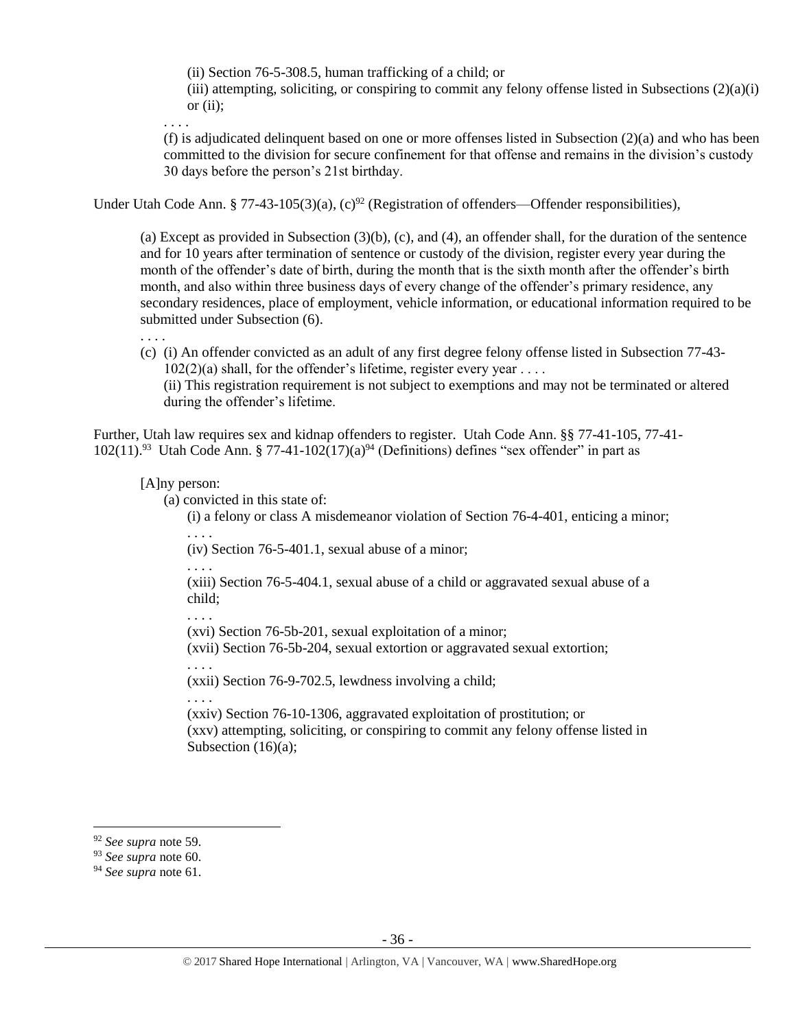(ii) Section 76-5-308.5, human trafficking of a child; or

(iii) attempting, soliciting, or conspiring to commit any felony offense listed in Subsections (2)(a)(i) or (ii);

. . . .

(f) is adjudicated delinquent based on one or more offenses listed in Subsection (2)(a) and who has been committed to the division for secure confinement for that offense and remains in the division's custody 30 days before the person's 21st birthday.

Under Utah Code Ann. § 77-43-105(3)(a), (c)[92] (Registration of offenders—Offender responsibilities),

> (a) Except as provided in Subsection (3)(b), (c), and (4), an offender shall, for the duration of the sentence and for 10 years after termination of sentence or custody of the division, register every year during the month of the offender's date of birth, during the month that is the sixth month after the offender's birth month, and also within three business days of every change of the offender's primary residence, any secondary residences, place of employment, vehicle information, or educational information required to be submitted under Subsection (6).
>
> . . . .
>
> (c) (i) An offender convicted as an adult of any first degree felony offense listed in Subsection 77-43-102(2)(a) shall, for the offender's lifetime, register every year . . . .
>
> (ii) This registration requirement is not subject to exemptions and may not be terminated or altered during the offender's lifetime.

Further, Utah law requires sex and kidnap offenders to register. Utah Code Ann. §§ 77-41-105, 77-41-102(11).[93] Utah Code Ann. § 77-41-102(17)(a)[94] (Definitions) defines "sex offender" in part as

> [A]ny person:
>
> (a) convicted in this state of:
>
> (i) a felony or class A misdemeanor violation of Section 76-4-401, enticing a minor;
>
> . . . .
>
> (iv) Section 76-5-401.1, sexual abuse of a minor;
>
> . . . .
>
> (xiii) Section 76-5-404.1, sexual abuse of a child or aggravated sexual abuse of a child;
>
> . . . .
>
> (xvi) Section 76-5b-201, sexual exploitation of a minor;
>
> (xvii) Section 76-5b-204, sexual extortion or aggravated sexual extortion;
>
> . . . .
>
> (xxii) Section 76-9-702.5, lewdness involving a child;
>
> . . . .
>
> (xxiv) Section 76-10-1306, aggravated exploitation of prostitution; or
>
> (xxv) attempting, soliciting, or conspiring to commit any felony offense listed in Subsection (16)(a);

---

[92] *See supra* note 59.

[93] *See supra* note 60.

[94] *See supra* note 61.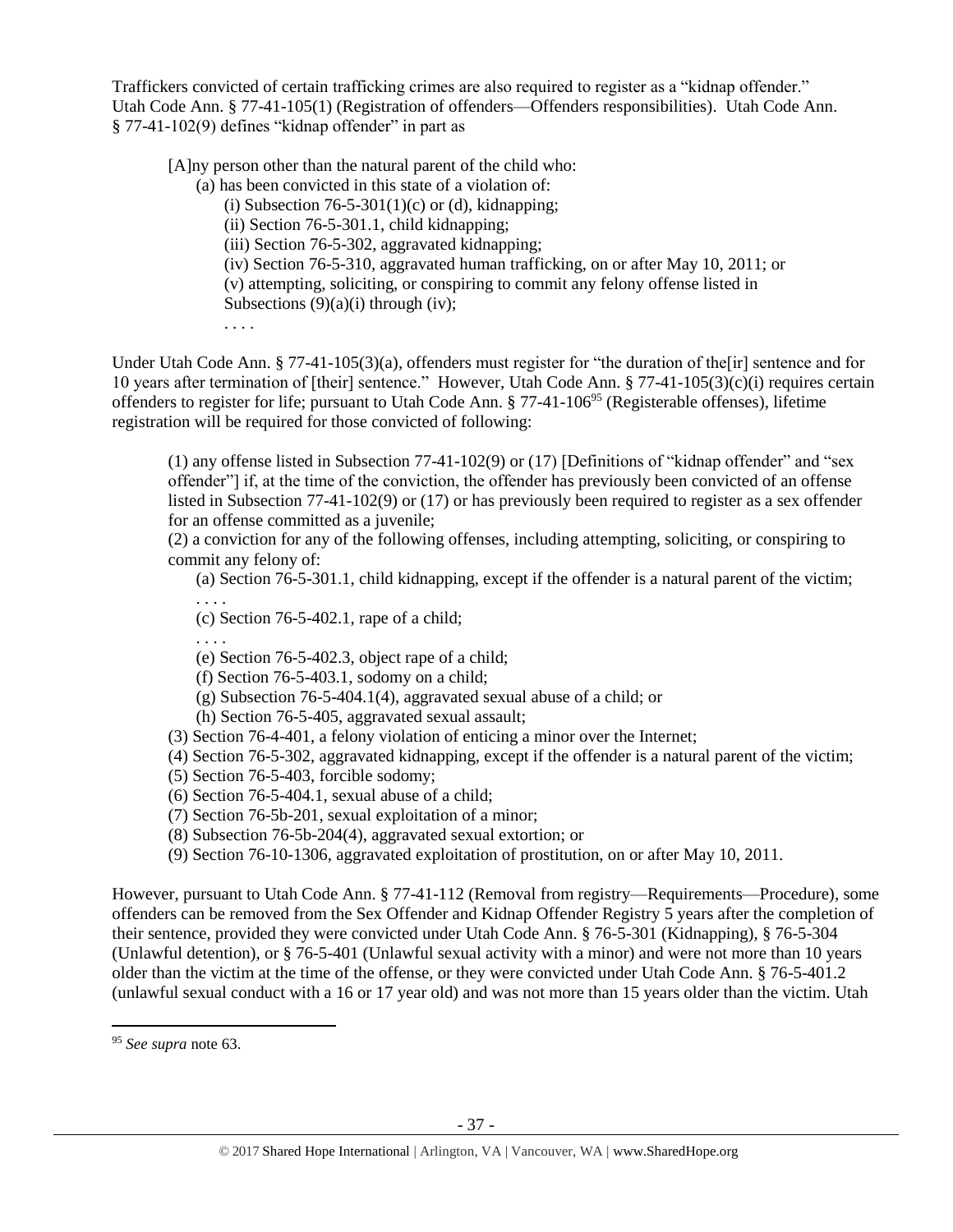Traffickers convicted of certain trafficking crimes are also required to register as a "kidnap offender." Utah Code Ann. § 77-41-105(1) (Registration of offenders—Offenders responsibilities). Utah Code Ann. § 77-41-102(9) defines "kidnap offender" in part as

> [A]ny person other than the natural parent of the child who:
>
> (a) has been convicted in this state of a violation of:
>
> (i) Subsection 76-5-301(1)(c) or (d), kidnapping;
>
> (ii) Section 76-5-301.1, child kidnapping;
>
> (iii) Section 76-5-302, aggravated kidnapping;
>
> (iv) Section 76-5-310, aggravated human trafficking, on or after May 10, 2011; or
>
> (v) attempting, soliciting, or conspiring to commit any felony offense listed in Subsections (9)(a)(i) through (iv);
>
> . . . .

Under Utah Code Ann. § 77-41-105(3)(a), offenders must register for "the duration of the[ir] sentence and for 10 years after termination of [their] sentence." However, Utah Code Ann. § 77-41-105(3)(c)(i) requires certain offenders to register for life; pursuant to Utah Code Ann. § 77-41-106[95] (Registerable offenses), lifetime registration will be required for those convicted of following:

> (1) any offense listed in Subsection 77-41-102(9) or (17) [Definitions of "kidnap offender" and "sex offender"] if, at the time of the conviction, the offender has previously been convicted of an offense listed in Subsection 77-41-102(9) or (17) or has previously been required to register as a sex offender for an offense committed as a juvenile;
>
> (2) a conviction for any of the following offenses, including attempting, soliciting, or conspiring to commit any felony of:
>
> (a) Section 76-5-301.1, child kidnapping, except if the offender is a natural parent of the victim;
>
> . . . .
>
> (c) Section 76-5-402.1, rape of a child;
>
> . . . .
>
> (e) Section 76-5-402.3, object rape of a child;
>
> (f) Section 76-5-403.1, sodomy on a child;
>
> (g) Subsection 76-5-404.1(4), aggravated sexual abuse of a child; or
>
> (h) Section 76-5-405, aggravated sexual assault;
>
> (3) Section 76-4-401, a felony violation of enticing a minor over the Internet;
>
> (4) Section 76-5-302, aggravated kidnapping, except if the offender is a natural parent of the victim;
>
> (5) Section 76-5-403, forcible sodomy;
>
> (6) Section 76-5-404.1, sexual abuse of a child;
>
> (7) Section 76-5b-201, sexual exploitation of a minor;
>
> (8) Subsection 76-5b-204(4), aggravated sexual extortion; or
>
> (9) Section 76-10-1306, aggravated exploitation of prostitution, on or after May 10, 2011.

However, pursuant to Utah Code Ann. § 77-41-112 (Removal from registry—Requirements—Procedure), some offenders can be removed from the Sex Offender and Kidnap Offender Registry 5 years after the completion of their sentence, provided they were convicted under Utah Code Ann. § 76-5-301 (Kidnapping), § 76-5-304 (Unlawful detention), or § 76-5-401 (Unlawful sexual activity with a minor) and were not more than 10 years older than the victim at the time of the offense, or they were convicted under Utah Code Ann. § 76-5-401.2 (unlawful sexual conduct with a 16 or 17 year old) and was not more than 15 years older than the victim. Utah

[95] *See supra* note 63.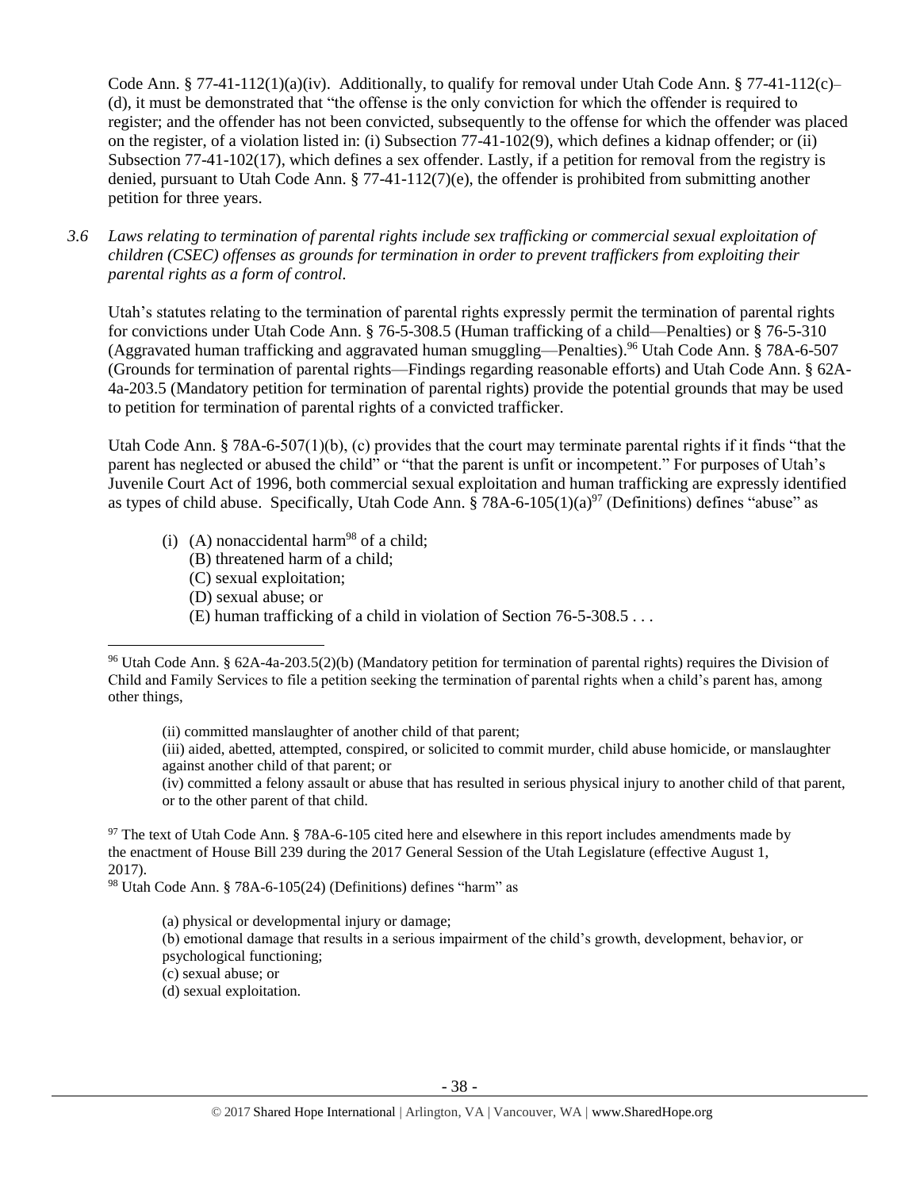Code Ann. § 77-41-112(1)(a)(iv). Additionally, to qualify for removal under Utah Code Ann. § 77-41-112(c)–(d), it must be demonstrated that "the offense is the only conviction for which the offender is required to register; and the offender has not been convicted, subsequently to the offense for which the offender was placed on the register, of a violation listed in: (i) Subsection 77-41-102(9), which defines a kidnap offender; or (ii) Subsection 77-41-102(17), which defines a sex offender. Lastly, if a petition for removal from the registry is denied, pursuant to Utah Code Ann. § 77-41-112(7)(e), the offender is prohibited from submitting another petition for three years.

*3.6 Laws relating to termination of parental rights include sex trafficking or commercial sexual exploitation of children (CSEC) offenses as grounds for termination in order to prevent traffickers from exploiting their parental rights as a form of control.*

Utah's statutes relating to the termination of parental rights expressly permit the termination of parental rights for convictions under Utah Code Ann. § 76-5-308.5 (Human trafficking of a child—Penalties) or § 76-5-310 (Aggravated human trafficking and aggravated human smuggling—Penalties).[96] Utah Code Ann. § 78A-6-507 (Grounds for termination of parental rights—Findings regarding reasonable efforts) and Utah Code Ann. § 62A-4a-203.5 (Mandatory petition for termination of parental rights) provide the potential grounds that may be used to petition for termination of parental rights of a convicted trafficker.

Utah Code Ann. § 78A-6-507(1)(b), (c) provides that the court may terminate parental rights if it finds "that the parent has neglected or abused the child" or "that the parent is unfit or incompetent." For purposes of Utah's Juvenile Court Act of 1996, both commercial sexual exploitation and human trafficking are expressly identified as types of child abuse. Specifically, Utah Code Ann. § 78A-6-105(1)(a)[97] (Definitions) defines "abuse" as

> (i) (A) nonaccidental harm[98] of a child;
> (B) threatened harm of a child;
> (C) sexual exploitation;
> (D) sexual abuse; or
> (E) human trafficking of a child in violation of Section 76-5-308.5 . . .

---

[96] Utah Code Ann. § 62A-4a-203.5(2)(b) (Mandatory petition for termination of parental rights) requires the Division of Child and Family Services to file a petition seeking the termination of parental rights when a child's parent has, among other things,

> (ii) committed manslaughter of another child of that parent;
> (iii) aided, abetted, attempted, conspired, or solicited to commit murder, child abuse homicide, or manslaughter against another child of that parent; or
> (iv) committed a felony assault or abuse that has resulted in serious physical injury to another child of that parent, or to the other parent of that child.

[97] The text of Utah Code Ann. § 78A-6-105 cited here and elsewhere in this report includes amendments made by the enactment of House Bill 239 during the 2017 General Session of the Utah Legislature (effective August 1, 2017).

[98] Utah Code Ann. § 78A-6-105(24) (Definitions) defines "harm" as

> (a) physical or developmental injury or damage;
> (b) emotional damage that results in a serious impairment of the child's growth, development, behavior, or psychological functioning;
> (c) sexual abuse; or
> (d) sexual exploitation.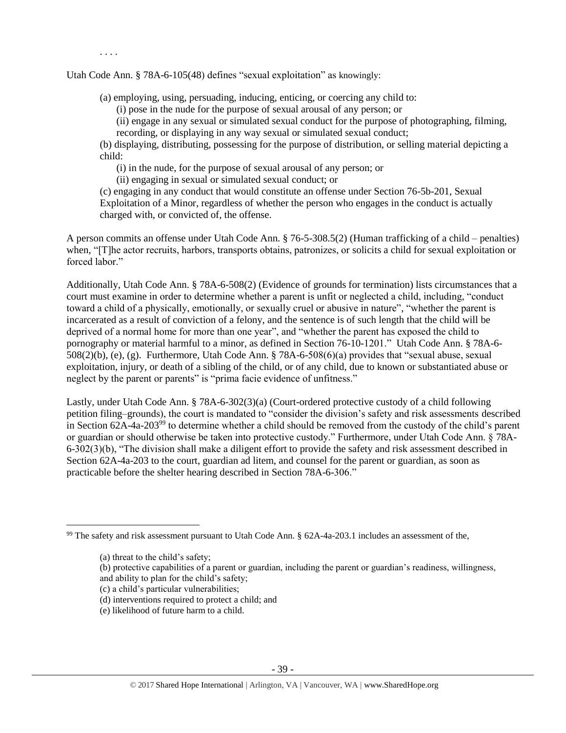. . . .

Utah Code Ann. § 78A-6-105(48) defines "sexual exploitation" as knowingly:

> (a) employing, using, persuading, inducing, enticing, or coercing any child to:
>
> (i) pose in the nude for the purpose of sexual arousal of any person; or
>
> (ii) engage in any sexual or simulated sexual conduct for the purpose of photographing, filming, recording, or displaying in any way sexual or simulated sexual conduct;
>
> (b) displaying, distributing, possessing for the purpose of distribution, or selling material depicting a child:
>
> (i) in the nude, for the purpose of sexual arousal of any person; or
>
> (ii) engaging in sexual or simulated sexual conduct; or
>
> (c) engaging in any conduct that would constitute an offense under Section 76-5b-201, Sexual Exploitation of a Minor, regardless of whether the person who engages in the conduct is actually charged with, or convicted of, the offense.

A person commits an offense under Utah Code Ann. § 76-5-308.5(2) (Human trafficking of a child – penalties) when, "[T]he actor recruits, harbors, transports obtains, patronizes, or solicits a child for sexual exploitation or forced labor."

Additionally, Utah Code Ann. § 78A-6-508(2) (Evidence of grounds for termination) lists circumstances that a court must examine in order to determine whether a parent is unfit or neglected a child, including, "conduct toward a child of a physically, emotionally, or sexually cruel or abusive in nature", "whether the parent is incarcerated as a result of conviction of a felony, and the sentence is of such length that the child will be deprived of a normal home for more than one year", and "whether the parent has exposed the child to pornography or material harmful to a minor, as defined in Section 76-10-1201." Utah Code Ann. § 78A-6-508(2)(b), (e), (g). Furthermore, Utah Code Ann. § 78A-6-508(6)(a) provides that "sexual abuse, sexual exploitation, injury, or death of a sibling of the child, or of any child, due to known or substantiated abuse or neglect by the parent or parents" is "prima facie evidence of unfitness."

Lastly, under Utah Code Ann. § 78A-6-302(3)(a) (Court-ordered protective custody of a child following petition filing–grounds), the court is mandated to "consider the division's safety and risk assessments described in Section 62A-4a-203[99] to determine whether a child should be removed from the custody of the child's parent or guardian or should otherwise be taken into protective custody." Furthermore, under Utah Code Ann. § 78A-6-302(3)(b), "The division shall make a diligent effort to provide the safety and risk assessment described in Section 62A-4a-203 to the court, guardian ad litem, and counsel for the parent or guardian, as soon as practicable before the shelter hearing described in Section 78A-6-306."

---

[99] The safety and risk assessment pursuant to Utah Code Ann. § 62A-4a-203.1 includes an assessment of the,

> (a) threat to the child's safety;
>
> (b) protective capabilities of a parent or guardian, including the parent or guardian's readiness, willingness, and ability to plan for the child's safety;
>
> (c) a child's particular vulnerabilities;
>
> (d) interventions required to protect a child; and
>
> (e) likelihood of future harm to a child.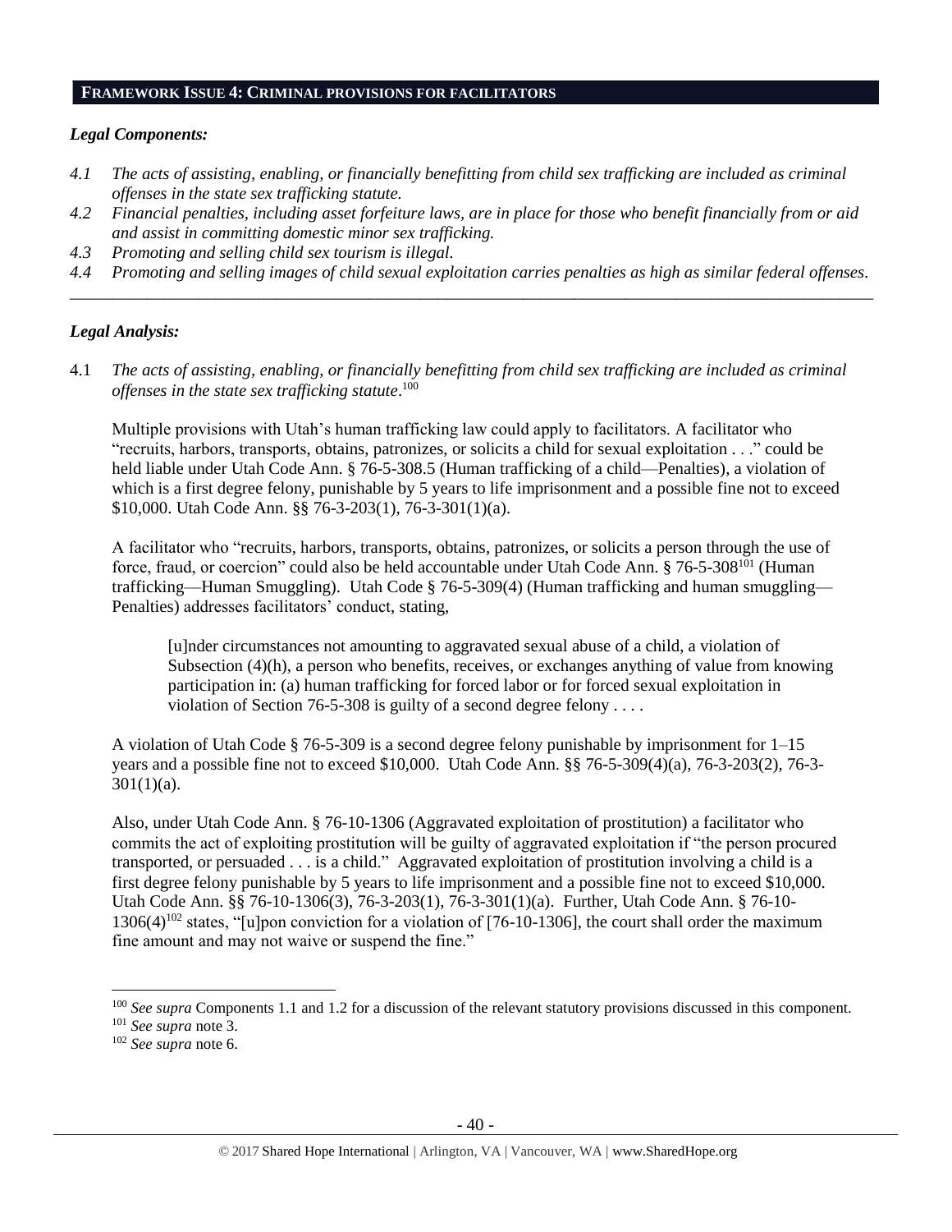## FRAMEWORK ISSUE 4: CRIMINAL PROVISIONS FOR FACILITATORS

### *Legal Components:*

- *4.1 The acts of assisting, enabling, or financially benefitting from child sex trafficking are included as criminal offenses in the state sex trafficking statute.*
- *4.2 Financial penalties, including asset forfeiture laws, are in place for those who benefit financially from or aid and assist in committing domestic minor sex trafficking.*
- *4.3 Promoting and selling child sex tourism is illegal.*
- *4.4 Promoting and selling images of child sexual exploitation carries penalties as high as similar federal offenses.*

---

### *Legal Analysis:*

4.1 *The acts of assisting, enabling, or financially benefitting from child sex trafficking are included as criminal offenses in the state sex trafficking statute*.[100]

Multiple provisions with Utah's human trafficking law could apply to facilitators. A facilitator who "recruits, harbors, transports, obtains, patronizes, or solicits a child for sexual exploitation . . ." could be held liable under Utah Code Ann. § 76-5-308.5 (Human trafficking of a child—Penalties), a violation of which is a first degree felony, punishable by 5 years to life imprisonment and a possible fine not to exceed $10,000. Utah Code Ann. §§ 76-3-203(1), 76-3-301(1)(a).

A facilitator who "recruits, harbors, transports, obtains, patronizes, or solicits a person through the use of force, fraud, or coercion" could also be held accountable under Utah Code Ann. § 76-5-308[101] (Human trafficking—Human Smuggling). Utah Code § 76-5-309(4) (Human trafficking and human smuggling—Penalties) addresses facilitators' conduct, stating,

> [u]nder circumstances not amounting to aggravated sexual abuse of a child, a violation of Subsection (4)(h), a person who benefits, receives, or exchanges anything of value from knowing participation in: (a) human trafficking for forced labor or for forced sexual exploitation in violation of Section 76-5-308 is guilty of a second degree felony . . . .

A violation of Utah Code § 76-5-309 is a second degree felony punishable by imprisonment for 1–15 years and a possible fine not to exceed $10,000. Utah Code Ann. §§ 76-5-309(4)(a), 76-3-203(2), 76-3-301(1)(a).

Also, under Utah Code Ann. § 76-10-1306 (Aggravated exploitation of prostitution) a facilitator who commits the act of exploiting prostitution will be guilty of aggravated exploitation if "the person procured transported, or persuaded . . . is a child." Aggravated exploitation of prostitution involving a child is a first degree felony punishable by 5 years to life imprisonment and a possible fine not to exceed $10,000. Utah Code Ann. §§ 76-10-1306(3), 76-3-203(1), 76-3-301(1)(a). Further, Utah Code Ann. § 76-10-1306(4)[102] states, "[u]pon conviction for a violation of [76-10-1306], the court shall order the maximum fine amount and may not waive or suspend the fine."

---

[100] *See supra* Components 1.1 and 1.2 for a discussion of the relevant statutory provisions discussed in this component.

[101] *See supra* note 3.

[102] *See supra* note 6.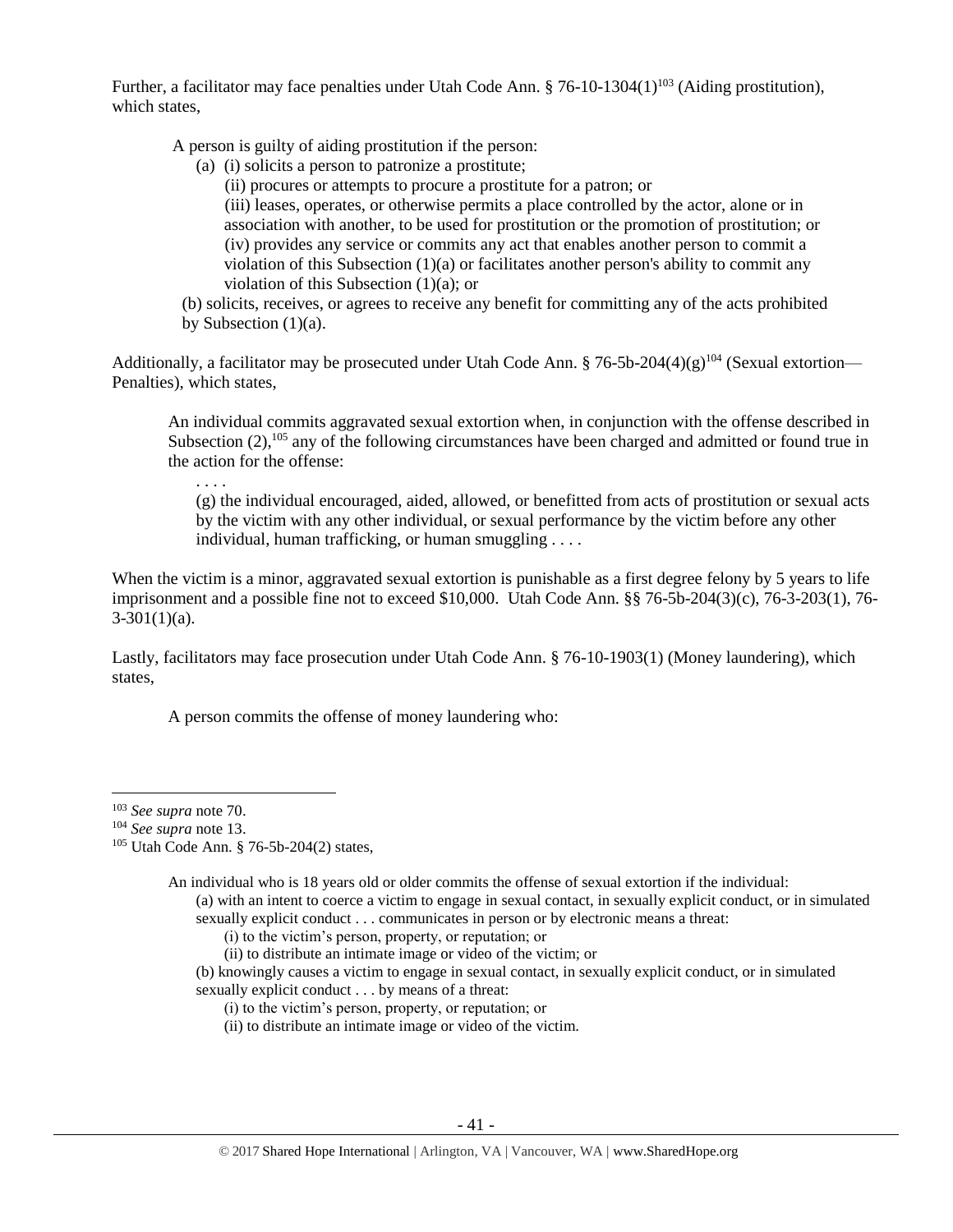Further, a facilitator may face penalties under Utah Code Ann. § 76-10-1304(1)[103] (Aiding prostitution), which states,

> A person is guilty of aiding prostitution if the person:
>
> (a) (i) solicits a person to patronize a prostitute;
>
> (ii) procures or attempts to procure a prostitute for a patron; or
>
> (iii) leases, operates, or otherwise permits a place controlled by the actor, alone or in association with another, to be used for prostitution or the promotion of prostitution; or
>
> (iv) provides any service or commits any act that enables another person to commit a violation of this Subsection (1)(a) or facilitates another person's ability to commit any violation of this Subsection (1)(a); or
>
> (b) solicits, receives, or agrees to receive any benefit for committing any of the acts prohibited by Subsection (1)(a).

Additionally, a facilitator may be prosecuted under Utah Code Ann. § 76-5b-204(4)(g)[104] (Sexual extortion—Penalties), which states,

> An individual commits aggravated sexual extortion when, in conjunction with the offense described in Subsection (2),[105] any of the following circumstances have been charged and admitted or found true in the action for the offense:
>
> . . . .
>
> (g) the individual encouraged, aided, allowed, or benefitted from acts of prostitution or sexual acts by the victim with any other individual, or sexual performance by the victim before any other individual, human trafficking, or human smuggling . . . .

When the victim is a minor, aggravated sexual extortion is punishable as a first degree felony by 5 years to life imprisonment and a possible fine not to exceed $10,000. Utah Code Ann. §§ 76-5b-204(3)(c), 76-3-203(1), 76-3-301(1)(a).

Lastly, facilitators may face prosecution under Utah Code Ann. § 76-10-1903(1) (Money laundering), which states,

> A person commits the offense of money laundering who:

---

[103] *See supra* note 70.

[104] *See supra* note 13.

[105] Utah Code Ann. § 76-5b-204(2) states,

> An individual who is 18 years old or older commits the offense of sexual extortion if the individual:
>
> (a) with an intent to coerce a victim to engage in sexual contact, in sexually explicit conduct, or in simulated sexually explicit conduct . . . communicates in person or by electronic means a threat:
>
> (i) to the victim's person, property, or reputation; or
>
> (ii) to distribute an intimate image or video of the victim; or
>
> (b) knowingly causes a victim to engage in sexual contact, in sexually explicit conduct, or in simulated sexually explicit conduct . . . by means of a threat:
>
> (i) to the victim's person, property, or reputation; or
>
> (ii) to distribute an intimate image or video of the victim.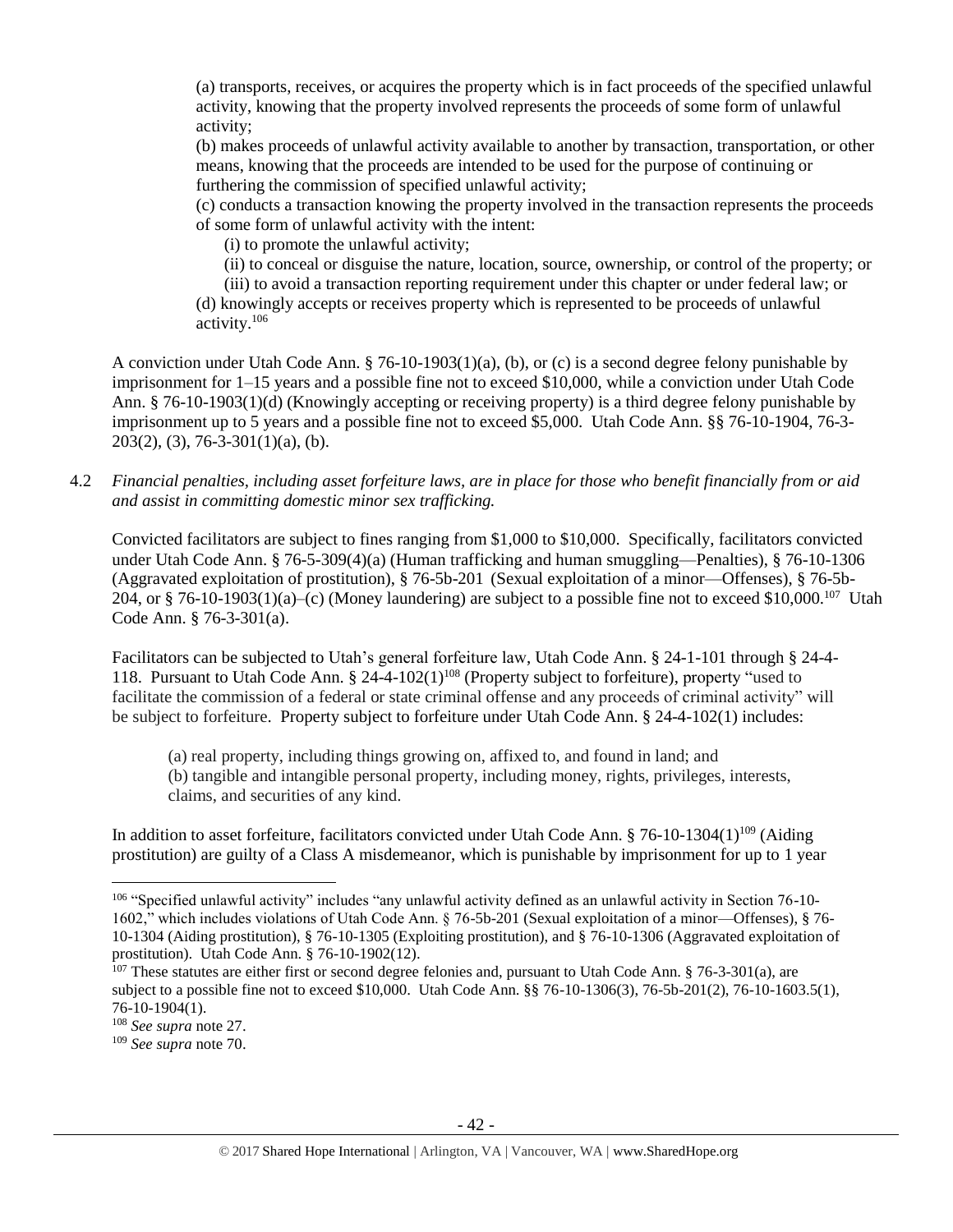(a) transports, receives, or acquires the property which is in fact proceeds of the specified unlawful activity, knowing that the property involved represents the proceeds of some form of unlawful activity;

(b) makes proceeds of unlawful activity available to another by transaction, transportation, or other means, knowing that the proceeds are intended to be used for the purpose of continuing or furthering the commission of specified unlawful activity;

(c) conducts a transaction knowing the property involved in the transaction represents the proceeds of some form of unlawful activity with the intent:

(i) to promote the unlawful activity;

(ii) to conceal or disguise the nature, location, source, ownership, or control of the property; or

(iii) to avoid a transaction reporting requirement under this chapter or under federal law; or

(d) knowingly accepts or receives property which is represented to be proceeds of unlawful activity.[106]

A conviction under Utah Code Ann. § 76-10-1903(1)(a), (b), or (c) is a second degree felony punishable by imprisonment for 1–15 years and a possible fine not to exceed $10,000, while a conviction under Utah Code Ann. § 76-10-1903(1)(d) (Knowingly accepting or receiving property) is a third degree felony punishable by imprisonment up to 5 years and a possible fine not to exceed $5,000. Utah Code Ann. §§ 76-10-1904, 76-3-203(2), (3), 76-3-301(1)(a), (b).

4.2 *Financial penalties, including asset forfeiture laws, are in place for those who benefit financially from or aid and assist in committing domestic minor sex trafficking.*

Convicted facilitators are subject to fines ranging from $1,000 to $10,000. Specifically, facilitators convicted under Utah Code Ann. § 76-5-309(4)(a) (Human trafficking and human smuggling—Penalties), § 76-10-1306 (Aggravated exploitation of prostitution), § 76-5b-201 (Sexual exploitation of a minor—Offenses), § 76-5b-204, or § 76-10-1903(1)(a)–(c) (Money laundering) are subject to a possible fine not to exceed $10,000.[107] Utah Code Ann. § 76-3-301(a).

Facilitators can be subjected to Utah's general forfeiture law, Utah Code Ann. § 24-1-101 through § 24-4-118. Pursuant to Utah Code Ann. § 24-4-102(1)[108] (Property subject to forfeiture), property "used to facilitate the commission of a federal or state criminal offense and any proceeds of criminal activity" will be subject to forfeiture. Property subject to forfeiture under Utah Code Ann. § 24-4-102(1) includes:

(a) real property, including things growing on, affixed to, and found in land; and

(b) tangible and intangible personal property, including money, rights, privileges, interests, claims, and securities of any kind.

In addition to asset forfeiture, facilitators convicted under Utah Code Ann. § 76-10-1304(1)[109] (Aiding prostitution) are guilty of a Class A misdemeanor, which is punishable by imprisonment for up to 1 year

---

[106] "Specified unlawful activity" includes "any unlawful activity defined as an unlawful activity in Section 76-10-1602," which includes violations of Utah Code Ann. § 76-5b-201 (Sexual exploitation of a minor—Offenses), § 76-10-1304 (Aiding prostitution), § 76-10-1305 (Exploiting prostitution), and § 76-10-1306 (Aggravated exploitation of prostitution). Utah Code Ann. § 76-10-1902(12).

[107] These statutes are either first or second degree felonies and, pursuant to Utah Code Ann. § 76-3-301(a), are subject to a possible fine not to exceed $10,000. Utah Code Ann. §§ 76-10-1306(3), 76-5b-201(2), 76-10-1603.5(1), 76-10-1904(1).

[108] *See supra* note 27.

[109] *See supra* note 70.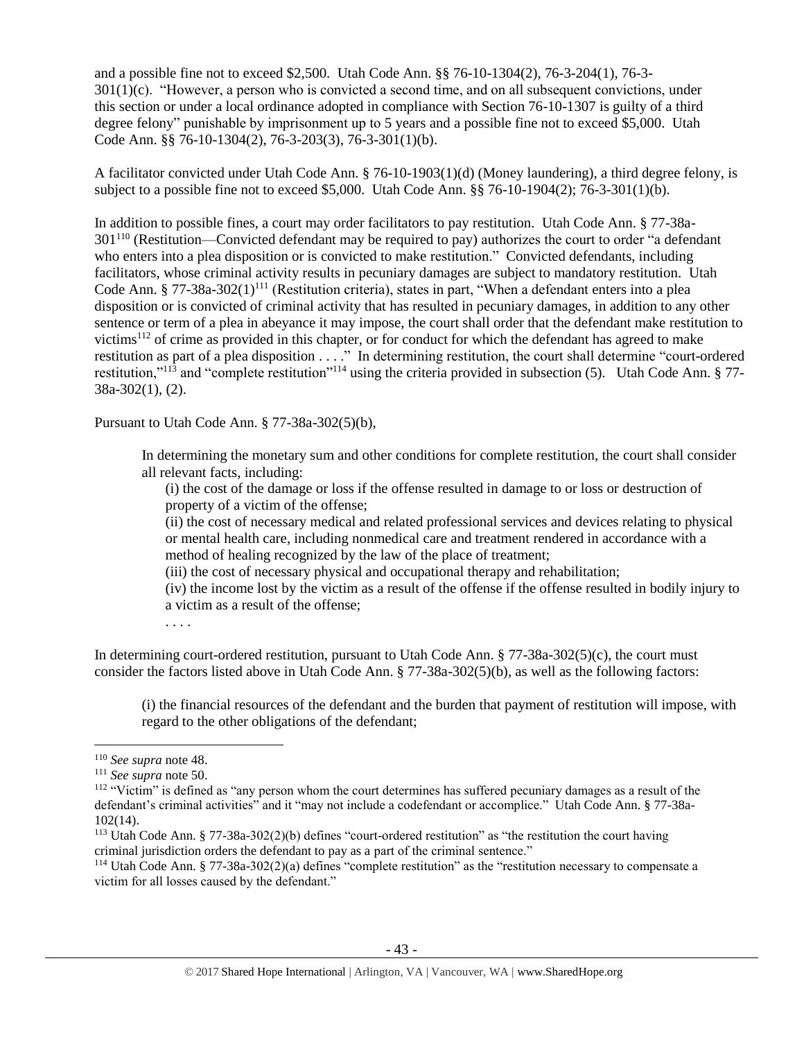and a possible fine not to exceed $2,500. Utah Code Ann. §§ 76-10-1304(2), 76-3-204(1), 76-3-301(1)(c). "However, a person who is convicted a second time, and on all subsequent convictions, under this section or under a local ordinance adopted in compliance with Section 76-10-1307 is guilty of a third degree felony" punishable by imprisonment up to 5 years and a possible fine not to exceed $5,000. Utah Code Ann. §§ 76-10-1304(2), 76-3-203(3), 76-3-301(1)(b).

A facilitator convicted under Utah Code Ann. § 76-10-1903(1)(d) (Money laundering), a third degree felony, is subject to a possible fine not to exceed $5,000. Utah Code Ann. §§ 76-10-1904(2); 76-3-301(1)(b).

In addition to possible fines, a court may order facilitators to pay restitution. Utah Code Ann. § 77-38a-301[110] (Restitution—Convicted defendant may be required to pay) authorizes the court to order "a defendant who enters into a plea disposition or is convicted to make restitution." Convicted defendants, including facilitators, whose criminal activity results in pecuniary damages are subject to mandatory restitution. Utah Code Ann. § 77-38a-302(1)[111] (Restitution criteria), states in part, "When a defendant enters into a plea disposition or is convicted of criminal activity that has resulted in pecuniary damages, in addition to any other sentence or term of a plea in abeyance it may impose, the court shall order that the defendant make restitution to victims[112] of crime as provided in this chapter, or for conduct for which the defendant has agreed to make restitution as part of a plea disposition . . . ." In determining restitution, the court shall determine "court-ordered restitution,"[113] and "complete restitution"[114] using the criteria provided in subsection (5). Utah Code Ann. § 77-38a-302(1), (2).

Pursuant to Utah Code Ann. § 77-38a-302(5)(b),

> In determining the monetary sum and other conditions for complete restitution, the court shall consider all relevant facts, including:
>
> (i) the cost of the damage or loss if the offense resulted in damage to or loss or destruction of property of a victim of the offense;
>
> (ii) the cost of necessary medical and related professional services and devices relating to physical or mental health care, including nonmedical care and treatment rendered in accordance with a method of healing recognized by the law of the place of treatment;
>
> (iii) the cost of necessary physical and occupational therapy and rehabilitation;
>
> (iv) the income lost by the victim as a result of the offense if the offense resulted in bodily injury to a victim as a result of the offense;
>
> . . . .

In determining court-ordered restitution, pursuant to Utah Code Ann. § 77-38a-302(5)(c), the court must consider the factors listed above in Utah Code Ann. § 77-38a-302(5)(b), as well as the following factors:

> (i) the financial resources of the defendant and the burden that payment of restitution will impose, with regard to the other obligations of the defendant;

---

[110] *See supra* note 48.

[111] *See supra* note 50.

[112] "Victim" is defined as "any person whom the court determines has suffered pecuniary damages as a result of the defendant's criminal activities" and it "may not include a codefendant or accomplice." Utah Code Ann. § 77-38a-102(14).

[113] Utah Code Ann. § 77-38a-302(2)(b) defines "court-ordered restitution" as "the restitution the court having criminal jurisdiction orders the defendant to pay as a part of the criminal sentence."

[114] Utah Code Ann. § 77-38a-302(2)(a) defines "complete restitution" as the "restitution necessary to compensate a victim for all losses caused by the defendant."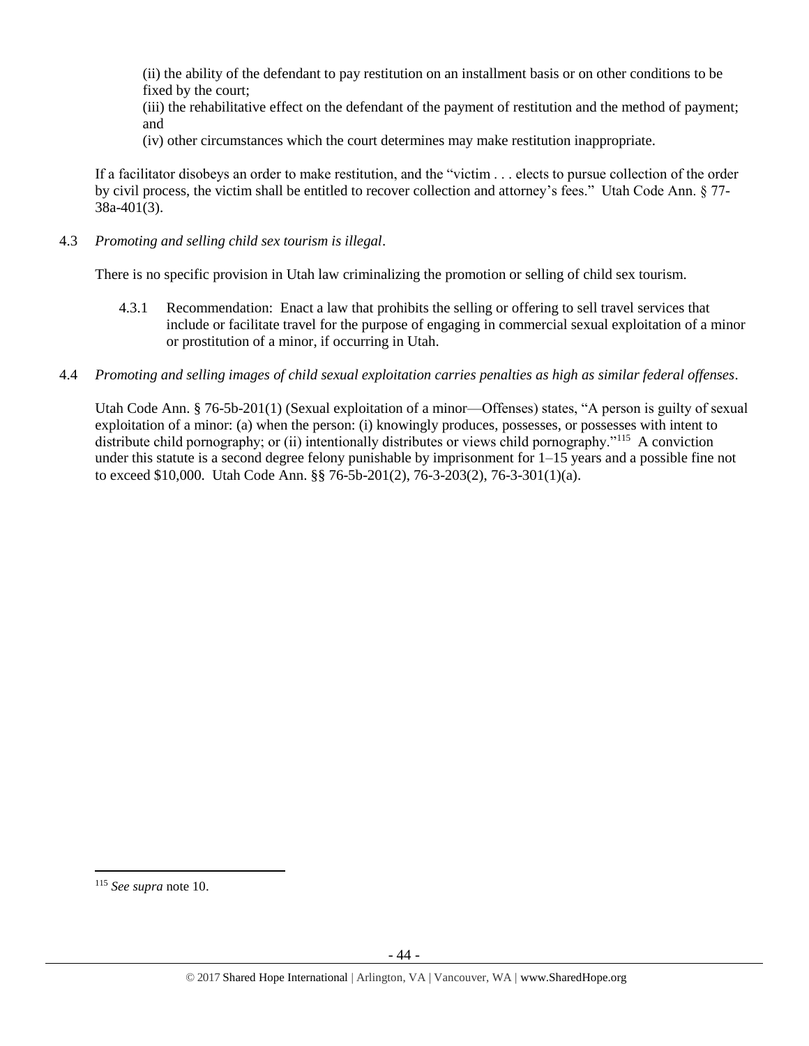(ii) the ability of the defendant to pay restitution on an installment basis or on other conditions to be fixed by the court;

(iii) the rehabilitative effect on the defendant of the payment of restitution and the method of payment; and

(iv) other circumstances which the court determines may make restitution inappropriate.

If a facilitator disobeys an order to make restitution, and the "victim . . . elects to pursue collection of the order by civil process, the victim shall be entitled to recover collection and attorney's fees." Utah Code Ann. § 77-38a-401(3).

4.3 *Promoting and selling child sex tourism is illegal*.

There is no specific provision in Utah law criminalizing the promotion or selling of child sex tourism.

4.3.1 Recommendation: Enact a law that prohibits the selling or offering to sell travel services that include or facilitate travel for the purpose of engaging in commercial sexual exploitation of a minor or prostitution of a minor, if occurring in Utah.

4.4 *Promoting and selling images of child sexual exploitation carries penalties as high as similar federal offenses*.

Utah Code Ann. § 76-5b-201(1) (Sexual exploitation of a minor—Offenses) states, "A person is guilty of sexual exploitation of a minor: (a) when the person: (i) knowingly produces, possesses, or possesses with intent to distribute child pornography; or (ii) intentionally distributes or views child pornography."[115] A conviction under this statute is a second degree felony punishable by imprisonment for 1–15 years and a possible fine not to exceed $10,000. Utah Code Ann. §§ 76-5b-201(2), 76-3-203(2), 76-3-301(1)(a).

[115] *See supra* note 10.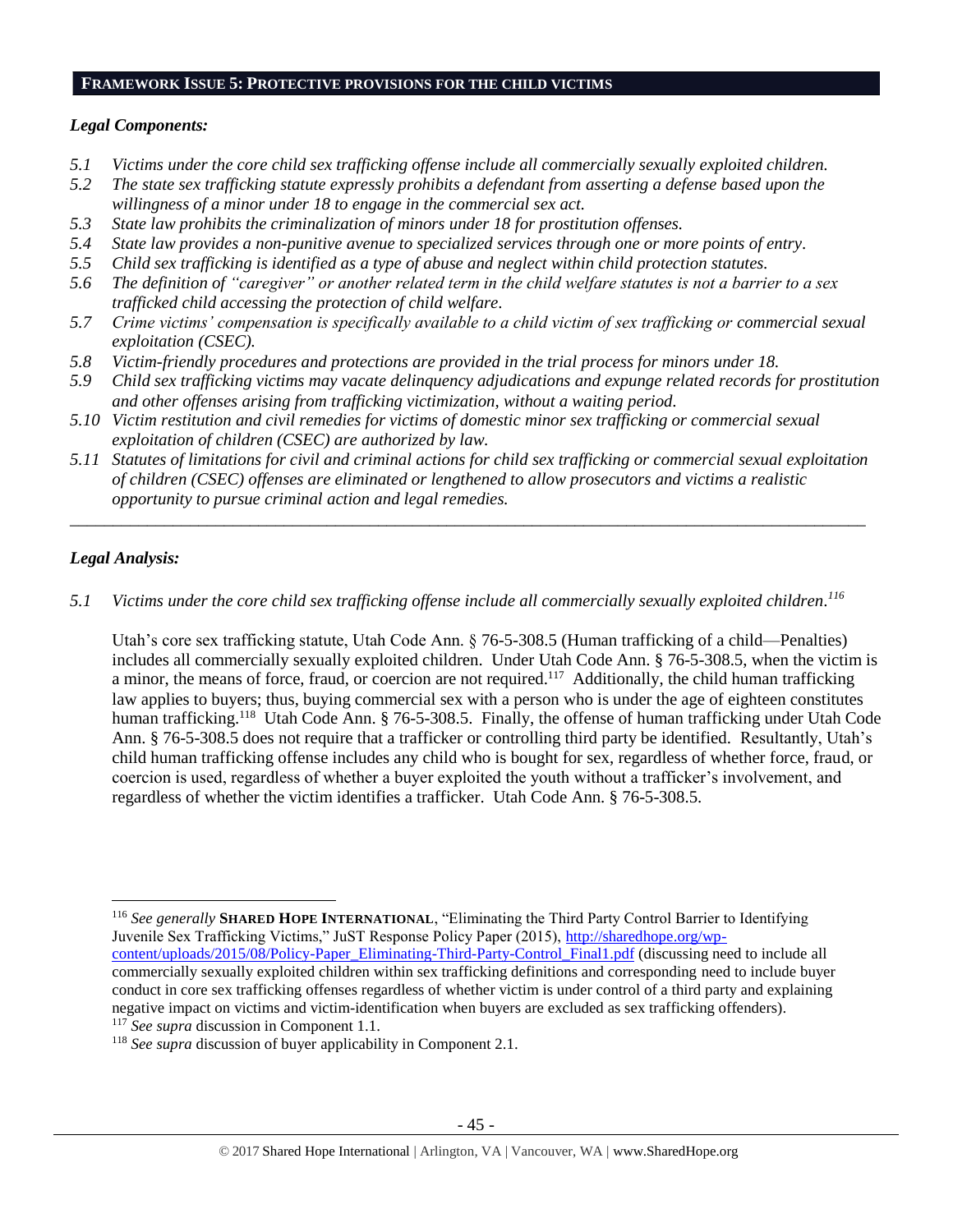## FRAMEWORK ISSUE 5: PROTECTIVE PROVISIONS FOR THE CHILD VICTIMS

### *Legal Components:*

- *5.1 Victims under the core child sex trafficking offense include all commercially sexually exploited children.*
- *5.2 The state sex trafficking statute expressly prohibits a defendant from asserting a defense based upon the willingness of a minor under 18 to engage in the commercial sex act.*
- *5.3 State law prohibits the criminalization of minors under 18 for prostitution offenses.*
- *5.4 State law provides a non-punitive avenue to specialized services through one or more points of entry.*
- *5.5 Child sex trafficking is identified as a type of abuse and neglect within child protection statutes.*
- *5.6 The definition of "caregiver" or another related term in the child welfare statutes is not a barrier to a sex trafficked child accessing the protection of child welfare.*
- *5.7 Crime victims' compensation is specifically available to a child victim of sex trafficking or commercial sexual exploitation (CSEC).*
- *5.8 Victim-friendly procedures and protections are provided in the trial process for minors under 18.*
- *5.9 Child sex trafficking victims may vacate delinquency adjudications and expunge related records for prostitution and other offenses arising from trafficking victimization, without a waiting period.*
- *5.10 Victim restitution and civil remedies for victims of domestic minor sex trafficking or commercial sexual exploitation of children (CSEC) are authorized by law.*
- *5.11 Statutes of limitations for civil and criminal actions for child sex trafficking or commercial sexual exploitation of children (CSEC) offenses are eliminated or lengthened to allow prosecutors and victims a realistic opportunity to pursue criminal action and legal remedies.*

---

### *Legal Analysis:*

*5.1 Victims under the core child sex trafficking offense include all commercially sexually exploited children.*[116]

Utah's core sex trafficking statute, Utah Code Ann. § 76-5-308.5 (Human trafficking of a child—Penalties) includes all commercially sexually exploited children. Under Utah Code Ann. § 76-5-308.5, when the victim is a minor, the means of force, fraud, or coercion are not required.[117] Additionally, the child human trafficking law applies to buyers; thus, buying commercial sex with a person who is under the age of eighteen constitutes human trafficking.[118] Utah Code Ann. § 76-5-308.5. Finally, the offense of human trafficking under Utah Code Ann. § 76-5-308.5 does not require that a trafficker or controlling third party be identified. Resultantly, Utah's child human trafficking offense includes any child who is bought for sex, regardless of whether force, fraud, or coercion is used, regardless of whether a buyer exploited the youth without a trafficker's involvement, and regardless of whether the victim identifies a trafficker. Utah Code Ann. § 76-5-308.5.

---

[116] *See generally* **SHARED HOPE INTERNATIONAL**, "Eliminating the Third Party Control Barrier to Identifying Juvenile Sex Trafficking Victims," JuST Response Policy Paper (2015), http://sharedhope.org/wp-content/uploads/2015/08/Policy-Paper_Eliminating-Third-Party-Control_Final1.pdf (discussing need to include all commercially sexually exploited children within sex trafficking definitions and corresponding need to include buyer conduct in core sex trafficking offenses regardless of whether victim is under control of a third party and explaining negative impact on victims and victim-identification when buyers are excluded as sex trafficking offenders).

[117] *See supra* discussion in Component 1.1.

[118] *See supra* discussion of buyer applicability in Component 2.1.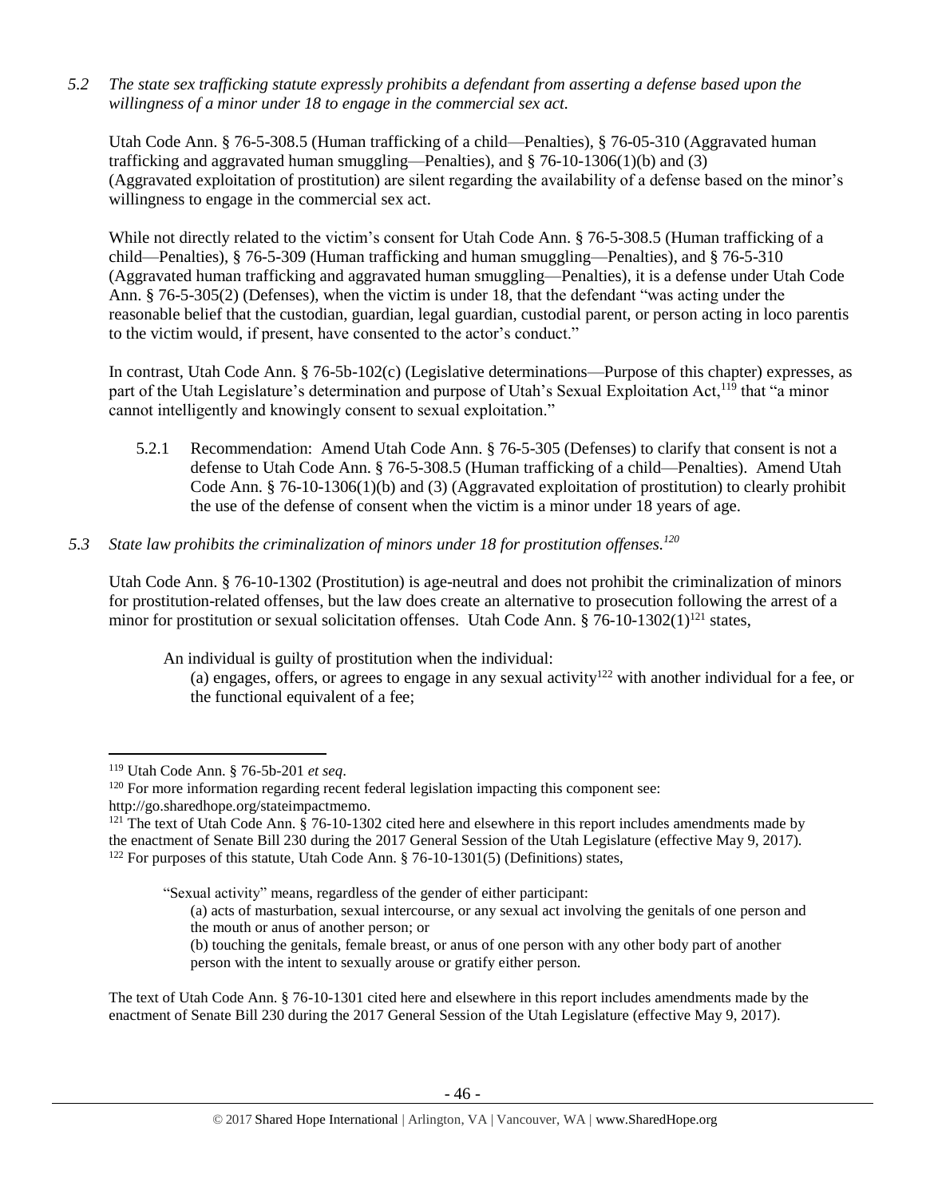*5.2 The state sex trafficking statute expressly prohibits a defendant from asserting a defense based upon the willingness of a minor under 18 to engage in the commercial sex act.*

Utah Code Ann. § 76-5-308.5 (Human trafficking of a child—Penalties), § 76-05-310 (Aggravated human trafficking and aggravated human smuggling—Penalties), and § 76-10-1306(1)(b) and (3) (Aggravated exploitation of prostitution) are silent regarding the availability of a defense based on the minor's willingness to engage in the commercial sex act.

While not directly related to the victim's consent for Utah Code Ann. § 76-5-308.5 (Human trafficking of a child—Penalties), § 76-5-309 (Human trafficking and human smuggling—Penalties), and § 76-5-310 (Aggravated human trafficking and aggravated human smuggling—Penalties), it is a defense under Utah Code Ann. § 76-5-305(2) (Defenses), when the victim is under 18, that the defendant "was acting under the reasonable belief that the custodian, guardian, legal guardian, custodial parent, or person acting in loco parentis to the victim would, if present, have consented to the actor's conduct."

In contrast, Utah Code Ann. § 76-5b-102(c) (Legislative determinations—Purpose of this chapter) expresses, as part of the Utah Legislature's determination and purpose of Utah's Sexual Exploitation Act,[119] that "a minor cannot intelligently and knowingly consent to sexual exploitation."

5.2.1 Recommendation: Amend Utah Code Ann. § 76-5-305 (Defenses) to clarify that consent is not a defense to Utah Code Ann. § 76-5-308.5 (Human trafficking of a child—Penalties). Amend Utah Code Ann. § 76-10-1306(1)(b) and (3) (Aggravated exploitation of prostitution) to clearly prohibit the use of the defense of consent when the victim is a minor under 18 years of age.

*5.3 State law prohibits the criminalization of minors under 18 for prostitution offenses.[120]*

Utah Code Ann. § 76-10-1302 (Prostitution) is age-neutral and does not prohibit the criminalization of minors for prostitution-related offenses, but the law does create an alternative to prosecution following the arrest of a minor for prostitution or sexual solicitation offenses. Utah Code Ann. § 76-10-1302(1)[121] states,

> An individual is guilty of prostitution when the individual:
>
> (a) engages, offers, or agrees to engage in any sexual activity[122] with another individual for a fee, or the functional equivalent of a fee;

---

[119] Utah Code Ann. § 76-5b-201 *et seq*.

[120] For more information regarding recent federal legislation impacting this component see: http://go.sharedhope.org/stateimpactmemo.

[121] The text of Utah Code Ann. § 76-10-1302 cited here and elsewhere in this report includes amendments made by the enactment of Senate Bill 230 during the 2017 General Session of the Utah Legislature (effective May 9, 2017).

[122] For purposes of this statute, Utah Code Ann. § 76-10-1301(5) (Definitions) states,

> "Sexual activity" means, regardless of the gender of either participant:
>
> (a) acts of masturbation, sexual intercourse, or any sexual act involving the genitals of one person and the mouth or anus of another person; or
>
> (b) touching the genitals, female breast, or anus of one person with any other body part of another person with the intent to sexually arouse or gratify either person.

The text of Utah Code Ann. § 76-10-1301 cited here and elsewhere in this report includes amendments made by the enactment of Senate Bill 230 during the 2017 General Session of the Utah Legislature (effective May 9, 2017).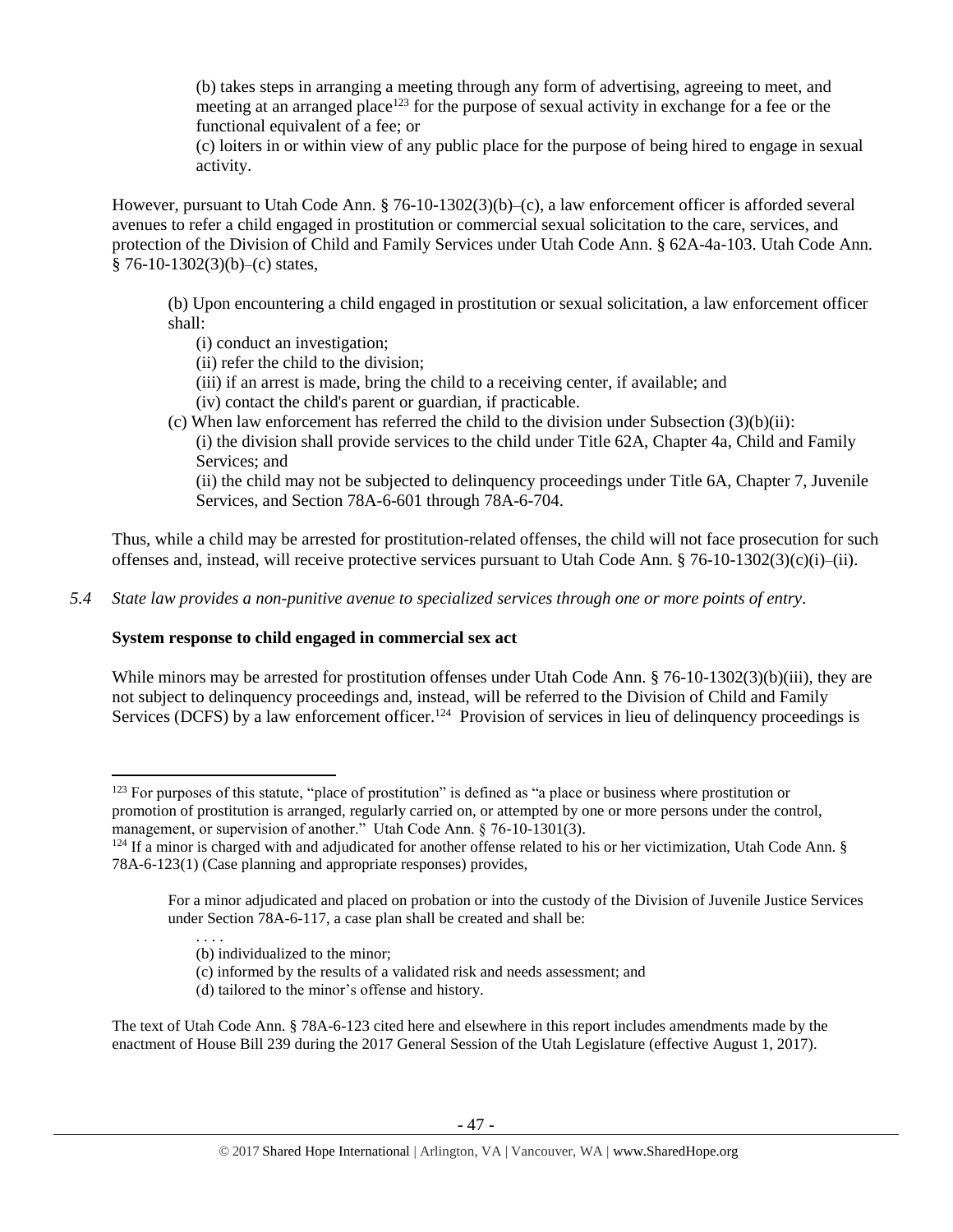(b) takes steps in arranging a meeting through any form of advertising, agreeing to meet, and meeting at an arranged place[123] for the purpose of sexual activity in exchange for a fee or the functional equivalent of a fee; or

(c) loiters in or within view of any public place for the purpose of being hired to engage in sexual activity.

However, pursuant to Utah Code Ann. § 76-10-1302(3)(b)–(c), a law enforcement officer is afforded several avenues to refer a child engaged in prostitution or commercial sexual solicitation to the care, services, and protection of the Division of Child and Family Services under Utah Code Ann. § 62A-4a-103. Utah Code Ann. § 76-10-1302(3)(b)–(c) states,

> (b) Upon encountering a child engaged in prostitution or sexual solicitation, a law enforcement officer shall:
>
> (i) conduct an investigation;
>
> (ii) refer the child to the division;
>
> (iii) if an arrest is made, bring the child to a receiving center, if available; and
>
> (iv) contact the child's parent or guardian, if practicable.
>
> (c) When law enforcement has referred the child to the division under Subsection (3)(b)(ii):
>
> (i) the division shall provide services to the child under Title 62A, Chapter 4a, Child and Family Services; and
>
> (ii) the child may not be subjected to delinquency proceedings under Title 6A, Chapter 7, Juvenile Services, and Section 78A-6-601 through 78A-6-704.

Thus, while a child may be arrested for prostitution-related offenses, the child will not face prosecution for such offenses and, instead, will receive protective services pursuant to Utah Code Ann. § 76-10-1302(3)(c)(i)–(ii).

*5.4 State law provides a non-punitive avenue to specialized services through one or more points of entry.*

**System response to child engaged in commercial sex act**

While minors may be arrested for prostitution offenses under Utah Code Ann. § 76-10-1302(3)(b)(iii), they are not subject to delinquency proceedings and, instead, will be referred to the Division of Child and Family Services (DCFS) by a law enforcement officer.[124] Provision of services in lieu of delinquency proceedings is

---

[123] For purposes of this statute, "place of prostitution" is defined as "a place or business where prostitution or promotion of prostitution is arranged, regularly carried on, or attempted by one or more persons under the control, management, or supervision of another." Utah Code Ann. § 76-10-1301(3).

[124] If a minor is charged with and adjudicated for another offense related to his or her victimization, Utah Code Ann. § 78A-6-123(1) (Case planning and appropriate responses) provides,

> For a minor adjudicated and placed on probation or into the custody of the Division of Juvenile Justice Services under Section 78A-6-117, a case plan shall be created and shall be:
>
> . . . .
>
> (b) individualized to the minor;
>
> (c) informed by the results of a validated risk and needs assessment; and
>
> (d) tailored to the minor's offense and history.

The text of Utah Code Ann. § 78A-6-123 cited here and elsewhere in this report includes amendments made by the enactment of House Bill 239 during the 2017 General Session of the Utah Legislature (effective August 1, 2017).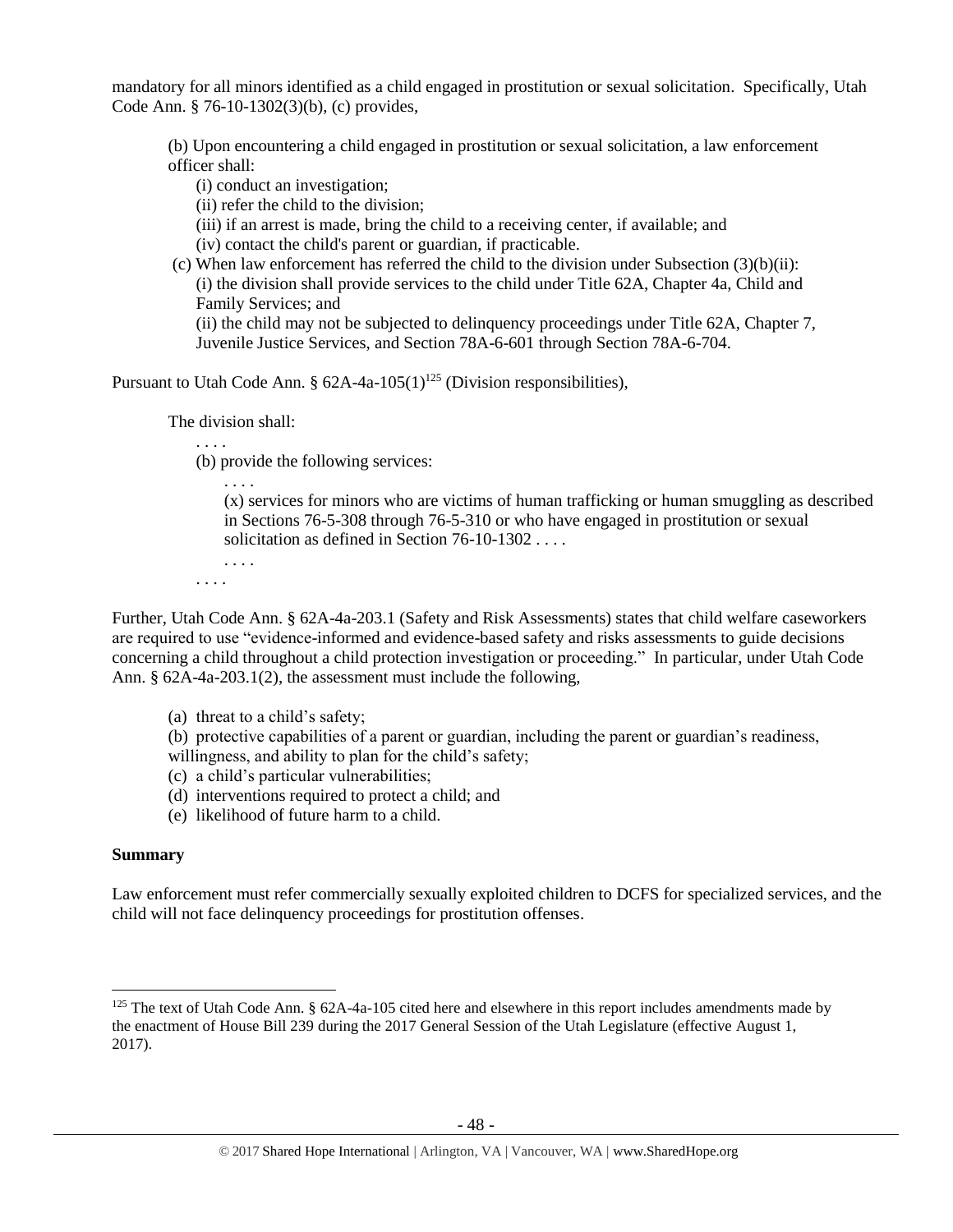mandatory for all minors identified as a child engaged in prostitution or sexual solicitation. Specifically, Utah Code Ann. § 76-10-1302(3)(b), (c) provides,

> (b) Upon encountering a child engaged in prostitution or sexual solicitation, a law enforcement officer shall:
> (i) conduct an investigation;
> (ii) refer the child to the division;
> (iii) if an arrest is made, bring the child to a receiving center, if available; and
> (iv) contact the child's parent or guardian, if practicable.
>
> (c) When law enforcement has referred the child to the division under Subsection (3)(b)(ii):
> (i) the division shall provide services to the child under Title 62A, Chapter 4a, Child and Family Services; and
> (ii) the child may not be subjected to delinquency proceedings under Title 62A, Chapter 7, Juvenile Justice Services, and Section 78A-6-601 through Section 78A-6-704.

Pursuant to Utah Code Ann. § 62A-4a-105(1)[125] (Division responsibilities),

> The division shall:
> . . . .
> (b) provide the following services:
> . . . .
> (x) services for minors who are victims of human trafficking or human smuggling as described in Sections 76-5-308 through 76-5-310 or who have engaged in prostitution or sexual solicitation as defined in Section 76-10-1302 . . . .
> . . . .
> . . . .

Further, Utah Code Ann. § 62A-4a-203.1 (Safety and Risk Assessments) states that child welfare caseworkers are required to use "evidence-informed and evidence-based safety and risks assessments to guide decisions concerning a child throughout a child protection investigation or proceeding." In particular, under Utah Code Ann. § 62A-4a-203.1(2), the assessment must include the following,

> (a) threat to a child's safety;
> (b) protective capabilities of a parent or guardian, including the parent or guardian's readiness, willingness, and ability to plan for the child's safety;
> (c) a child's particular vulnerabilities;
> (d) interventions required to protect a child; and
> (e) likelihood of future harm to a child.

**Summary**

Law enforcement must refer commercially sexually exploited children to DCFS for specialized services, and the child will not face delinquency proceedings for prostitution offenses.

---

[125] The text of Utah Code Ann. § 62A-4a-105 cited here and elsewhere in this report includes amendments made by the enactment of House Bill 239 during the 2017 General Session of the Utah Legislature (effective August 1, 2017).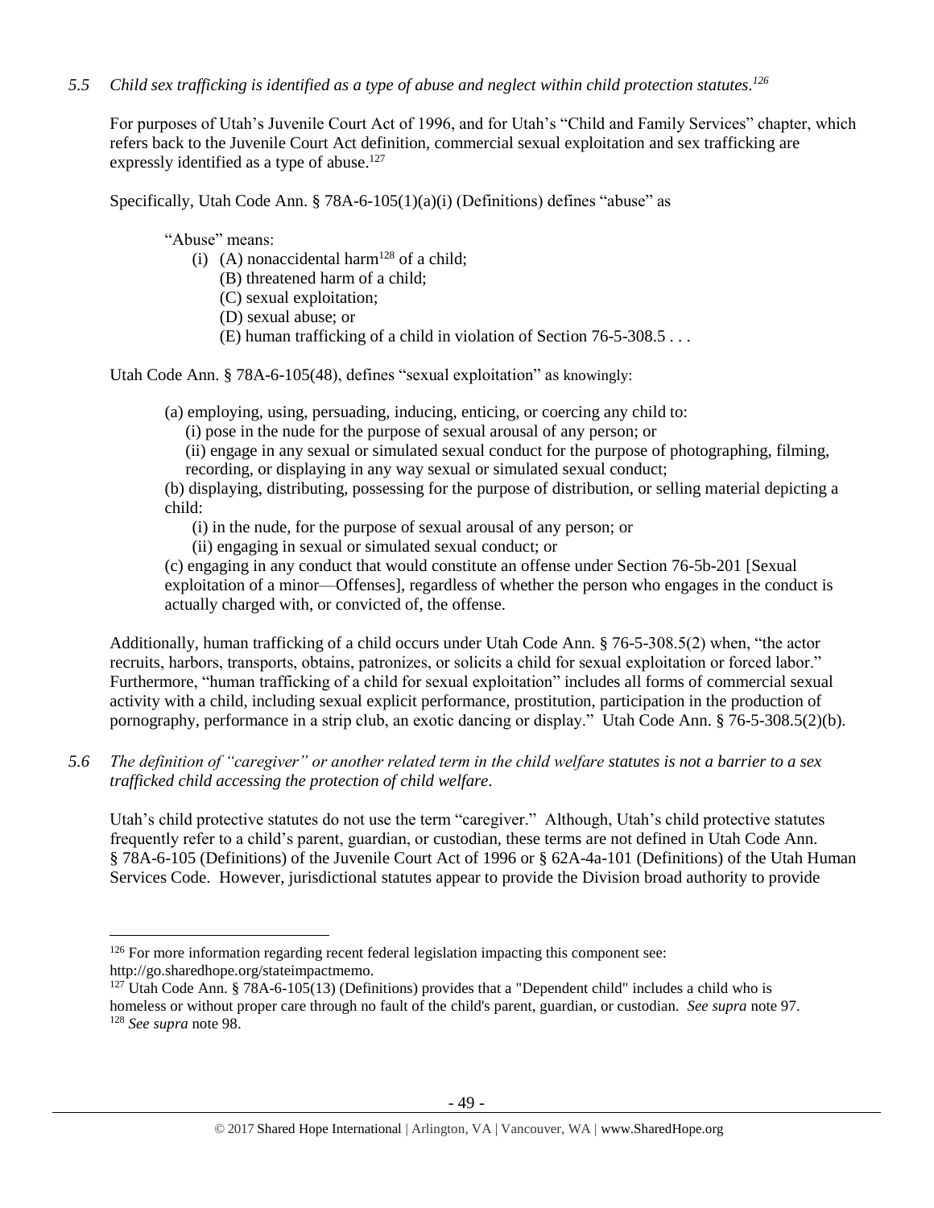*5.5 Child sex trafficking is identified as a type of abuse and neglect within child protection statutes.[126]*

For purposes of Utah's Juvenile Court Act of 1996, and for Utah's "Child and Family Services" chapter, which refers back to the Juvenile Court Act definition, commercial sexual exploitation and sex trafficking are expressly identified as a type of abuse.[127]

Specifically, Utah Code Ann. § 78A-6-105(1)(a)(i) (Definitions) defines "abuse" as

> "Abuse" means:
> (i) (A) nonaccidental harm[128] of a child;
> (B) threatened harm of a child;
> (C) sexual exploitation;
> (D) sexual abuse; or
> (E) human trafficking of a child in violation of Section 76-5-308.5 . . .

Utah Code Ann. § 78A-6-105(48), defines "sexual exploitation" as knowingly:

> (a) employing, using, persuading, inducing, enticing, or coercing any child to:
> (i) pose in the nude for the purpose of sexual arousal of any person; or
> (ii) engage in any sexual or simulated sexual conduct for the purpose of photographing, filming, recording, or displaying in any way sexual or simulated sexual conduct;
> (b) displaying, distributing, possessing for the purpose of distribution, or selling material depicting a child:
> (i) in the nude, for the purpose of sexual arousal of any person; or
> (ii) engaging in sexual or simulated sexual conduct; or
> (c) engaging in any conduct that would constitute an offense under Section 76-5b-201 [Sexual exploitation of a minor—Offenses], regardless of whether the person who engages in the conduct is actually charged with, or convicted of, the offense.

Additionally, human trafficking of a child occurs under Utah Code Ann. § 76-5-308.5(2) when, "the actor recruits, harbors, transports, obtains, patronizes, or solicits a child for sexual exploitation or forced labor." Furthermore, "human trafficking of a child for sexual exploitation" includes all forms of commercial sexual activity with a child, including sexual explicit performance, prostitution, participation in the production of pornography, performance in a strip club, an exotic dancing or display." Utah Code Ann. § 76-5-308.5(2)(b).

*5.6 The definition of "caregiver" or another related term in the child welfare statutes is not a barrier to a sex trafficked child accessing the protection of child welfare.*

Utah's child protective statutes do not use the term "caregiver." Although, Utah's child protective statutes frequently refer to a child's parent, guardian, or custodian, these terms are not defined in Utah Code Ann. § 78A-6-105 (Definitions) of the Juvenile Court Act of 1996 or § 62A-4a-101 (Definitions) of the Utah Human Services Code. However, jurisdictional statutes appear to provide the Division broad authority to provide

---

[126] For more information regarding recent federal legislation impacting this component see: http://go.sharedhope.org/stateimpactmemo.

[127] Utah Code Ann. § 78A-6-105(13) (Definitions) provides that a "Dependent child" includes a child who is homeless or without proper care through no fault of the child's parent, guardian, or custodian. *See supra* note 97.

[128] *See supra* note 98.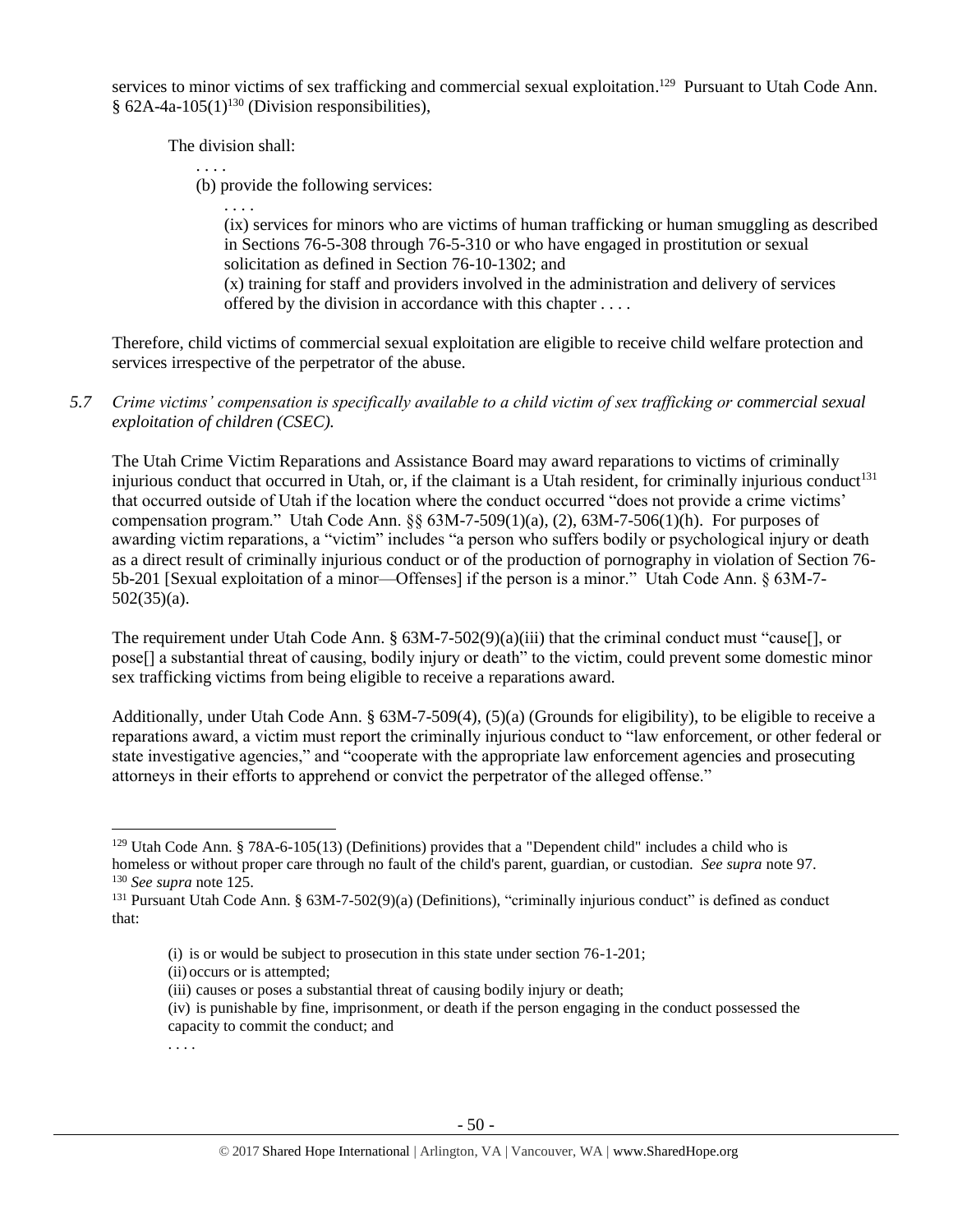services to minor victims of sex trafficking and commercial sexual exploitation.[129] Pursuant to Utah Code Ann. § 62A-4a-105(1)[130] (Division responsibilities),

> The division shall:
>
> . . . .
>
> (b) provide the following services:
>
> . . . .
>
> (ix) services for minors who are victims of human trafficking or human smuggling as described in Sections 76-5-308 through 76-5-310 or who have engaged in prostitution or sexual solicitation as defined in Section 76-10-1302; and
>
> (x) training for staff and providers involved in the administration and delivery of services offered by the division in accordance with this chapter . . . .

Therefore, child victims of commercial sexual exploitation are eligible to receive child welfare protection and services irrespective of the perpetrator of the abuse.

*5.7 Crime victims' compensation is specifically available to a child victim of sex trafficking or commercial sexual exploitation of children (CSEC).*

The Utah Crime Victim Reparations and Assistance Board may award reparations to victims of criminally injurious conduct that occurred in Utah, or, if the claimant is a Utah resident, for criminally injurious conduct[131] that occurred outside of Utah if the location where the conduct occurred "does not provide a crime victims' compensation program." Utah Code Ann. §§ 63M-7-509(1)(a), (2), 63M-7-506(1)(h). For purposes of awarding victim reparations, a "victim" includes "a person who suffers bodily or psychological injury or death as a direct result of criminally injurious conduct or of the production of pornography in violation of Section 76-5b-201 [Sexual exploitation of a minor—Offenses] if the person is a minor." Utah Code Ann. § 63M-7-502(35)(a).

The requirement under Utah Code Ann. § 63M-7-502(9)(a)(iii) that the criminal conduct must "cause[], or pose[] a substantial threat of causing, bodily injury or death" to the victim, could prevent some domestic minor sex trafficking victims from being eligible to receive a reparations award.

Additionally, under Utah Code Ann. § 63M-7-509(4), (5)(a) (Grounds for eligibility), to be eligible to receive a reparations award, a victim must report the criminally injurious conduct to "law enforcement, or other federal or state investigative agencies," and "cooperate with the appropriate law enforcement agencies and prosecuting attorneys in their efforts to apprehend or convict the perpetrator of the alleged offense."

---

[129] Utah Code Ann. § 78A-6-105(13) (Definitions) provides that a "Dependent child" includes a child who is homeless or without proper care through no fault of the child's parent, guardian, or custodian. *See supra* note 97.

[130] *See supra* note 125.

[131] Pursuant Utah Code Ann. § 63M-7-502(9)(a) (Definitions), "criminally injurious conduct" is defined as conduct that:

> (i) is or would be subject to prosecution in this state under section 76-1-201;
>
> (ii) occurs or is attempted;
>
> (iii) causes or poses a substantial threat of causing bodily injury or death;
>
> (iv) is punishable by fine, imprisonment, or death if the person engaging in the conduct possessed the capacity to commit the conduct; and
>
> . . . .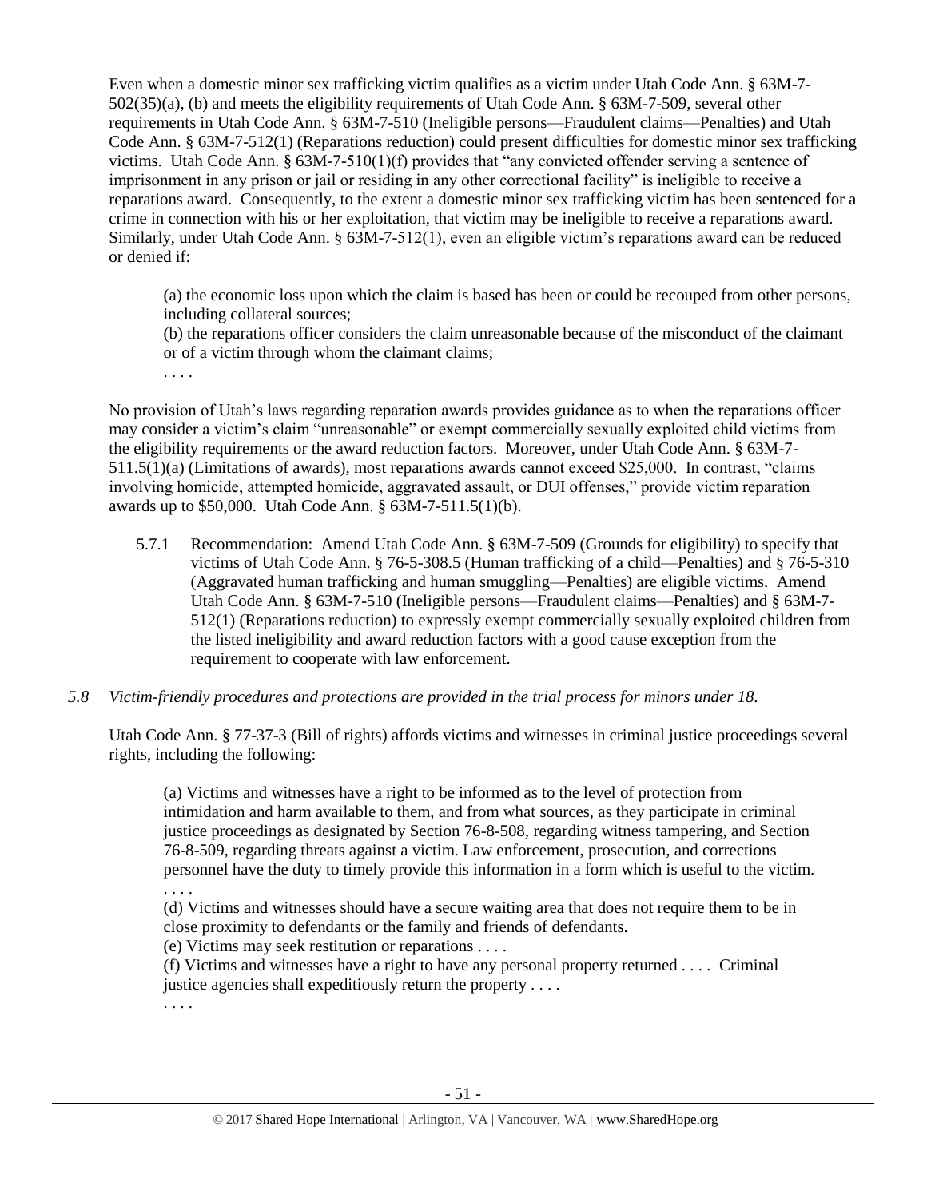Even when a domestic minor sex trafficking victim qualifies as a victim under Utah Code Ann. § 63M-7-502(35)(a), (b) and meets the eligibility requirements of Utah Code Ann. § 63M-7-509, several other requirements in Utah Code Ann. § 63M-7-510 (Ineligible persons—Fraudulent claims—Penalties) and Utah Code Ann. § 63M-7-512(1) (Reparations reduction) could present difficulties for domestic minor sex trafficking victims. Utah Code Ann. § 63M-7-510(1)(f) provides that "any convicted offender serving a sentence of imprisonment in any prison or jail or residing in any other correctional facility" is ineligible to receive a reparations award. Consequently, to the extent a domestic minor sex trafficking victim has been sentenced for a crime in connection with his or her exploitation, that victim may be ineligible to receive a reparations award. Similarly, under Utah Code Ann. § 63M-7-512(1), even an eligible victim's reparations award can be reduced or denied if:

> (a) the economic loss upon which the claim is based has been or could be recouped from other persons, including collateral sources;
> (b) the reparations officer considers the claim unreasonable because of the misconduct of the claimant or of a victim through whom the claimant claims;
> . . . .

No provision of Utah's laws regarding reparation awards provides guidance as to when the reparations officer may consider a victim's claim "unreasonable" or exempt commercially sexually exploited child victims from the eligibility requirements or the award reduction factors. Moreover, under Utah Code Ann. § 63M-7-511.5(1)(a) (Limitations of awards), most reparations awards cannot exceed $25,000. In contrast, "claims involving homicide, attempted homicide, aggravated assault, or DUI offenses," provide victim reparation awards up to $50,000. Utah Code Ann. § 63M-7-511.5(1)(b).

5.7.1 Recommendation: Amend Utah Code Ann. § 63M-7-509 (Grounds for eligibility) to specify that victims of Utah Code Ann. § 76-5-308.5 (Human trafficking of a child—Penalties) and § 76-5-310 (Aggravated human trafficking and human smuggling—Penalties) are eligible victims. Amend Utah Code Ann. § 63M-7-510 (Ineligible persons—Fraudulent claims—Penalties) and § 63M-7-512(1) (Reparations reduction) to expressly exempt commercially sexually exploited children from the listed ineligibility and award reduction factors with a good cause exception from the requirement to cooperate with law enforcement.

*5.8 Victim-friendly procedures and protections are provided in the trial process for minors under 18.*

Utah Code Ann. § 77-37-3 (Bill of rights) affords victims and witnesses in criminal justice proceedings several rights, including the following:

> (a) Victims and witnesses have a right to be informed as to the level of protection from intimidation and harm available to them, and from what sources, as they participate in criminal justice proceedings as designated by Section 76-8-508, regarding witness tampering, and Section 76-8-509, regarding threats against a victim. Law enforcement, prosecution, and corrections personnel have the duty to timely provide this information in a form which is useful to the victim.
> . . . .
> (d) Victims and witnesses should have a secure waiting area that does not require them to be in close proximity to defendants or the family and friends of defendants.
> (e) Victims may seek restitution or reparations . . . .
> (f) Victims and witnesses have a right to have any personal property returned . . . . Criminal justice agencies shall expeditiously return the property . . . .
> . . . .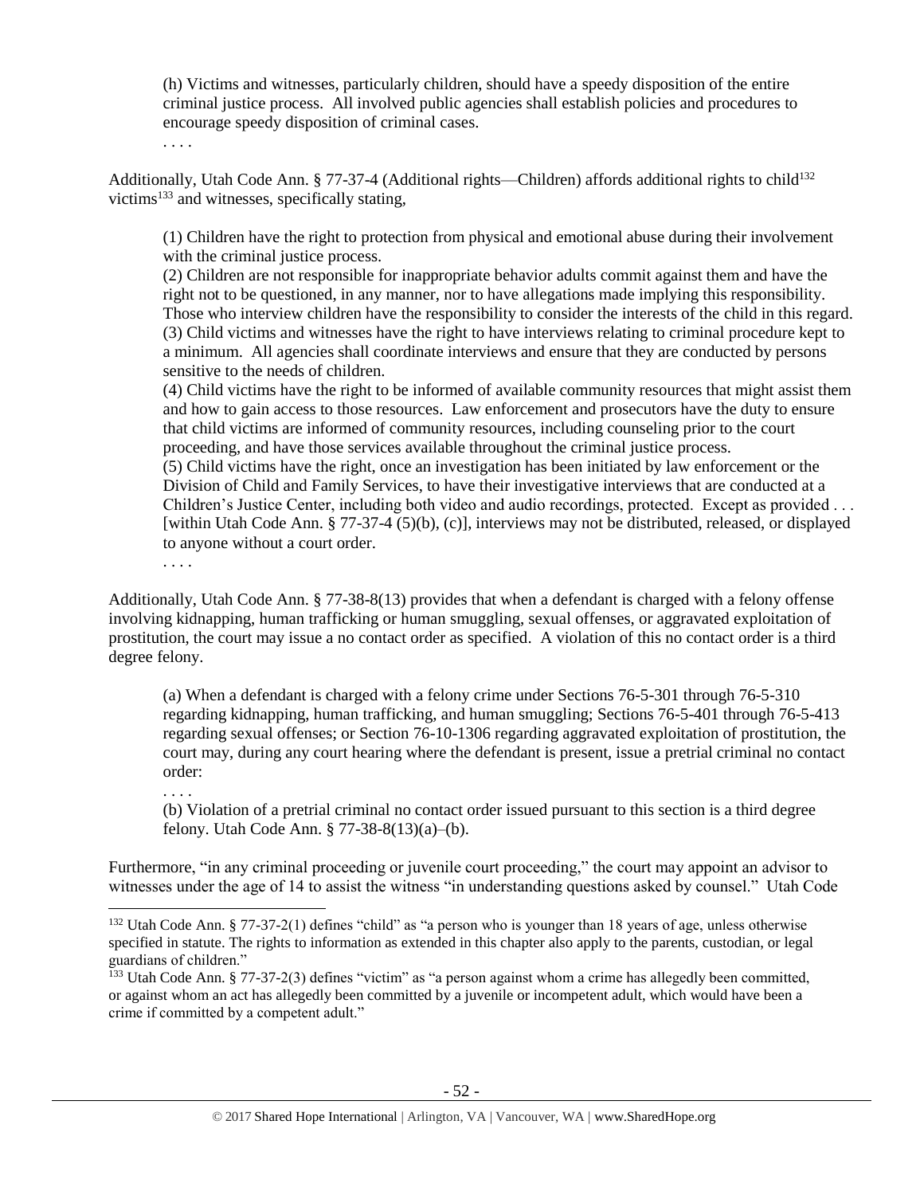> (h) Victims and witnesses, particularly children, should have a speedy disposition of the entire criminal justice process. All involved public agencies shall establish policies and procedures to encourage speedy disposition of criminal cases.
>
> . . . .

Additionally, Utah Code Ann. § 77-37-4 (Additional rights—Children) affords additional rights to child[132] victims[133] and witnesses, specifically stating,

> (1) Children have the right to protection from physical and emotional abuse during their involvement with the criminal justice process.
>
> (2) Children are not responsible for inappropriate behavior adults commit against them and have the right not to be questioned, in any manner, nor to have allegations made implying this responsibility. Those who interview children have the responsibility to consider the interests of the child in this regard.
>
> (3) Child victims and witnesses have the right to have interviews relating to criminal procedure kept to a minimum. All agencies shall coordinate interviews and ensure that they are conducted by persons sensitive to the needs of children.
>
> (4) Child victims have the right to be informed of available community resources that might assist them and how to gain access to those resources. Law enforcement and prosecutors have the duty to ensure that child victims are informed of community resources, including counseling prior to the court proceeding, and have those services available throughout the criminal justice process.
>
> (5) Child victims have the right, once an investigation has been initiated by law enforcement or the Division of Child and Family Services, to have their investigative interviews that are conducted at a Children's Justice Center, including both video and audio recordings, protected. Except as provided . . . [within Utah Code Ann. § 77-37-4 (5)(b), (c)], interviews may not be distributed, released, or displayed to anyone without a court order.
>
> . . . .

Additionally, Utah Code Ann. § 77-38-8(13) provides that when a defendant is charged with a felony offense involving kidnapping, human trafficking or human smuggling, sexual offenses, or aggravated exploitation of prostitution, the court may issue a no contact order as specified. A violation of this no contact order is a third degree felony.

> (a) When a defendant is charged with a felony crime under Sections 76-5-301 through 76-5-310 regarding kidnapping, human trafficking, and human smuggling; Sections 76-5-401 through 76-5-413 regarding sexual offenses; or Section 76-10-1306 regarding aggravated exploitation of prostitution, the court may, during any court hearing where the defendant is present, issue a pretrial criminal no contact order:
>
> . . . .
>
> (b) Violation of a pretrial criminal no contact order issued pursuant to this section is a third degree felony. Utah Code Ann. § 77-38-8(13)(a)–(b).

Furthermore, "in any criminal proceeding or juvenile court proceeding," the court may appoint an advisor to witnesses under the age of 14 to assist the witness "in understanding questions asked by counsel." Utah Code

---

[132] Utah Code Ann. § 77-37-2(1) defines "child" as "a person who is younger than 18 years of age, unless otherwise specified in statute. The rights to information as extended in this chapter also apply to the parents, custodian, or legal guardians of children."

[133] Utah Code Ann. § 77-37-2(3) defines "victim" as "a person against whom a crime has allegedly been committed, or against whom an act has allegedly been committed by a juvenile or incompetent adult, which would have been a crime if committed by a competent adult."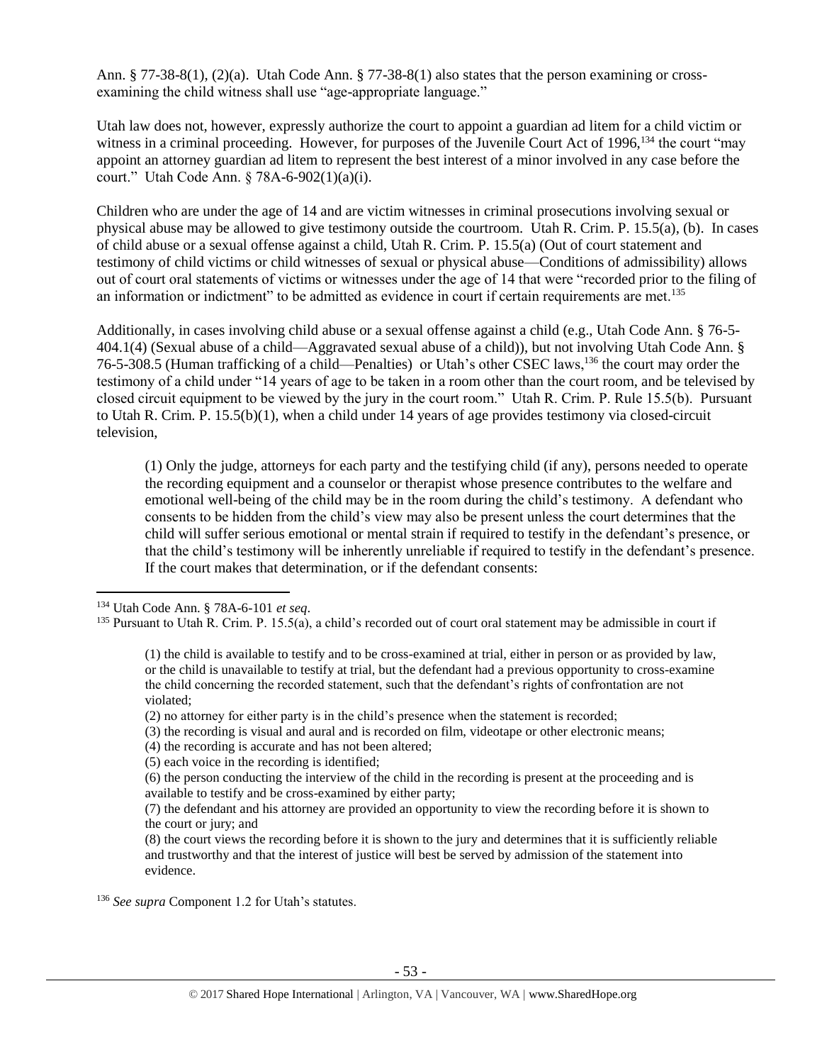Ann. § 77-38-8(1), (2)(a). Utah Code Ann. § 77-38-8(1) also states that the person examining or cross-examining the child witness shall use "age-appropriate language."

Utah law does not, however, expressly authorize the court to appoint a guardian ad litem for a child victim or witness in a criminal proceeding. However, for purposes of the Juvenile Court Act of 1996,[134] the court "may appoint an attorney guardian ad litem to represent the best interest of a minor involved in any case before the court." Utah Code Ann. § 78A-6-902(1)(a)(i).

Children who are under the age of 14 and are victim witnesses in criminal prosecutions involving sexual or physical abuse may be allowed to give testimony outside the courtroom. Utah R. Crim. P. 15.5(a), (b). In cases of child abuse or a sexual offense against a child, Utah R. Crim. P. 15.5(a) (Out of court statement and testimony of child victims or child witnesses of sexual or physical abuse—Conditions of admissibility) allows out of court oral statements of victims or witnesses under the age of 14 that were "recorded prior to the filing of an information or indictment" to be admitted as evidence in court if certain requirements are met.[135]

Additionally, in cases involving child abuse or a sexual offense against a child (e.g., Utah Code Ann. § 76-5-404.1(4) (Sexual abuse of a child—Aggravated sexual abuse of a child)), but not involving Utah Code Ann. § 76-5-308.5 (Human trafficking of a child—Penalties) or Utah's other CSEC laws,[136] the court may order the testimony of a child under "14 years of age to be taken in a room other than the court room, and be televised by closed circuit equipment to be viewed by the jury in the court room." Utah R. Crim. P. Rule 15.5(b). Pursuant to Utah R. Crim. P. 15.5(b)(1), when a child under 14 years of age provides testimony via closed-circuit television,

> (1) Only the judge, attorneys for each party and the testifying child (if any), persons needed to operate the recording equipment and a counselor or therapist whose presence contributes to the welfare and emotional well-being of the child may be in the room during the child's testimony. A defendant who consents to be hidden from the child's view may also be present unless the court determines that the child will suffer serious emotional or mental strain if required to testify in the defendant's presence, or that the child's testimony will be inherently unreliable if required to testify in the defendant's presence. If the court makes that determination, or if the defendant consents:

---

[134] Utah Code Ann. § 78A-6-101 *et seq*.

[135] Pursuant to Utah R. Crim. P. 15.5(a), a child's recorded out of court oral statement may be admissible in court if

> (1) the child is available to testify and to be cross-examined at trial, either in person or as provided by law, or the child is unavailable to testify at trial, but the defendant had a previous opportunity to cross-examine the child concerning the recorded statement, such that the defendant's rights of confrontation are not violated;
> (2) no attorney for either party is in the child's presence when the statement is recorded;
> (3) the recording is visual and aural and is recorded on film, videotape or other electronic means;
> (4) the recording is accurate and has not been altered;
> (5) each voice in the recording is identified;
> (6) the person conducting the interview of the child in the recording is present at the proceeding and is available to testify and be cross-examined by either party;
> (7) the defendant and his attorney are provided an opportunity to view the recording before it is shown to the court or jury; and
> (8) the court views the recording before it is shown to the jury and determines that it is sufficiently reliable and trustworthy and that the interest of justice will best be served by admission of the statement into evidence.

[136] *See supra* Component 1.2 for Utah's statutes.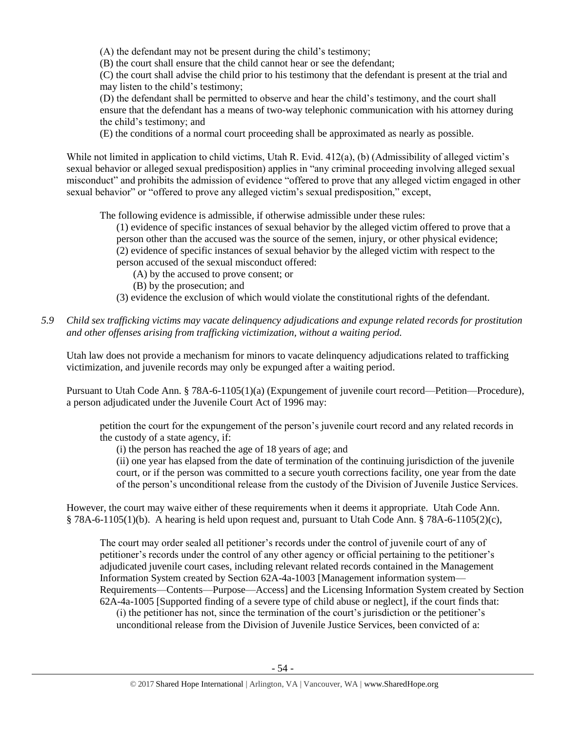(A) the defendant may not be present during the child's testimony;
(B) the court shall ensure that the child cannot hear or see the defendant;
(C) the court shall advise the child prior to his testimony that the defendant is present at the trial and may listen to the child's testimony;
(D) the defendant shall be permitted to observe and hear the child's testimony, and the court shall ensure that the defendant has a means of two-way telephonic communication with his attorney during the child's testimony; and
(E) the conditions of a normal court proceeding shall be approximated as nearly as possible.

While not limited in application to child victims, Utah R. Evid. 412(a), (b) (Admissibility of alleged victim's sexual behavior or alleged sexual predisposition) applies in "any criminal proceeding involving alleged sexual misconduct" and prohibits the admission of evidence "offered to prove that any alleged victim engaged in other sexual behavior" or "offered to prove any alleged victim's sexual predisposition," except,

> The following evidence is admissible, if otherwise admissible under these rules:
> (1) evidence of specific instances of sexual behavior by the alleged victim offered to prove that a person other than the accused was the source of the semen, injury, or other physical evidence;
> (2) evidence of specific instances of sexual behavior by the alleged victim with respect to the person accused of the sexual misconduct offered:
> (A) by the accused to prove consent; or
> (B) by the prosecution; and
> (3) evidence the exclusion of which would violate the constitutional rights of the defendant.

*5.9 Child sex trafficking victims may vacate delinquency adjudications and expunge related records for prostitution and other offenses arising from trafficking victimization, without a waiting period.*

Utah law does not provide a mechanism for minors to vacate delinquency adjudications related to trafficking victimization, and juvenile records may only be expunged after a waiting period.

Pursuant to Utah Code Ann. § 78A-6-1105(1)(a) (Expungement of juvenile court record—Petition—Procedure), a person adjudicated under the Juvenile Court Act of 1996 may:

> petition the court for the expungement of the person's juvenile court record and any related records in the custody of a state agency, if:
> (i) the person has reached the age of 18 years of age; and
> (ii) one year has elapsed from the date of termination of the continuing jurisdiction of the juvenile court, or if the person was committed to a secure youth corrections facility, one year from the date of the person's unconditional release from the custody of the Division of Juvenile Justice Services.

However, the court may waive either of these requirements when it deems it appropriate. Utah Code Ann. § 78A-6-1105(1)(b). A hearing is held upon request and, pursuant to Utah Code Ann. § 78A-6-1105(2)(c),

> The court may order sealed all petitioner's records under the control of juvenile court of any of petitioner's records under the control of any other agency or official pertaining to the petitioner's adjudicated juvenile court cases, including relevant related records contained in the Management Information System created by Section 62A-4a-1003 [Management information system—Requirements—Contents—Purpose—Access] and the Licensing Information System created by Section 62A-4a-1005 [Supported finding of a severe type of child abuse or neglect], if the court finds that:
> (i) the petitioner has not, since the termination of the court's jurisdiction or the petitioner's unconditional release from the Division of Juvenile Justice Services, been convicted of a: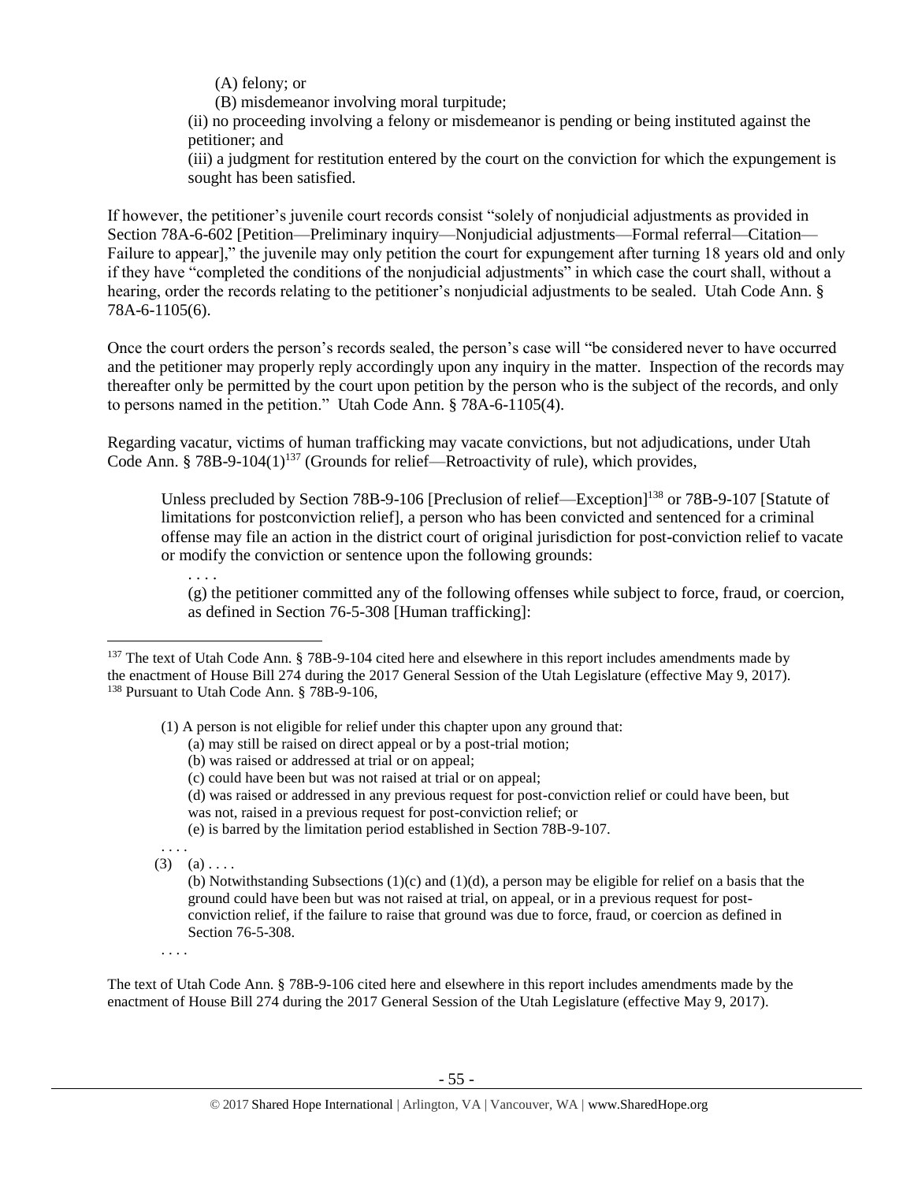(A) felony; or

(B) misdemeanor involving moral turpitude;

(ii) no proceeding involving a felony or misdemeanor is pending or being instituted against the petitioner; and

(iii) a judgment for restitution entered by the court on the conviction for which the expungement is sought has been satisfied.

If however, the petitioner's juvenile court records consist "solely of nonjudicial adjustments as provided in Section 78A-6-602 [Petition—Preliminary inquiry—Nonjudicial adjustments—Formal referral—Citation—Failure to appear]," the juvenile may only petition the court for expungement after turning 18 years old and only if they have "completed the conditions of the nonjudicial adjustments" in which case the court shall, without a hearing, order the records relating to the petitioner's nonjudicial adjustments to be sealed. Utah Code Ann. § 78A-6-1105(6).

Once the court orders the person's records sealed, the person's case will "be considered never to have occurred and the petitioner may properly reply accordingly upon any inquiry in the matter. Inspection of the records may thereafter only be permitted by the court upon petition by the person who is the subject of the records, and only to persons named in the petition." Utah Code Ann. § 78A-6-1105(4).

Regarding vacatur, victims of human trafficking may vacate convictions, but not adjudications, under Utah Code Ann. § 78B-9-104(1)[137] (Grounds for relief—Retroactivity of rule), which provides,

> Unless precluded by Section 78B-9-106 [Preclusion of relief—Exception][138] or 78B-9-107 [Statute of limitations for postconviction relief], a person who has been convicted and sentenced for a criminal offense may file an action in the district court of original jurisdiction for post-conviction relief to vacate or modify the conviction or sentence upon the following grounds:
>
> . . . .
>
> (g) the petitioner committed any of the following offenses while subject to force, fraud, or coercion, as defined in Section 76-5-308 [Human trafficking]:

---

[137] The text of Utah Code Ann. § 78B-9-104 cited here and elsewhere in this report includes amendments made by the enactment of House Bill 274 during the 2017 General Session of the Utah Legislature (effective May 9, 2017).

[138] Pursuant to Utah Code Ann. § 78B-9-106,

> (1) A person is not eligible for relief under this chapter upon any ground that:
>
> (a) may still be raised on direct appeal or by a post-trial motion;
>
> (b) was raised or addressed at trial or on appeal;
>
> (c) could have been but was not raised at trial or on appeal;
>
> (d) was raised or addressed in any previous request for post-conviction relief or could have been, but was not, raised in a previous request for post-conviction relief; or
>
> (e) is barred by the limitation period established in Section 78B-9-107.
>
> . . . .
>
> (3) (a) . . . .
>
> (b) Notwithstanding Subsections (1)(c) and (1)(d), a person may be eligible for relief on a basis that the ground could have been but was not raised at trial, on appeal, or in a previous request for post-conviction relief, if the failure to raise that ground was due to force, fraud, or coercion as defined in Section 76-5-308.
>
> . . . .

The text of Utah Code Ann. § 78B-9-106 cited here and elsewhere in this report includes amendments made by the enactment of House Bill 274 during the 2017 General Session of the Utah Legislature (effective May 9, 2017).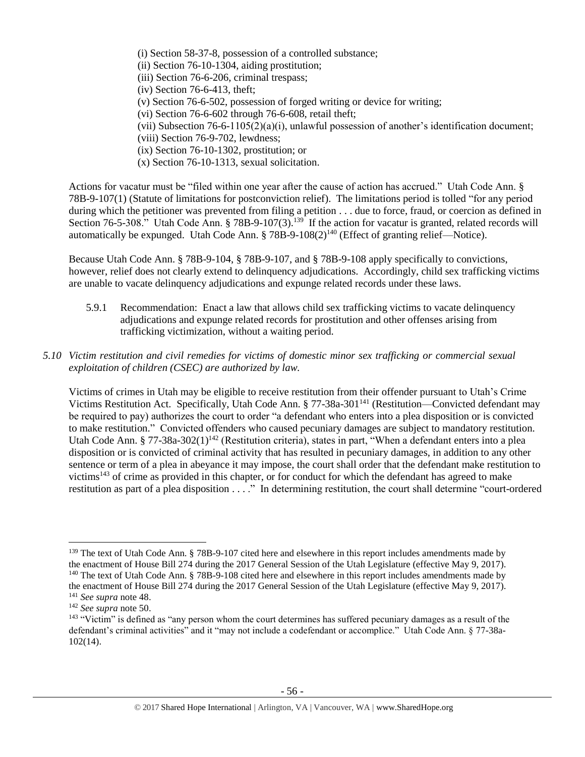(i) Section 58-37-8, possession of a controlled substance;
(ii) Section 76-10-1304, aiding prostitution;
(iii) Section 76-6-206, criminal trespass;
(iv) Section 76-6-413, theft;
(v) Section 76-6-502, possession of forged writing or device for writing;
(vi) Section 76-6-602 through 76-6-608, retail theft;
(vii) Subsection 76-6-1105(2)(a)(i), unlawful possession of another's identification document;
(viii) Section 76-9-702, lewdness;
(ix) Section 76-10-1302, prostitution; or
(x) Section 76-10-1313, sexual solicitation.

Actions for vacatur must be "filed within one year after the cause of action has accrued." Utah Code Ann. § 78B-9-107(1) (Statute of limitations for postconviction relief). The limitations period is tolled "for any period during which the petitioner was prevented from filing a petition . . . due to force, fraud, or coercion as defined in Section 76-5-308." Utah Code Ann. § 78B-9-107(3).[139] If the action for vacatur is granted, related records will automatically be expunged. Utah Code Ann. § 78B-9-108(2)[140] (Effect of granting relief—Notice).

Because Utah Code Ann. § 78B-9-104, § 78B-9-107, and § 78B-9-108 apply specifically to convictions, however, relief does not clearly extend to delinquency adjudications. Accordingly, child sex trafficking victims are unable to vacate delinquency adjudications and expunge related records under these laws.

5.9.1 Recommendation: Enact a law that allows child sex trafficking victims to vacate delinquency adjudications and expunge related records for prostitution and other offenses arising from trafficking victimization, without a waiting period.

*5.10 Victim restitution and civil remedies for victims of domestic minor sex trafficking or commercial sexual exploitation of children (CSEC) are authorized by law.*

Victims of crimes in Utah may be eligible to receive restitution from their offender pursuant to Utah's Crime Victims Restitution Act. Specifically, Utah Code Ann. § 77-38a-301[141] (Restitution—Convicted defendant may be required to pay) authorizes the court to order "a defendant who enters into a plea disposition or is convicted to make restitution." Convicted offenders who caused pecuniary damages are subject to mandatory restitution. Utah Code Ann. § 77-38a-302(1)[142] (Restitution criteria), states in part, "When a defendant enters into a plea disposition or is convicted of criminal activity that has resulted in pecuniary damages, in addition to any other sentence or term of a plea in abeyance it may impose, the court shall order that the defendant make restitution to victims[143] of crime as provided in this chapter, or for conduct for which the defendant has agreed to make restitution as part of a plea disposition . . . ." In determining restitution, the court shall determine "court-ordered

---

[139] The text of Utah Code Ann. § 78B-9-107 cited here and elsewhere in this report includes amendments made by the enactment of House Bill 274 during the 2017 General Session of the Utah Legislature (effective May 9, 2017).
[140] The text of Utah Code Ann. § 78B-9-108 cited here and elsewhere in this report includes amendments made by the enactment of House Bill 274 during the 2017 General Session of the Utah Legislature (effective May 9, 2017).
[141] *See supra* note 48.
[142] *See supra* note 50.
[143] "Victim" is defined as "any person whom the court determines has suffered pecuniary damages as a result of the defendant's criminal activities" and it "may not include a codefendant or accomplice." Utah Code Ann. § 77-38a-102(14).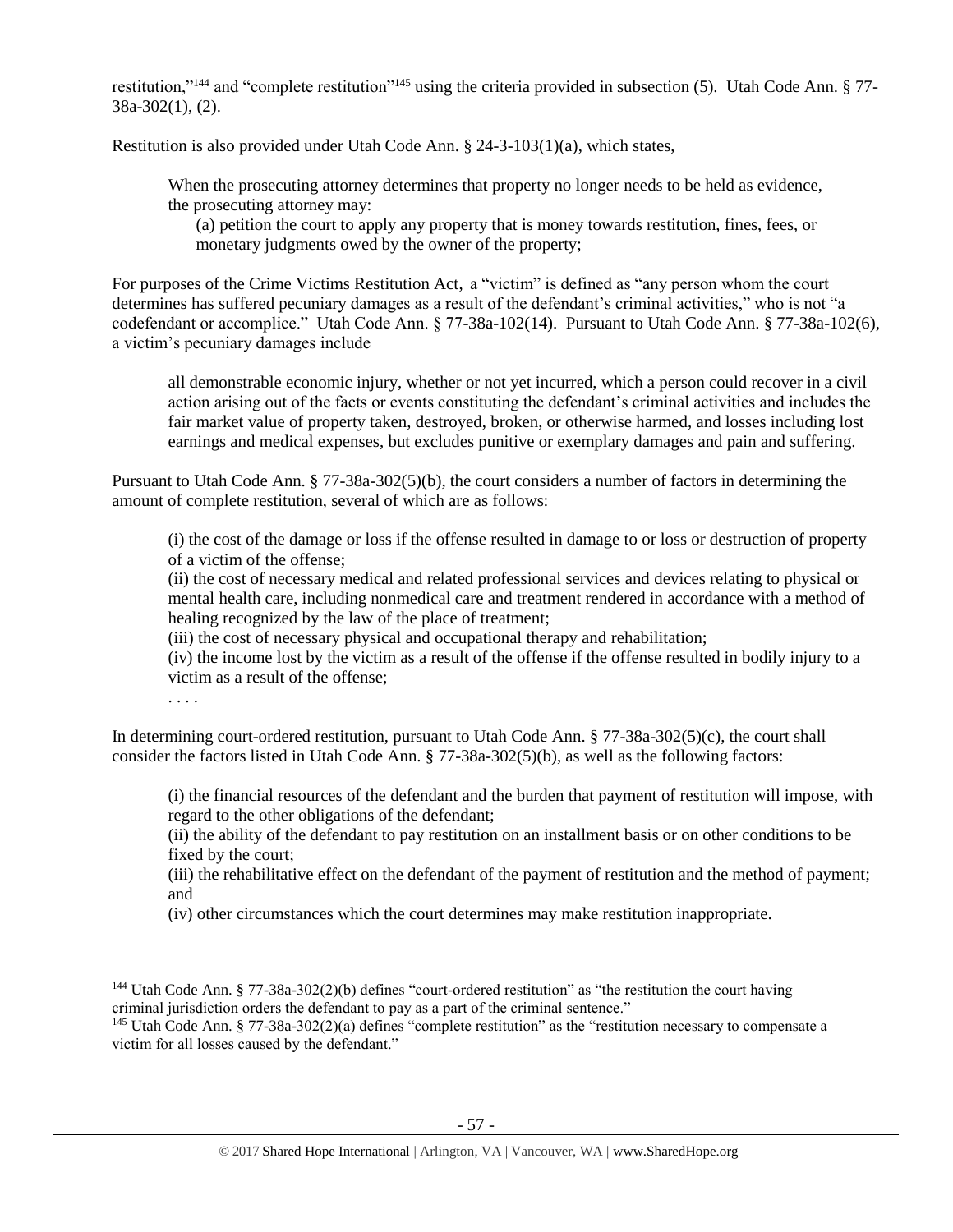restitution,"[144] and "complete restitution"[145] using the criteria provided in subsection (5). Utah Code Ann. § 77-38a-302(1), (2).

Restitution is also provided under Utah Code Ann. § 24-3-103(1)(a), which states,

> When the prosecuting attorney determines that property no longer needs to be held as evidence, the prosecuting attorney may:
>
> (a) petition the court to apply any property that is money towards restitution, fines, fees, or monetary judgments owed by the owner of the property;

For purposes of the Crime Victims Restitution Act, a "victim" is defined as "any person whom the court determines has suffered pecuniary damages as a result of the defendant's criminal activities," who is not "a codefendant or accomplice." Utah Code Ann. § 77-38a-102(14). Pursuant to Utah Code Ann. § 77-38a-102(6), a victim's pecuniary damages include

> all demonstrable economic injury, whether or not yet incurred, which a person could recover in a civil action arising out of the facts or events constituting the defendant's criminal activities and includes the fair market value of property taken, destroyed, broken, or otherwise harmed, and losses including lost earnings and medical expenses, but excludes punitive or exemplary damages and pain and suffering.

Pursuant to Utah Code Ann. § 77-38a-302(5)(b), the court considers a number of factors in determining the amount of complete restitution, several of which are as follows:

> (i) the cost of the damage or loss if the offense resulted in damage to or loss or destruction of property of a victim of the offense;
>
> (ii) the cost of necessary medical and related professional services and devices relating to physical or mental health care, including nonmedical care and treatment rendered in accordance with a method of healing recognized by the law of the place of treatment;
>
> (iii) the cost of necessary physical and occupational therapy and rehabilitation;
>
> (iv) the income lost by the victim as a result of the offense if the offense resulted in bodily injury to a victim as a result of the offense;
>
> . . . .

In determining court-ordered restitution, pursuant to Utah Code Ann. § 77-38a-302(5)(c), the court shall consider the factors listed in Utah Code Ann. § 77-38a-302(5)(b), as well as the following factors:

> (i) the financial resources of the defendant and the burden that payment of restitution will impose, with regard to the other obligations of the defendant;
>
> (ii) the ability of the defendant to pay restitution on an installment basis or on other conditions to be fixed by the court;
>
> (iii) the rehabilitative effect on the defendant of the payment of restitution and the method of payment; and
>
> (iv) other circumstances which the court determines may make restitution inappropriate.

---

[144] Utah Code Ann. § 77-38a-302(2)(b) defines "court-ordered restitution" as "the restitution the court having criminal jurisdiction orders the defendant to pay as a part of the criminal sentence."

[145] Utah Code Ann. § 77-38a-302(2)(a) defines "complete restitution" as the "restitution necessary to compensate a victim for all losses caused by the defendant."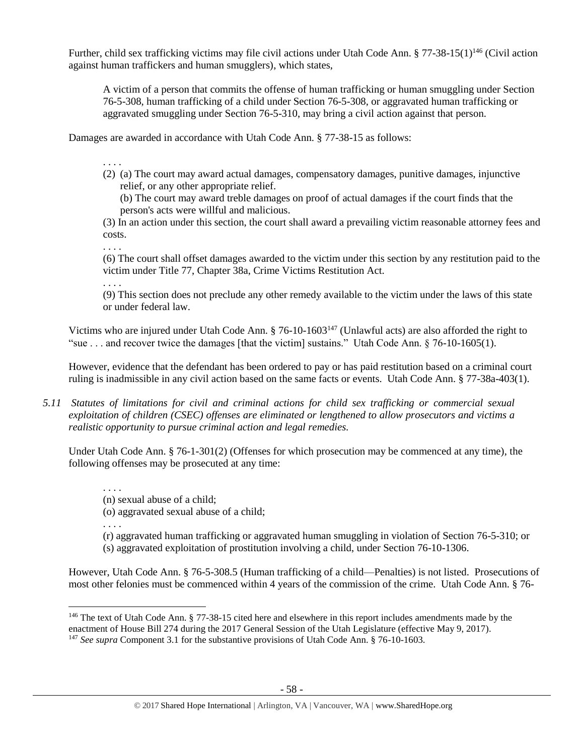Further, child sex trafficking victims may file civil actions under Utah Code Ann. § 77-38-15(1)[146] (Civil action against human traffickers and human smugglers), which states,

> A victim of a person that commits the offense of human trafficking or human smuggling under Section 76-5-308, human trafficking of a child under Section 76-5-308, or aggravated human trafficking or aggravated smuggling under Section 76-5-310, may bring a civil action against that person.

Damages are awarded in accordance with Utah Code Ann. § 77-38-15 as follows:

> . . . .
>
> (2) (a) The court may award actual damages, compensatory damages, punitive damages, injunctive relief, or any other appropriate relief.
>
> (b) The court may award treble damages on proof of actual damages if the court finds that the person's acts were willful and malicious.
>
> (3) In an action under this section, the court shall award a prevailing victim reasonable attorney fees and costs.
>
> . . . .
>
> (6) The court shall offset damages awarded to the victim under this section by any restitution paid to the victim under Title 77, Chapter 38a, Crime Victims Restitution Act.
>
> . . . .
>
> (9) This section does not preclude any other remedy available to the victim under the laws of this state or under federal law.

Victims who are injured under Utah Code Ann. § 76-10-1603[147] (Unlawful acts) are also afforded the right to "sue . . . and recover twice the damages [that the victim] sustains." Utah Code Ann. § 76-10-1605(1).

However, evidence that the defendant has been ordered to pay or has paid restitution based on a criminal court ruling is inadmissible in any civil action based on the same facts or events. Utah Code Ann. § 77-38a-403(1).

*5.11 Statutes of limitations for civil and criminal actions for child sex trafficking or commercial sexual exploitation of children (CSEC) offenses are eliminated or lengthened to allow prosecutors and victims a realistic opportunity to pursue criminal action and legal remedies.*

Under Utah Code Ann. § 76-1-301(2) (Offenses for which prosecution may be commenced at any time), the following offenses may be prosecuted at any time:

> . . . .
>
> (n) sexual abuse of a child;
>
> (o) aggravated sexual abuse of a child;
>
> . . . .
>
> (r) aggravated human trafficking or aggravated human smuggling in violation of Section 76-5-310; or
>
> (s) aggravated exploitation of prostitution involving a child, under Section 76-10-1306.

However, Utah Code Ann. § 76-5-308.5 (Human trafficking of a child—Penalties) is not listed. Prosecutions of most other felonies must be commenced within 4 years of the commission of the crime. Utah Code Ann. § 76-

---

[146] The text of Utah Code Ann. § 77-38-15 cited here and elsewhere in this report includes amendments made by the enactment of House Bill 274 during the 2017 General Session of the Utah Legislature (effective May 9, 2017).

[147] *See supra* Component 3.1 for the substantive provisions of Utah Code Ann. § 76-10-1603.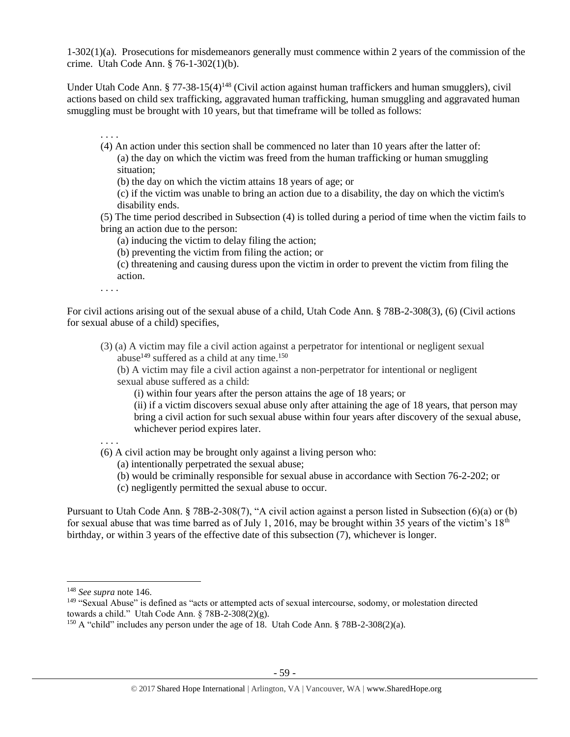1-302(1)(a). Prosecutions for misdemeanors generally must commence within 2 years of the commission of the crime. Utah Code Ann. § 76-1-302(1)(b).

Under Utah Code Ann. § 77-38-15(4)[148] (Civil action against human traffickers and human smugglers), civil actions based on child sex trafficking, aggravated human trafficking, human smuggling and aggravated human smuggling must be brought with 10 years, but that timeframe will be tolled as follows:

> . . . .
>
> (4) An action under this section shall be commenced no later than 10 years after the latter of:
>
> (a) the day on which the victim was freed from the human trafficking or human smuggling situation;
>
> (b) the day on which the victim attains 18 years of age; or
>
> (c) if the victim was unable to bring an action due to a disability, the day on which the victim's disability ends.
>
> (5) The time period described in Subsection (4) is tolled during a period of time when the victim fails to bring an action due to the person:
>
> (a) inducing the victim to delay filing the action;
>
> (b) preventing the victim from filing the action; or
>
> (c) threatening and causing duress upon the victim in order to prevent the victim from filing the action.
>
> . . . .

For civil actions arising out of the sexual abuse of a child, Utah Code Ann. § 78B-2-308(3), (6) (Civil actions for sexual abuse of a child) specifies,

> (3) (a) A victim may file a civil action against a perpetrator for intentional or negligent sexual abuse[149] suffered as a child at any time.[150]
>
> (b) A victim may file a civil action against a non-perpetrator for intentional or negligent sexual abuse suffered as a child:
>
> (i) within four years after the person attains the age of 18 years; or
>
> (ii) if a victim discovers sexual abuse only after attaining the age of 18 years, that person may bring a civil action for such sexual abuse within four years after discovery of the sexual abuse, whichever period expires later.
>
> . . . .
>
> (6) A civil action may be brought only against a living person who:
>
> (a) intentionally perpetrated the sexual abuse;
>
> (b) would be criminally responsible for sexual abuse in accordance with Section 76-2-202; or
>
> (c) negligently permitted the sexual abuse to occur.

Pursuant to Utah Code Ann. § 78B-2-308(7), "A civil action against a person listed in Subsection (6)(a) or (b) for sexual abuse that was time barred as of July 1, 2016, may be brought within 35 years of the victim's 18th birthday, or within 3 years of the effective date of this subsection (7), whichever is longer.

---

[148] *See supra* note 146.

[149] "Sexual Abuse" is defined as "acts or attempted acts of sexual intercourse, sodomy, or molestation directed towards a child." Utah Code Ann. § 78B-2-308(2)(g).

[150] A "child" includes any person under the age of 18. Utah Code Ann. § 78B-2-308(2)(a).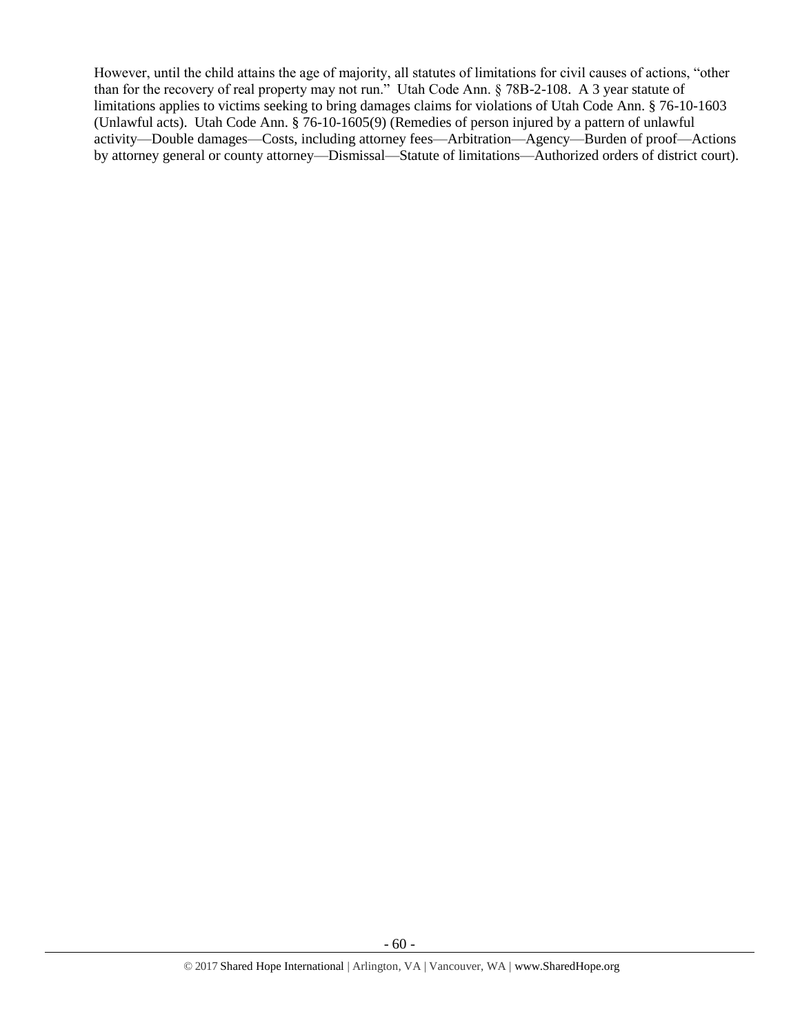However, until the child attains the age of majority, all statutes of limitations for civil causes of actions, "other than for the recovery of real property may not run." Utah Code Ann. § 78B-2-108. A 3 year statute of limitations applies to victims seeking to bring damages claims for violations of Utah Code Ann. § 76-10-1603 (Unlawful acts). Utah Code Ann. § 76-10-1605(9) (Remedies of person injured by a pattern of unlawful activity—Double damages—Costs, including attorney fees—Arbitration—Agency—Burden of proof—Actions by attorney general or county attorney—Dismissal—Statute of limitations—Authorized orders of district court).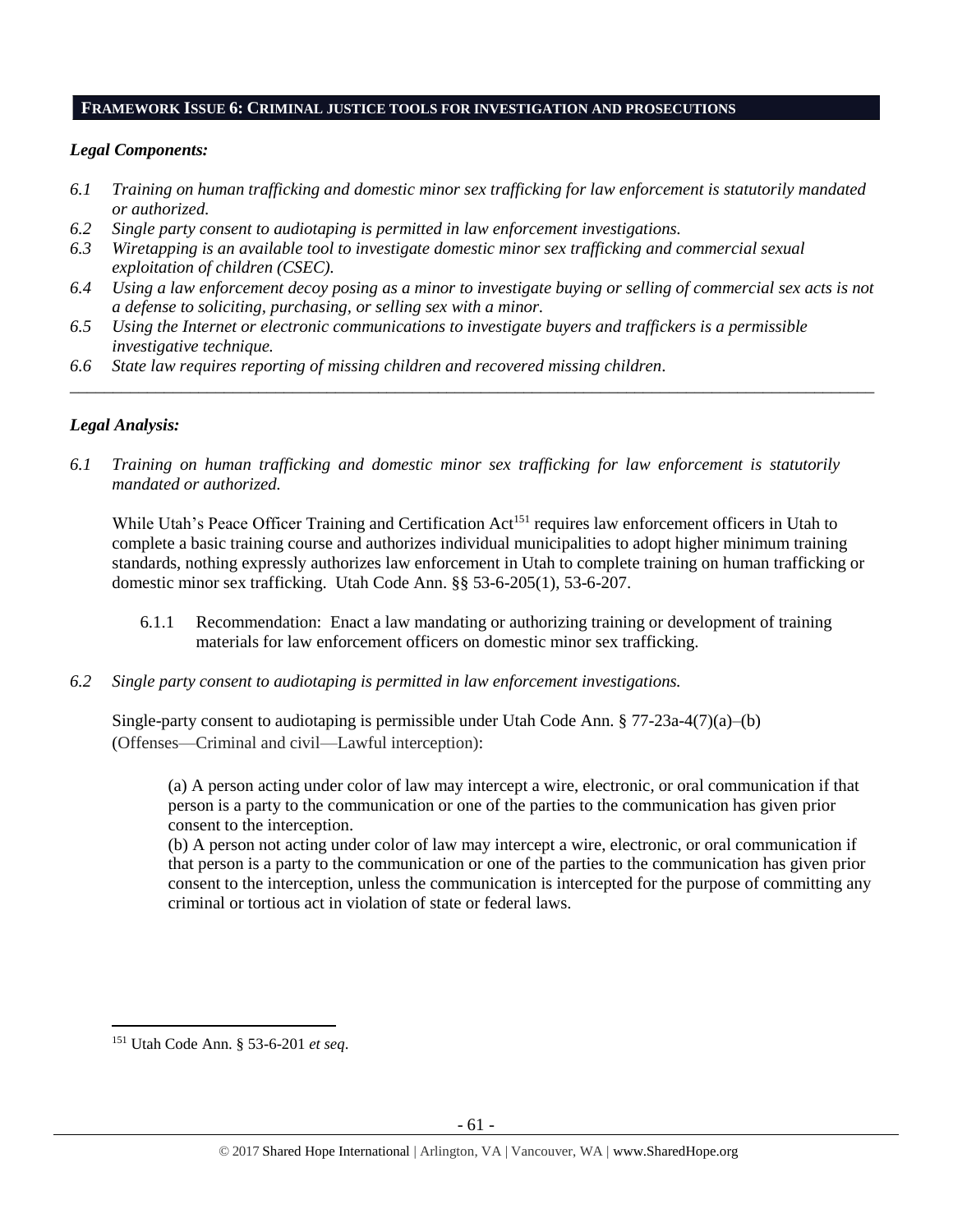## FRAMEWORK ISSUE 6: CRIMINAL JUSTICE TOOLS FOR INVESTIGATION AND PROSECUTIONS

### *Legal Components:*

*6.1 Training on human trafficking and domestic minor sex trafficking for law enforcement is statutorily mandated or authorized.*

*6.2 Single party consent to audiotaping is permitted in law enforcement investigations.*

*6.3 Wiretapping is an available tool to investigate domestic minor sex trafficking and commercial sexual exploitation of children (CSEC).*

*6.4 Using a law enforcement decoy posing as a minor to investigate buying or selling of commercial sex acts is not a defense to soliciting, purchasing, or selling sex with a minor.*

*6.5 Using the Internet or electronic communications to investigate buyers and traffickers is a permissible investigative technique.*

*6.6 State law requires reporting of missing children and recovered missing children.*

---

### *Legal Analysis:*

*6.1 Training on human trafficking and domestic minor sex trafficking for law enforcement is statutorily mandated or authorized.*

While Utah's Peace Officer Training and Certification Act[151] requires law enforcement officers in Utah to complete a basic training course and authorizes individual municipalities to adopt higher minimum training standards, nothing expressly authorizes law enforcement in Utah to complete training on human trafficking or domestic minor sex trafficking. Utah Code Ann. §§ 53-6-205(1), 53-6-207.

6.1.1 Recommendation: Enact a law mandating or authorizing training or development of training materials for law enforcement officers on domestic minor sex trafficking.

*6.2 Single party consent to audiotaping is permitted in law enforcement investigations.*

Single-party consent to audiotaping is permissible under Utah Code Ann. § 77-23a-4(7)(a)–(b) (Offenses—Criminal and civil—Lawful interception):

> (a) A person acting under color of law may intercept a wire, electronic, or oral communication if that person is a party to the communication or one of the parties to the communication has given prior consent to the interception.
>
> (b) A person not acting under color of law may intercept a wire, electronic, or oral communication if that person is a party to the communication or one of the parties to the communication has given prior consent to the interception, unless the communication is intercepted for the purpose of committing any criminal or tortious act in violation of state or federal laws.

---

[151] Utah Code Ann. § 53-6-201 *et seq*.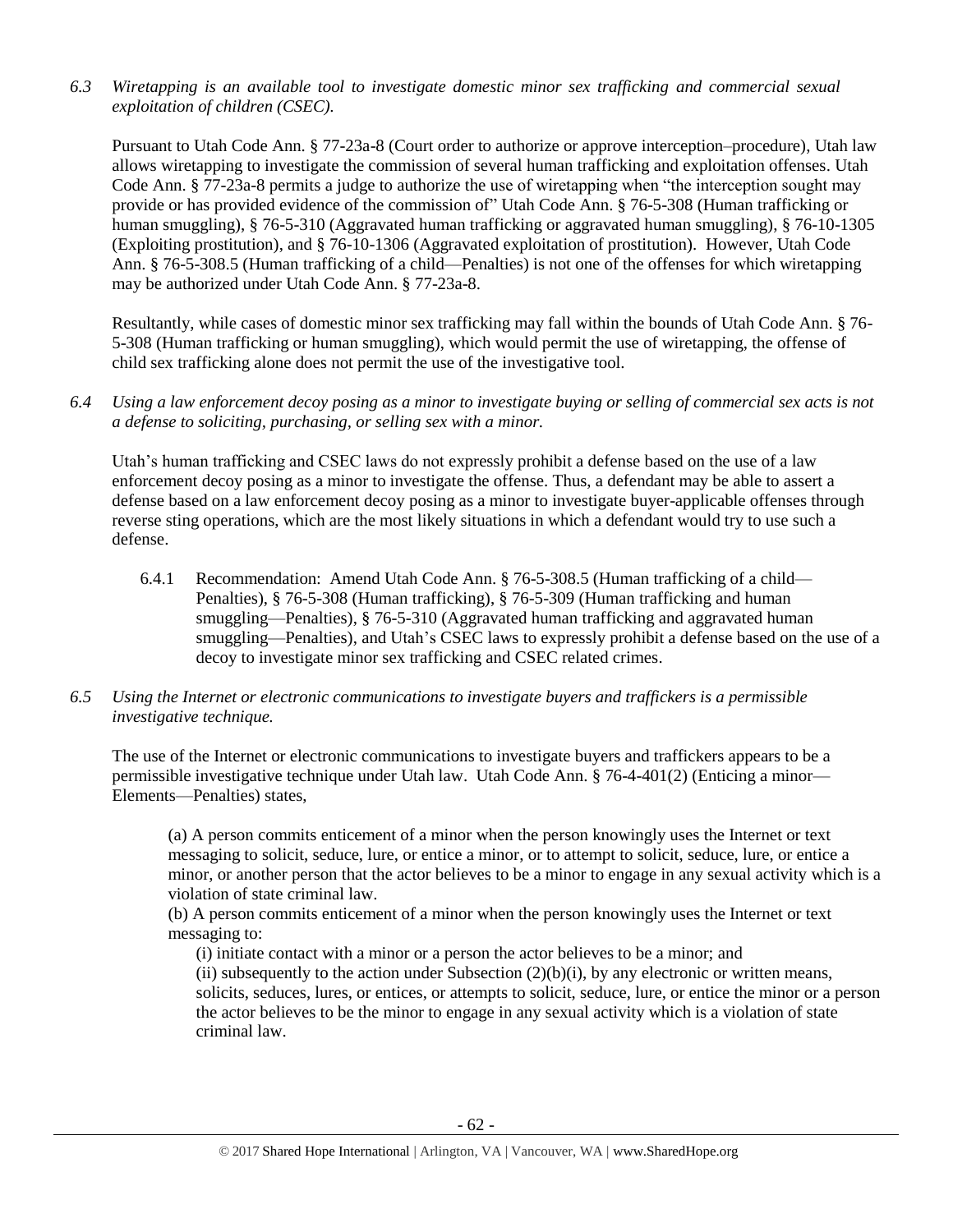*6.3 Wiretapping is an available tool to investigate domestic minor sex trafficking and commercial sexual exploitation of children (CSEC).*

Pursuant to Utah Code Ann. § 77-23a-8 (Court order to authorize or approve interception–procedure), Utah law allows wiretapping to investigate the commission of several human trafficking and exploitation offenses. Utah Code Ann. § 77-23a-8 permits a judge to authorize the use of wiretapping when "the interception sought may provide or has provided evidence of the commission of" Utah Code Ann. § 76-5-308 (Human trafficking or human smuggling), § 76-5-310 (Aggravated human trafficking or aggravated human smuggling), § 76-10-1305 (Exploiting prostitution), and § 76-10-1306 (Aggravated exploitation of prostitution). However, Utah Code Ann. § 76-5-308.5 (Human trafficking of a child—Penalties) is not one of the offenses for which wiretapping may be authorized under Utah Code Ann. § 77-23a-8.

Resultantly, while cases of domestic minor sex trafficking may fall within the bounds of Utah Code Ann. § 76-5-308 (Human trafficking or human smuggling), which would permit the use of wiretapping, the offense of child sex trafficking alone does not permit the use of the investigative tool.

*6.4 Using a law enforcement decoy posing as a minor to investigate buying or selling of commercial sex acts is not a defense to soliciting, purchasing, or selling sex with a minor.*

Utah's human trafficking and CSEC laws do not expressly prohibit a defense based on the use of a law enforcement decoy posing as a minor to investigate the offense. Thus, a defendant may be able to assert a defense based on a law enforcement decoy posing as a minor to investigate buyer-applicable offenses through reverse sting operations, which are the most likely situations in which a defendant would try to use such a defense.

6.4.1 Recommendation: Amend Utah Code Ann. § 76-5-308.5 (Human trafficking of a child—Penalties), § 76-5-308 (Human trafficking), § 76-5-309 (Human trafficking and human smuggling—Penalties), § 76-5-310 (Aggravated human trafficking and aggravated human smuggling—Penalties), and Utah's CSEC laws to expressly prohibit a defense based on the use of a decoy to investigate minor sex trafficking and CSEC related crimes.

*6.5 Using the Internet or electronic communications to investigate buyers and traffickers is a permissible investigative technique.*

The use of the Internet or electronic communications to investigate buyers and traffickers appears to be a permissible investigative technique under Utah law. Utah Code Ann. § 76-4-401(2) (Enticing a minor—Elements—Penalties) states,

> (a) A person commits enticement of a minor when the person knowingly uses the Internet or text messaging to solicit, seduce, lure, or entice a minor, or to attempt to solicit, seduce, lure, or entice a minor, or another person that the actor believes to be a minor to engage in any sexual activity which is a violation of state criminal law.
>
> (b) A person commits enticement of a minor when the person knowingly uses the Internet or text messaging to:
>
> (i) initiate contact with a minor or a person the actor believes to be a minor; and
>
> (ii) subsequently to the action under Subsection (2)(b)(i), by any electronic or written means, solicits, seduces, lures, or entices, or attempts to solicit, seduce, lure, or entice the minor or a person the actor believes to be the minor to engage in any sexual activity which is a violation of state criminal law.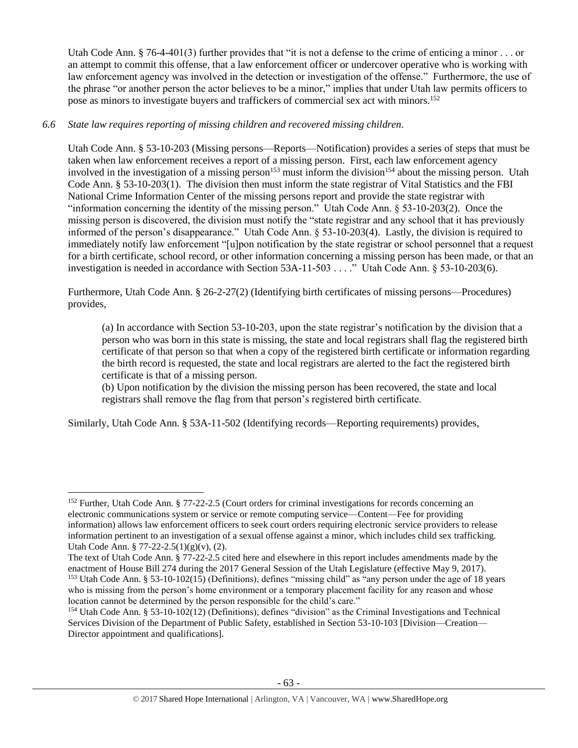Utah Code Ann. § 76-4-401(3) further provides that "it is not a defense to the crime of enticing a minor . . . or an attempt to commit this offense, that a law enforcement officer or undercover operative who is working with law enforcement agency was involved in the detection or investigation of the offense." Furthermore, the use of the phrase "or another person the actor believes to be a minor," implies that under Utah law permits officers to pose as minors to investigate buyers and traffickers of commercial sex act with minors.[152]

*6.6 State law requires reporting of missing children and recovered missing children.*

Utah Code Ann. § 53-10-203 (Missing persons—Reports—Notification) provides a series of steps that must be taken when law enforcement receives a report of a missing person. First, each law enforcement agency involved in the investigation of a missing person[153] must inform the division[154] about the missing person. Utah Code Ann. § 53-10-203(1). The division then must inform the state registrar of Vital Statistics and the FBI National Crime Information Center of the missing persons report and provide the state registrar with "information concerning the identity of the missing person." Utah Code Ann. § 53-10-203(2). Once the missing person is discovered, the division must notify the "state registrar and any school that it has previously informed of the person's disappearance." Utah Code Ann. § 53-10-203(4). Lastly, the division is required to immediately notify law enforcement "[u]pon notification by the state registrar or school personnel that a request for a birth certificate, school record, or other information concerning a missing person has been made, or that an investigation is needed in accordance with Section 53A-11-503 . . . ." Utah Code Ann. § 53-10-203(6).

Furthermore, Utah Code Ann. § 26-2-27(2) (Identifying birth certificates of missing persons—Procedures) provides,

> (a) In accordance with Section 53-10-203, upon the state registrar's notification by the division that a person who was born in this state is missing, the state and local registrars shall flag the registered birth certificate of that person so that when a copy of the registered birth certificate or information regarding the birth record is requested, the state and local registrars are alerted to the fact the registered birth certificate is that of a missing person.
>
> (b) Upon notification by the division the missing person has been recovered, the state and local registrars shall remove the flag from that person's registered birth certificate.

Similarly, Utah Code Ann. § 53A-11-502 (Identifying records—Reporting requirements) provides,

---

[152] Further, Utah Code Ann. § 77-22-2.5 (Court orders for criminal investigations for records concerning an electronic communications system or service or remote computing service—Content—Fee for providing information) allows law enforcement officers to seek court orders requiring electronic service providers to release information pertinent to an investigation of a sexual offense against a minor, which includes child sex trafficking. Utah Code Ann. § 77-22-2.5(1)(g)(v), (2).
The text of Utah Code Ann. § 77-22-2.5 cited here and elsewhere in this report includes amendments made by the enactment of House Bill 274 during the 2017 General Session of the Utah Legislature (effective May 9, 2017).

[153] Utah Code Ann. § 53-10-102(15) (Definitions), defines "missing child" as "any person under the age of 18 years who is missing from the person's home environment or a temporary placement facility for any reason and whose location cannot be determined by the person responsible for the child's care."

[154] Utah Code Ann. § 53-10-102(12) (Definitions), defines "division" as the Criminal Investigations and Technical Services Division of the Department of Public Safety, established in Section 53-10-103 [Division—Creation—Director appointment and qualifications].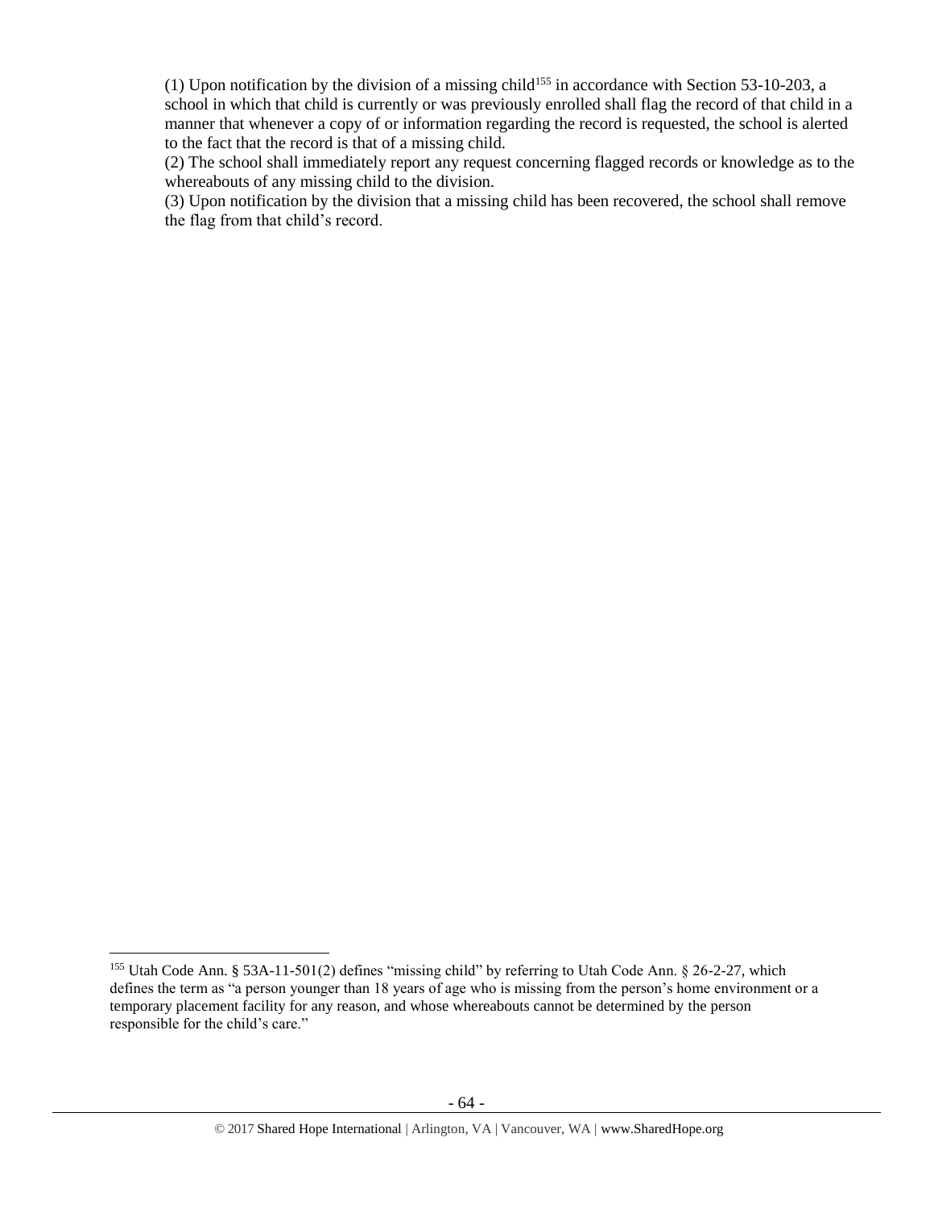(1) Upon notification by the division of a missing child[155] in accordance with Section 53-10-203, a school in which that child is currently or was previously enrolled shall flag the record of that child in a manner that whenever a copy of or information regarding the record is requested, the school is alerted to the fact that the record is that of a missing child.
(2) The school shall immediately report any request concerning flagged records or knowledge as to the whereabouts of any missing child to the division.
(3) Upon notification by the division that a missing child has been recovered, the school shall remove the flag from that child's record.

---

[155] Utah Code Ann. § 53A-11-501(2) defines "missing child" by referring to Utah Code Ann. § 26-2-27, which defines the term as "a person younger than 18 years of age who is missing from the person's home environment or a temporary placement facility for any reason, and whose whereabouts cannot be determined by the person responsible for the child's care."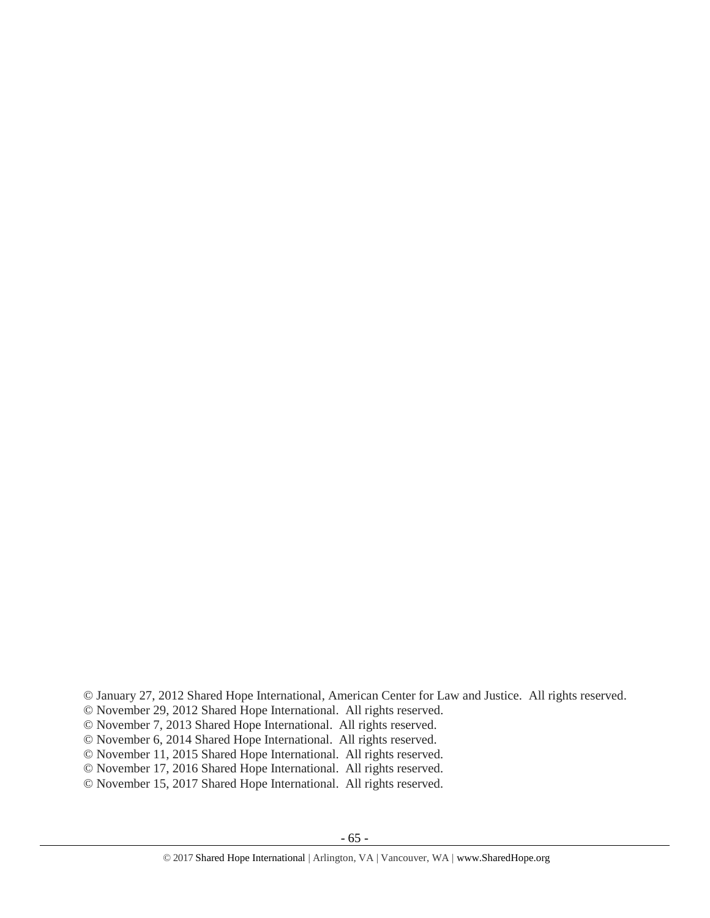© January 27, 2012 Shared Hope International, American Center for Law and Justice. All rights reserved.
© November 29, 2012 Shared Hope International. All rights reserved.
© November 7, 2013 Shared Hope International. All rights reserved.
© November 6, 2014 Shared Hope International. All rights reserved.
© November 11, 2015 Shared Hope International. All rights reserved.
© November 17, 2016 Shared Hope International. All rights reserved.
© November 15, 2017 Shared Hope International. All rights reserved.